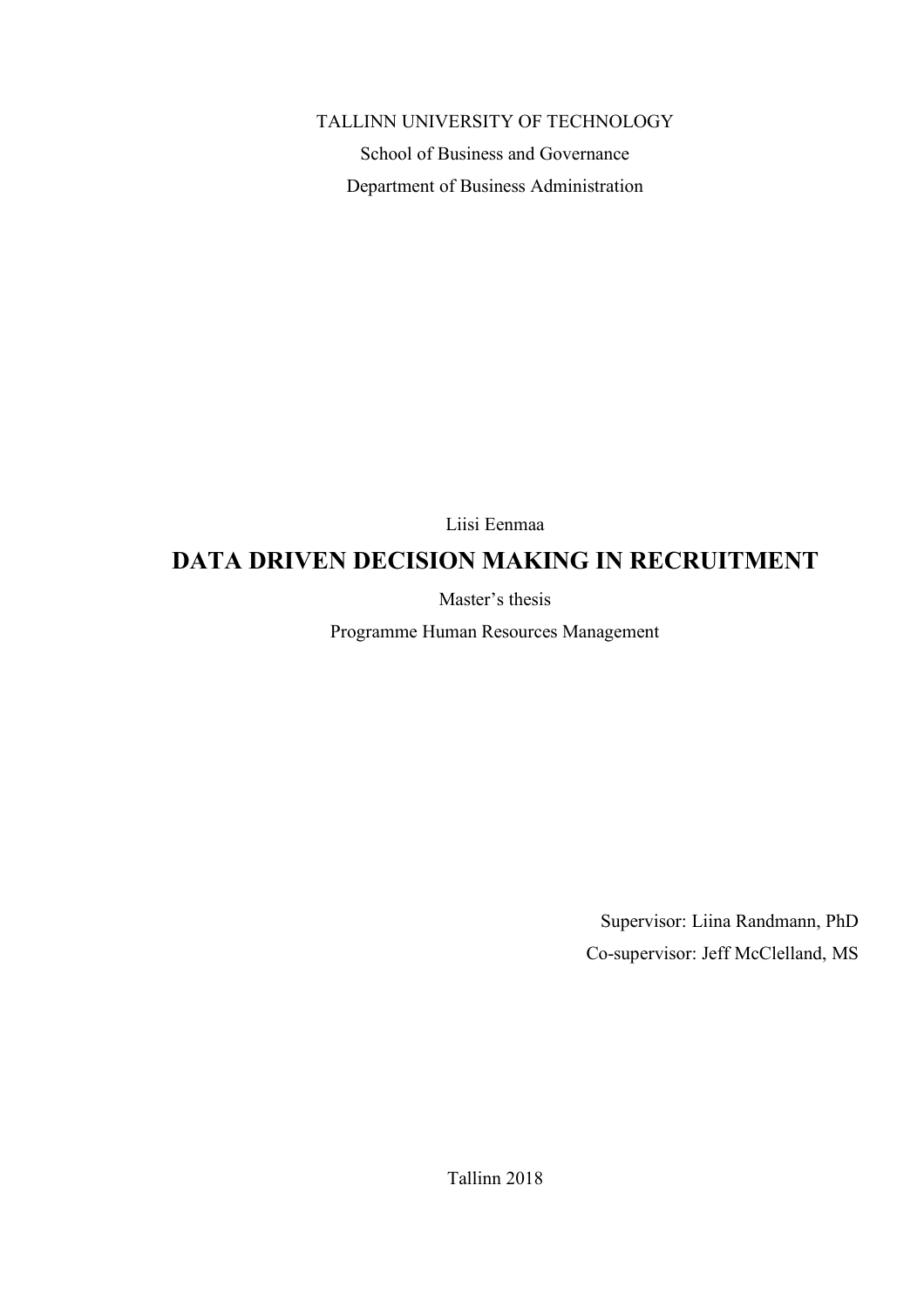TALLINN UNIVERSITY OF TECHNOLOGY

School of Business and Governance

Department of Business Administration

Liisi Eenmaa

# DATA DRIVEN DECISION MAKING IN RECRUITMENT

Master's thesis

Programme Human Resources Management

Supervisor: Liina Randmann, PhD

Co-supervisor: Jeff McClelland, MS

Tallinn 2018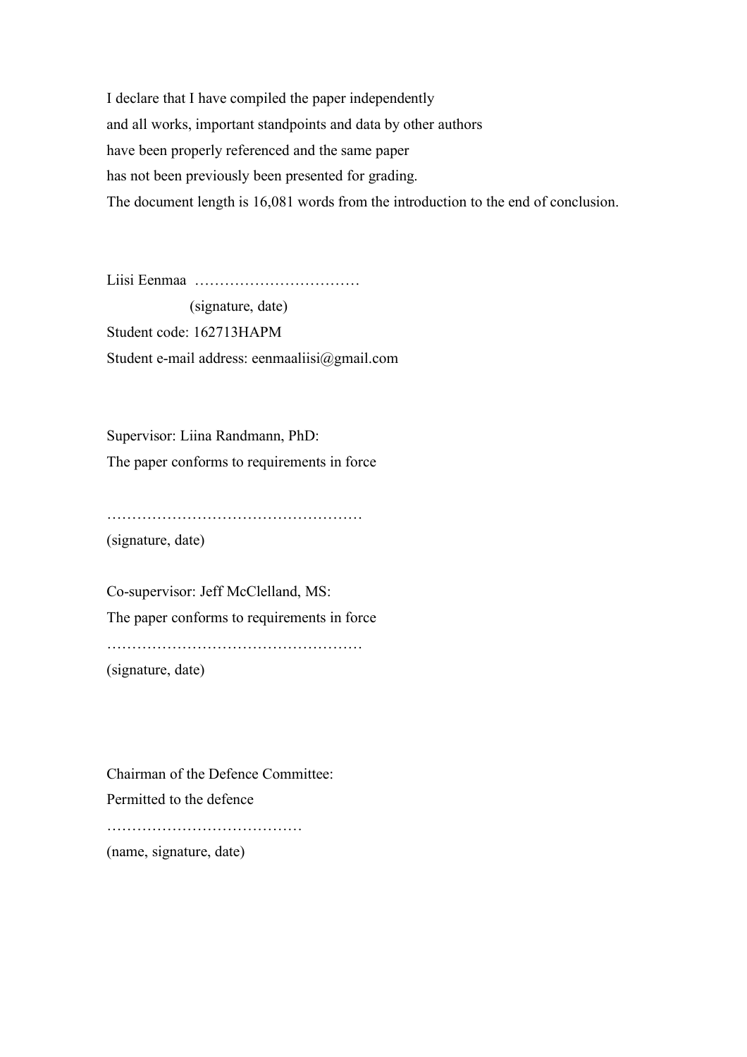I declare that I have compiled the paper independently
and all works, important standpoints and data by other authors
have been properly referenced and the same paper
has not been previously been presented for grading.
The document length is 16,081 words from the introduction to the end of conclusion.

Liisi Eenmaa ……………………………
(signature, date)
Student code: 162713HAPM
Student e-mail address: eenmaaliisi@gmail.com

Supervisor: Liina Randmann, PhD:
The paper conforms to requirements in force

……………………………………………
(signature, date)

Co-supervisor: Jeff McClelland, MS:
The paper conforms to requirements in force
……………………………………………
(signature, date)

Chairman of the Defence Committee:
Permitted to the defence
…………………………………
(name, signature, date)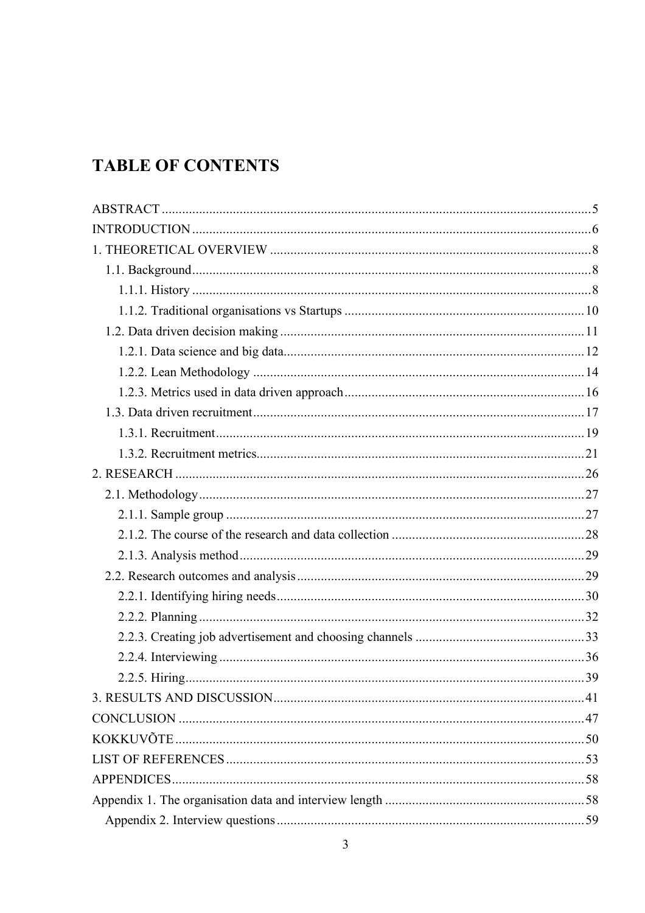# TABLE OF CONTENTS

ABSTRACT .......... 5
INTRODUCTION .......... 6
1. THEORETICAL OVERVIEW .......... 8
  1.1. Background .......... 8
    1.1.1. History .......... 8
    1.1.2. Traditional organisations vs Startups .......... 10
  1.2. Data driven decision making .......... 11
    1.2.1. Data science and big data .......... 12
    1.2.2. Lean Methodology .......... 14
    1.2.3. Metrics used in data driven approach .......... 16
  1.3. Data driven recruitment .......... 17
    1.3.1. Recruitment .......... 19
    1.3.2. Recruitment metrics .......... 21
2. RESEARCH .......... 26
  2.1. Methodology .......... 27
    2.1.1. Sample group .......... 27
    2.1.2. The course of the research and data collection .......... 28
    2.1.3. Analysis method .......... 29
  2.2. Research outcomes and analysis .......... 29
    2.2.1. Identifying hiring needs .......... 30
    2.2.2. Planning .......... 32
    2.2.3. Creating job advertisement and choosing channels .......... 33
    2.2.4. Interviewing .......... 36
    2.2.5. Hiring .......... 39
3. RESULTS AND DISCUSSION .......... 41
CONCLUSION .......... 47
KOKKUVÕTE .......... 50
LIST OF REFERENCES .......... 53
APPENDICES .......... 58
Appendix 1. The organisation data and interview length .......... 58
  Appendix 2. Interview questions .......... 59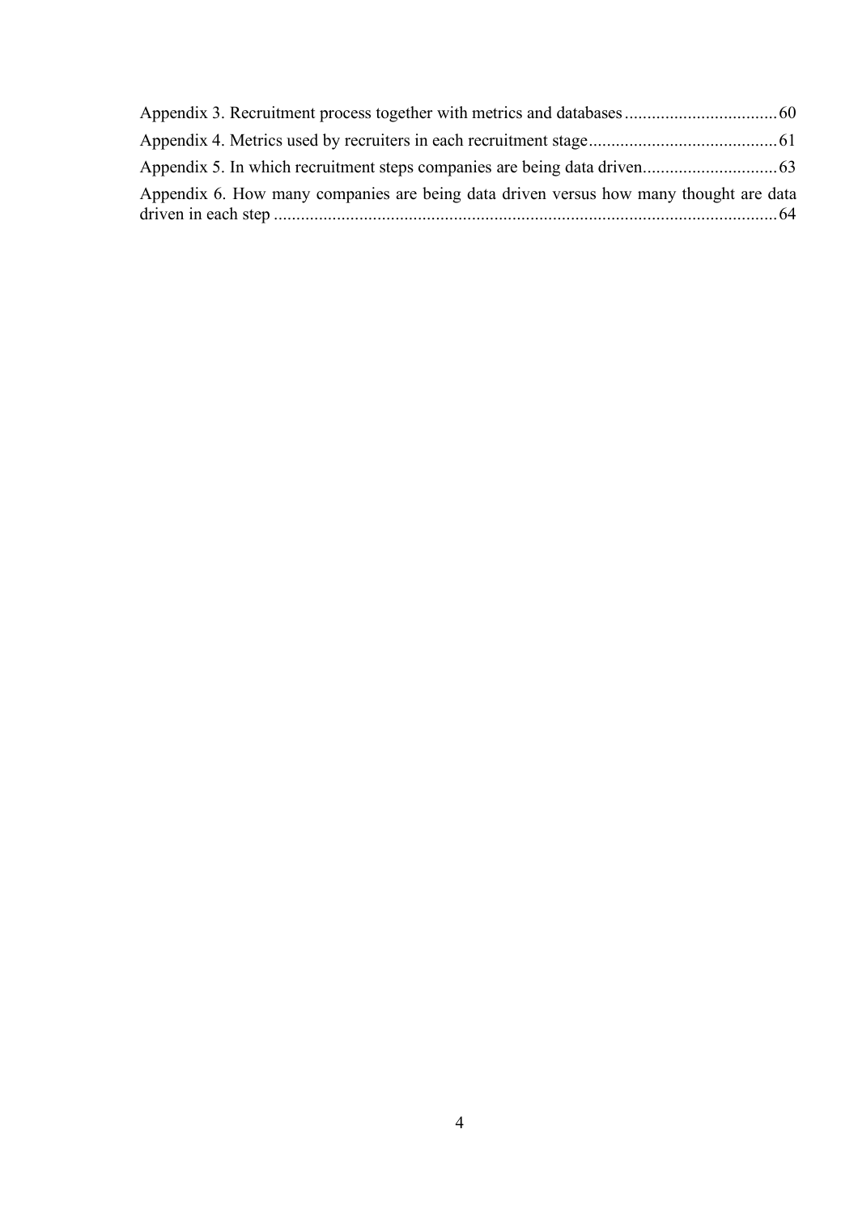Appendix 3. Recruitment process together with metrics and databases .................................. 60

Appendix 4. Metrics used by recruiters in each recruitment stage .......................................... 61

Appendix 5. In which recruitment steps companies are being data driven ............................. 63

Appendix 6. How many companies are being data driven versus how many thought are data driven in each step ................................................................................................................ 64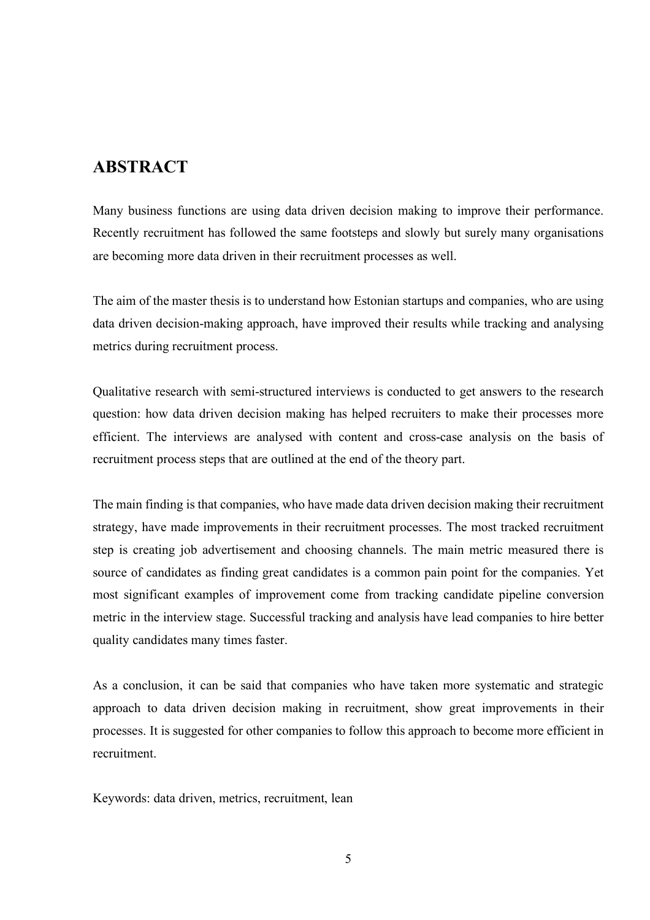# ABSTRACT

Many business functions are using data driven decision making to improve their performance. Recently recruitment has followed the same footsteps and slowly but surely many organisations are becoming more data driven in their recruitment processes as well.

The aim of the master thesis is to understand how Estonian startups and companies, who are using data driven decision-making approach, have improved their results while tracking and analysing metrics during recruitment process.

Qualitative research with semi-structured interviews is conducted to get answers to the research question: how data driven decision making has helped recruiters to make their processes more efficient. The interviews are analysed with content and cross-case analysis on the basis of recruitment process steps that are outlined at the end of the theory part.

The main finding is that companies, who have made data driven decision making their recruitment strategy, have made improvements in their recruitment processes. The most tracked recruitment step is creating job advertisement and choosing channels. The main metric measured there is source of candidates as finding great candidates is a common pain point for the companies. Yet most significant examples of improvement come from tracking candidate pipeline conversion metric in the interview stage. Successful tracking and analysis have lead companies to hire better quality candidates many times faster.

As a conclusion, it can be said that companies who have taken more systematic and strategic approach to data driven decision making in recruitment, show great improvements in their processes. It is suggested for other companies to follow this approach to become more efficient in recruitment.

Keywords: data driven, metrics, recruitment, lean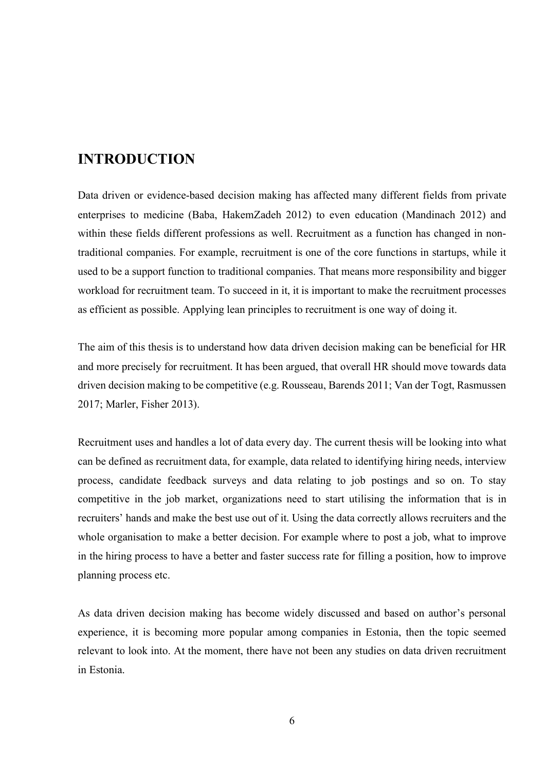# INTRODUCTION

Data driven or evidence-based decision making has affected many different fields from private enterprises to medicine (Baba, HakemZadeh 2012) to even education (Mandinach 2012) and within these fields different professions as well. Recruitment as a function has changed in non-traditional companies. For example, recruitment is one of the core functions in startups, while it used to be a support function to traditional companies. That means more responsibility and bigger workload for recruitment team. To succeed in it, it is important to make the recruitment processes as efficient as possible. Applying lean principles to recruitment is one way of doing it.

The aim of this thesis is to understand how data driven decision making can be beneficial for HR and more precisely for recruitment. It has been argued, that overall HR should move towards data driven decision making to be competitive (e.g. Rousseau, Barends 2011; Van der Togt, Rasmussen 2017; Marler, Fisher 2013).

Recruitment uses and handles a lot of data every day. The current thesis will be looking into what can be defined as recruitment data, for example, data related to identifying hiring needs, interview process, candidate feedback surveys and data relating to job postings and so on. To stay competitive in the job market, organizations need to start utilising the information that is in recruiters' hands and make the best use out of it. Using the data correctly allows recruiters and the whole organisation to make a better decision. For example where to post a job, what to improve in the hiring process to have a better and faster success rate for filling a position, how to improve planning process etc.

As data driven decision making has become widely discussed and based on author's personal experience, it is becoming more popular among companies in Estonia, then the topic seemed relevant to look into. At the moment, there have not been any studies on data driven recruitment in Estonia.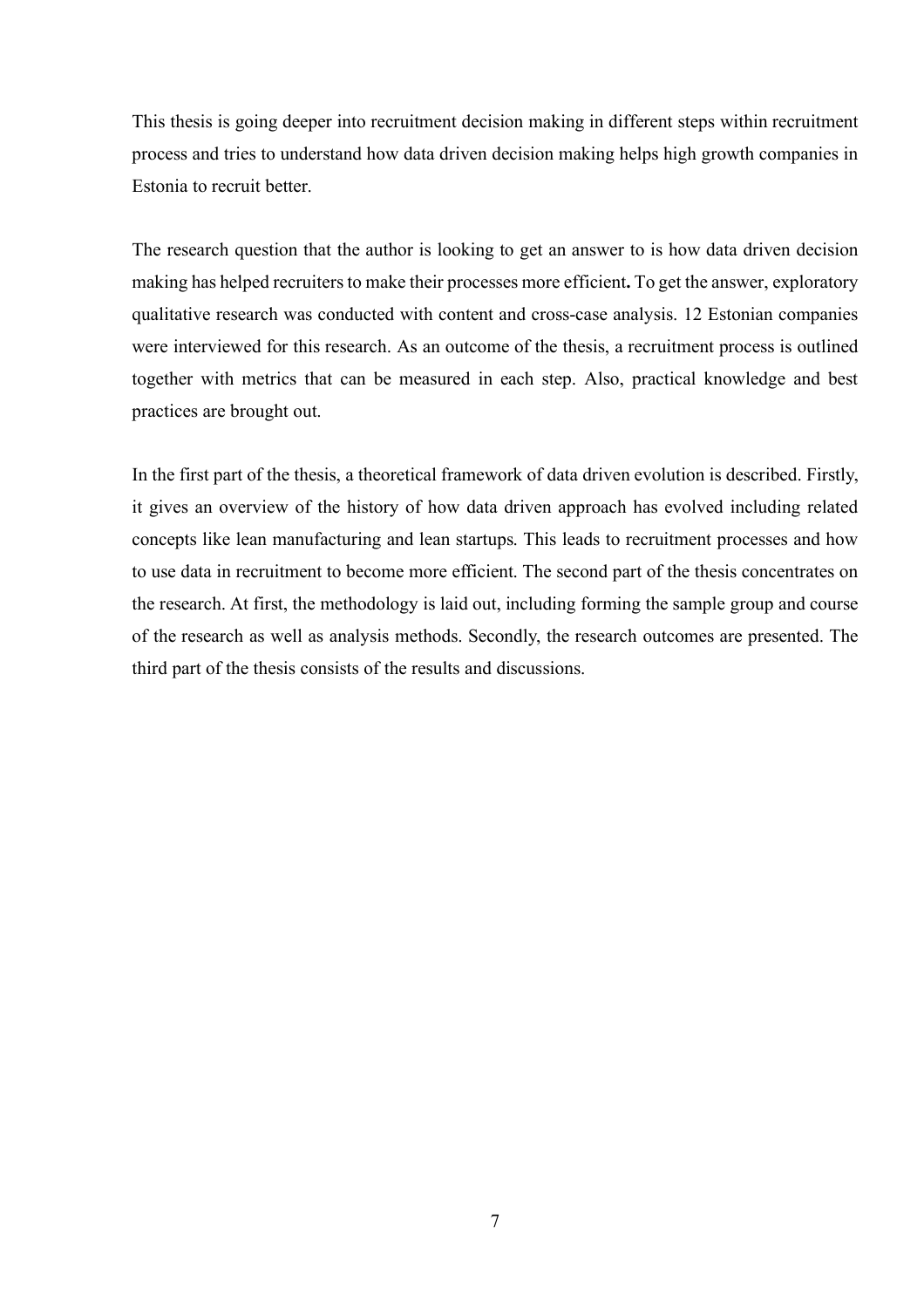This thesis is going deeper into recruitment decision making in different steps within recruitment process and tries to understand how data driven decision making helps high growth companies in Estonia to recruit better.

The research question that the author is looking to get an answer to is how data driven decision making has helped recruiters to make their processes more efficient**.** To get the answer, exploratory qualitative research was conducted with content and cross-case analysis. 12 Estonian companies were interviewed for this research. As an outcome of the thesis, a recruitment process is outlined together with metrics that can be measured in each step. Also, practical knowledge and best practices are brought out.

In the first part of the thesis, a theoretical framework of data driven evolution is described. Firstly, it gives an overview of the history of how data driven approach has evolved including related concepts like lean manufacturing and lean startups. This leads to recruitment processes and how to use data in recruitment to become more efficient. The second part of the thesis concentrates on the research. At first, the methodology is laid out, including forming the sample group and course of the research as well as analysis methods. Secondly, the research outcomes are presented. The third part of the thesis consists of the results and discussions.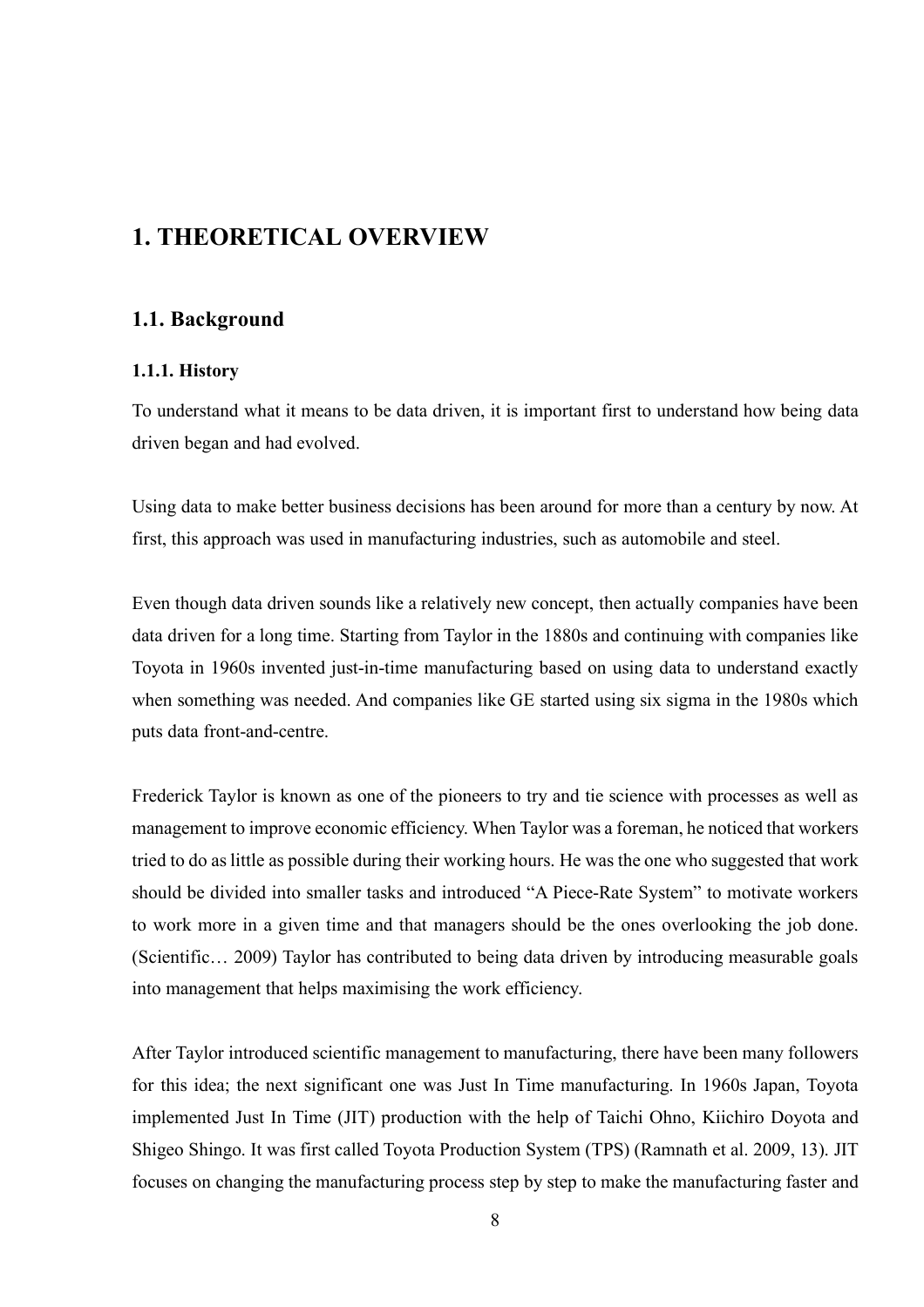# 1. THEORETICAL OVERVIEW

## 1.1. Background

### 1.1.1. History

To understand what it means to be data driven, it is important first to understand how being data driven began and had evolved.

Using data to make better business decisions has been around for more than a century by now. At first, this approach was used in manufacturing industries, such as automobile and steel.

Even though data driven sounds like a relatively new concept, then actually companies have been data driven for a long time. Starting from Taylor in the 1880s and continuing with companies like Toyota in 1960s invented just-in-time manufacturing based on using data to understand exactly when something was needed. And companies like GE started using six sigma in the 1980s which puts data front-and-centre.

Frederick Taylor is known as one of the pioneers to try and tie science with processes as well as management to improve economic efficiency. When Taylor was a foreman, he noticed that workers tried to do as little as possible during their working hours. He was the one who suggested that work should be divided into smaller tasks and introduced "A Piece-Rate System" to motivate workers to work more in a given time and that managers should be the ones overlooking the job done. (Scientific… 2009) Taylor has contributed to being data driven by introducing measurable goals into management that helps maximising the work efficiency.

After Taylor introduced scientific management to manufacturing, there have been many followers for this idea; the next significant one was Just In Time manufacturing. In 1960s Japan, Toyota implemented Just In Time (JIT) production with the help of Taichi Ohno, Kiichiro Doyota and Shigeo Shingo. It was first called Toyota Production System (TPS) (Ramnath et al. 2009, 13). JIT focuses on changing the manufacturing process step by step to make the manufacturing faster and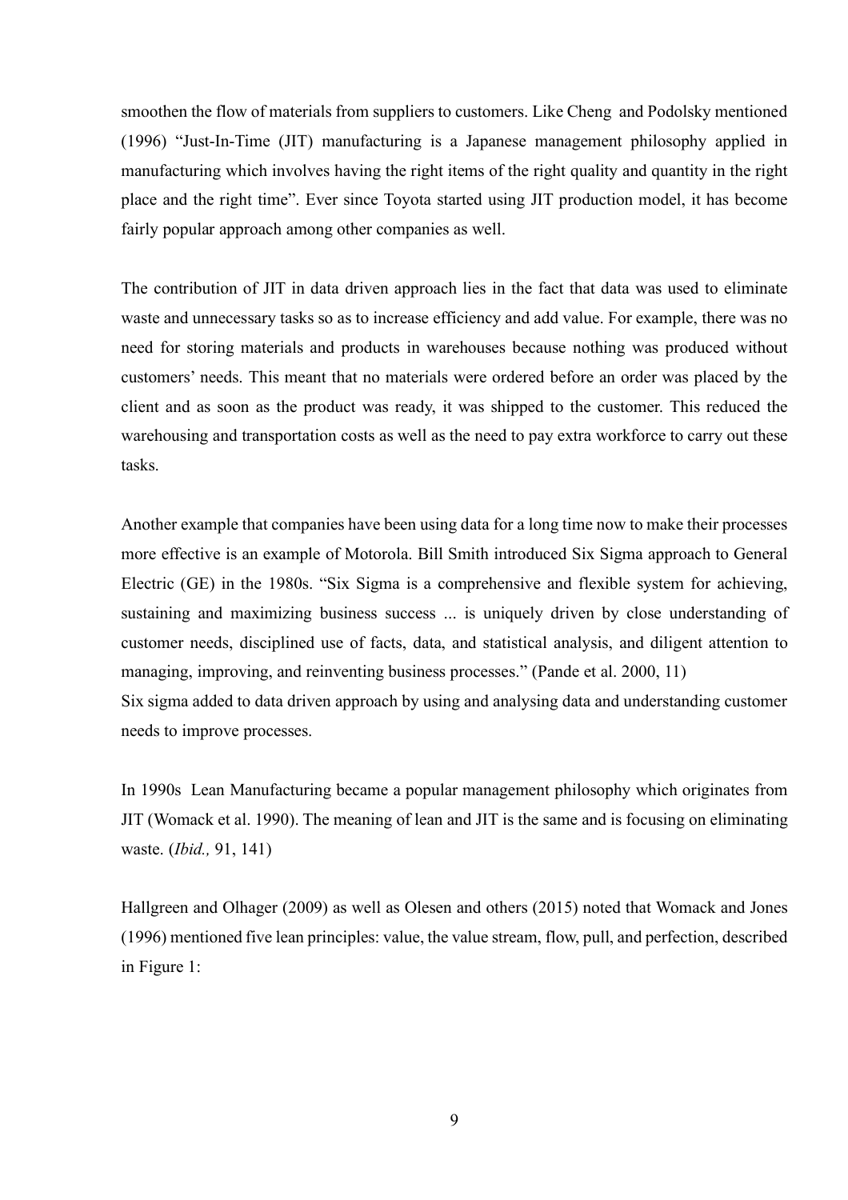smoothen the flow of materials from suppliers to customers. Like Cheng and Podolsky mentioned (1996) "Just-In-Time (JIT) manufacturing is a Japanese management philosophy applied in manufacturing which involves having the right items of the right quality and quantity in the right place and the right time". Ever since Toyota started using JIT production model, it has become fairly popular approach among other companies as well.

The contribution of JIT in data driven approach lies in the fact that data was used to eliminate waste and unnecessary tasks so as to increase efficiency and add value. For example, there was no need for storing materials and products in warehouses because nothing was produced without customers' needs. This meant that no materials were ordered before an order was placed by the client and as soon as the product was ready, it was shipped to the customer. This reduced the warehousing and transportation costs as well as the need to pay extra workforce to carry out these tasks.

Another example that companies have been using data for a long time now to make their processes more effective is an example of Motorola. Bill Smith introduced Six Sigma approach to General Electric (GE) in the 1980s. "Six Sigma is a comprehensive and flexible system for achieving, sustaining and maximizing business success ... is uniquely driven by close understanding of customer needs, disciplined use of facts, data, and statistical analysis, and diligent attention to managing, improving, and reinventing business processes." (Pande et al. 2000, 11)
Six sigma added to data driven approach by using and analysing data and understanding customer needs to improve processes.

In 1990s Lean Manufacturing became a popular management philosophy which originates from JIT (Womack et al. 1990). The meaning of lean and JIT is the same and is focusing on eliminating waste. (*Ibid.,* 91, 141)

Hallgreen and Olhager (2009) as well as Olesen and others (2015) noted that Womack and Jones (1996) mentioned five lean principles: value, the value stream, flow, pull, and perfection, described in Figure 1: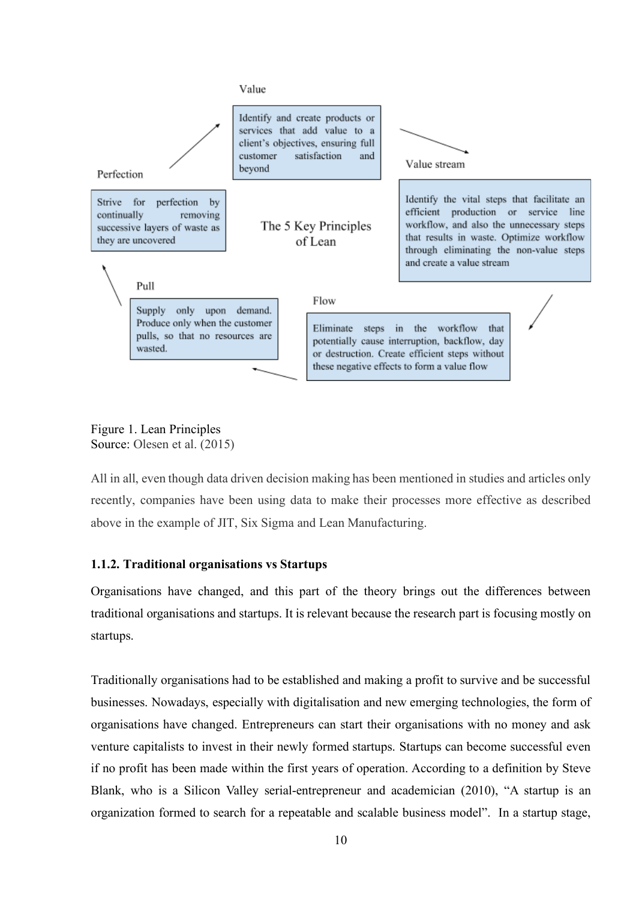Value

Identify and create products or services that add value to a client's objectives, ensuring full customer satisfaction and beyond

Value stream

Identify the vital steps that facilitate an efficient production or service line workflow, and also the unnecessary steps that results in waste. Optimize workflow through eliminating the non-value steps and create a value stream

Flow

Eliminate steps in the workflow that potentially cause interruption, backflow, day or destruction. Create efficient steps without these negative effects to form a value flow

Pull

Supply only upon demand. Produce only when the customer pulls, so that no resources are wasted.

Perfection

Strive for perfection by continually removing successive layers of waste as they are uncovered

The 5 Key Principles of Lean

Figure 1. Lean Principles
Source: Olesen et al. (2015)

All in all, even though data driven decision making has been mentioned in studies and articles only recently, companies have been using data to make their processes more effective as described above in the example of JIT, Six Sigma and Lean Manufacturing.

### 1.1.2. Traditional organisations vs Startups

Organisations have changed, and this part of the theory brings out the differences between traditional organisations and startups. It is relevant because the research part is focusing mostly on startups.

Traditionally organisations had to be established and making a profit to survive and be successful businesses. Nowadays, especially with digitalisation and new emerging technologies, the form of organisations have changed. Entrepreneurs can start their organisations with no money and ask venture capitalists to invest in their newly formed startups. Startups can become successful even if no profit has been made within the first years of operation. According to a definition by Steve Blank, who is a Silicon Valley serial-entrepreneur and academician (2010), "A startup is an organization formed to search for a repeatable and scalable business model". In a startup stage,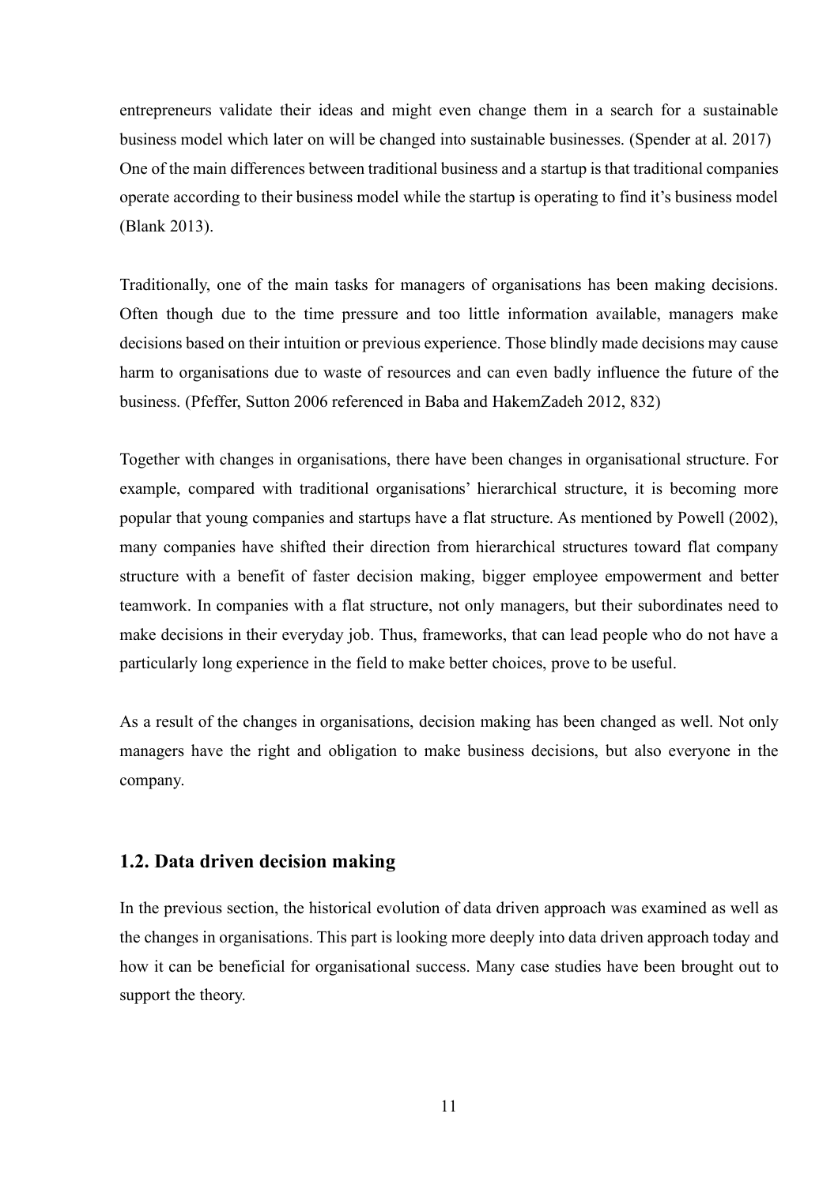entrepreneurs validate their ideas and might even change them in a search for a sustainable business model which later on will be changed into sustainable businesses. (Spender at al. 2017) One of the main differences between traditional business and a startup is that traditional companies operate according to their business model while the startup is operating to find it's business model (Blank 2013).

Traditionally, one of the main tasks for managers of organisations has been making decisions. Often though due to the time pressure and too little information available, managers make decisions based on their intuition or previous experience. Those blindly made decisions may cause harm to organisations due to waste of resources and can even badly influence the future of the business. (Pfeffer, Sutton 2006 referenced in Baba and HakemZadeh 2012, 832)

Together with changes in organisations, there have been changes in organisational structure. For example, compared with traditional organisations' hierarchical structure, it is becoming more popular that young companies and startups have a flat structure. As mentioned by Powell (2002), many companies have shifted their direction from hierarchical structures toward flat company structure with a benefit of faster decision making, bigger employee empowerment and better teamwork. In companies with a flat structure, not only managers, but their subordinates need to make decisions in their everyday job. Thus, frameworks, that can lead people who do not have a particularly long experience in the field to make better choices, prove to be useful.

As a result of the changes in organisations, decision making has been changed as well. Not only managers have the right and obligation to make business decisions, but also everyone in the company.

## 1.2. Data driven decision making

In the previous section, the historical evolution of data driven approach was examined as well as the changes in organisations. This part is looking more deeply into data driven approach today and how it can be beneficial for organisational success. Many case studies have been brought out to support the theory.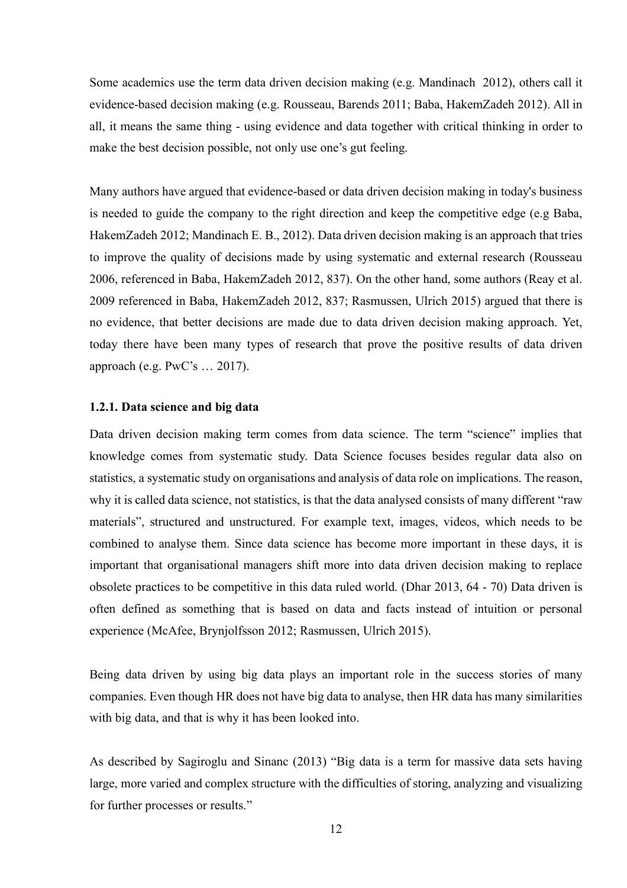Some academics use the term data driven decision making (e.g. Mandinach 2012), others call it evidence-based decision making (e.g. Rousseau, Barends 2011; Baba, HakemZadeh 2012). All in all, it means the same thing - using evidence and data together with critical thinking in order to make the best decision possible, not only use one's gut feeling.

Many authors have argued that evidence-based or data driven decision making in today's business is needed to guide the company to the right direction and keep the competitive edge (e.g Baba, HakemZadeh 2012; Mandinach E. B., 2012). Data driven decision making is an approach that tries to improve the quality of decisions made by using systematic and external research (Rousseau 2006, referenced in Baba, HakemZadeh 2012, 837). On the other hand, some authors (Reay et al. 2009 referenced in Baba, HakemZadeh 2012, 837; Rasmussen, Ulrich 2015) argued that there is no evidence, that better decisions are made due to data driven decision making approach. Yet, today there have been many types of research that prove the positive results of data driven approach (e.g. PwC's … 2017).

### 1.2.1. Data science and big data

Data driven decision making term comes from data science. The term "science" implies that knowledge comes from systematic study. Data Science focuses besides regular data also on statistics, a systematic study on organisations and analysis of data role on implications. The reason, why it is called data science, not statistics, is that the data analysed consists of many different "raw materials", structured and unstructured. For example text, images, videos, which needs to be combined to analyse them. Since data science has become more important in these days, it is important that organisational managers shift more into data driven decision making to replace obsolete practices to be competitive in this data ruled world. (Dhar 2013, 64 - 70) Data driven is often defined as something that is based on data and facts instead of intuition or personal experience (McAfee, Brynjolfsson 2012; Rasmussen, Ulrich 2015).

Being data driven by using big data plays an important role in the success stories of many companies. Even though HR does not have big data to analyse, then HR data has many similarities with big data, and that is why it has been looked into.

As described by Sagiroglu and Sinanc (2013) "Big data is a term for massive data sets having large, more varied and complex structure with the difficulties of storing, analyzing and visualizing for further processes or results."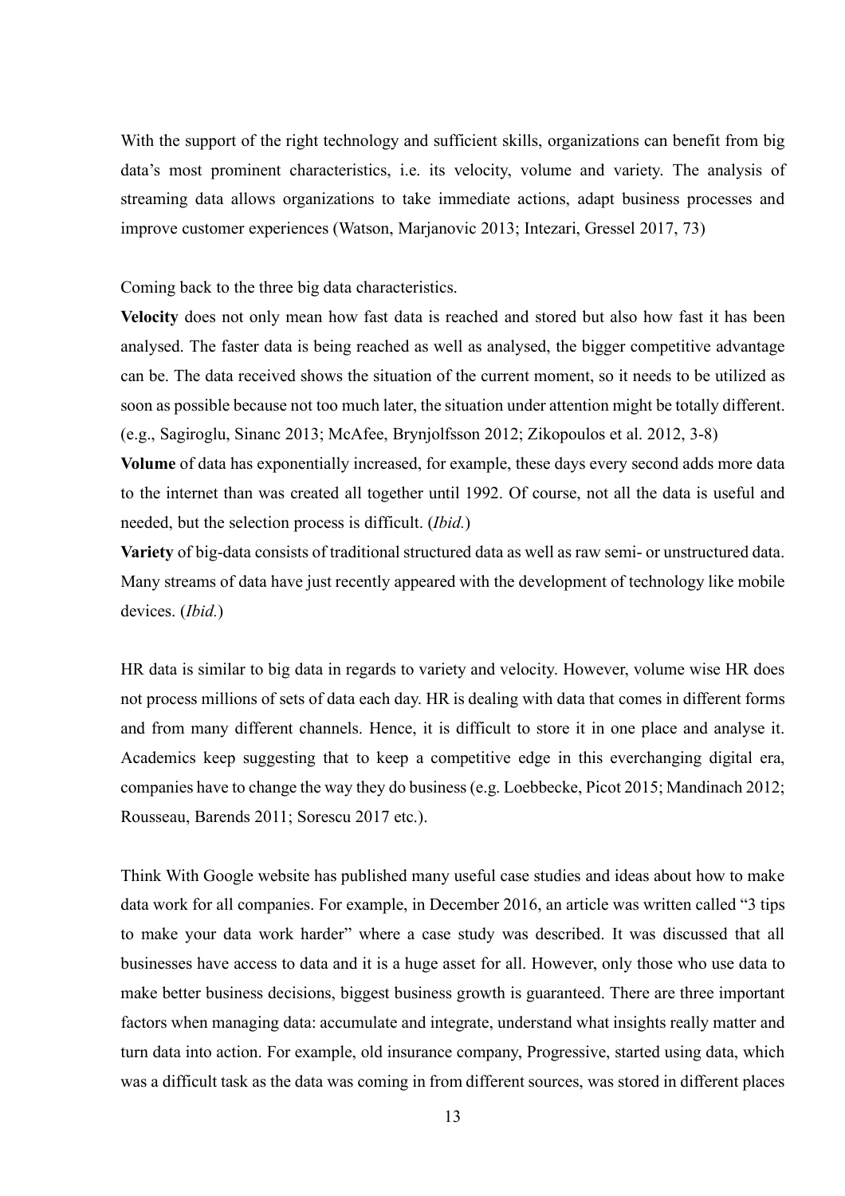With the support of the right technology and sufficient skills, organizations can benefit from big data's most prominent characteristics, i.e. its velocity, volume and variety. The analysis of streaming data allows organizations to take immediate actions, adapt business processes and improve customer experiences (Watson, Marjanovic 2013; Intezari, Gressel 2017, 73)

Coming back to the three big data characteristics.

**Velocity** does not only mean how fast data is reached and stored but also how fast it has been analysed. The faster data is being reached as well as analysed, the bigger competitive advantage can be. The data received shows the situation of the current moment, so it needs to be utilized as soon as possible because not too much later, the situation under attention might be totally different. (e.g., Sagiroglu, Sinanc 2013; McAfee, Brynjolfsson 2012; Zikopoulos et al. 2012, 3-8)

**Volume** of data has exponentially increased, for example, these days every second adds more data to the internet than was created all together until 1992. Of course, not all the data is useful and needed, but the selection process is difficult. (*Ibid.*)

**Variety** of big-data consists of traditional structured data as well as raw semi- or unstructured data. Many streams of data have just recently appeared with the development of technology like mobile devices. (*Ibid.*)

HR data is similar to big data in regards to variety and velocity. However, volume wise HR does not process millions of sets of data each day. HR is dealing with data that comes in different forms and from many different channels. Hence, it is difficult to store it in one place and analyse it. Academics keep suggesting that to keep a competitive edge in this everchanging digital era, companies have to change the way they do business (e.g. Loebbecke, Picot 2015; Mandinach 2012; Rousseau, Barends 2011; Sorescu 2017 etc.).

Think With Google website has published many useful case studies and ideas about how to make data work for all companies. For example, in December 2016, an article was written called "3 tips to make your data work harder" where a case study was described. It was discussed that all businesses have access to data and it is a huge asset for all. However, only those who use data to make better business decisions, biggest business growth is guaranteed. There are three important factors when managing data: accumulate and integrate, understand what insights really matter and turn data into action. For example, old insurance company, Progressive, started using data, which was a difficult task as the data was coming in from different sources, was stored in different places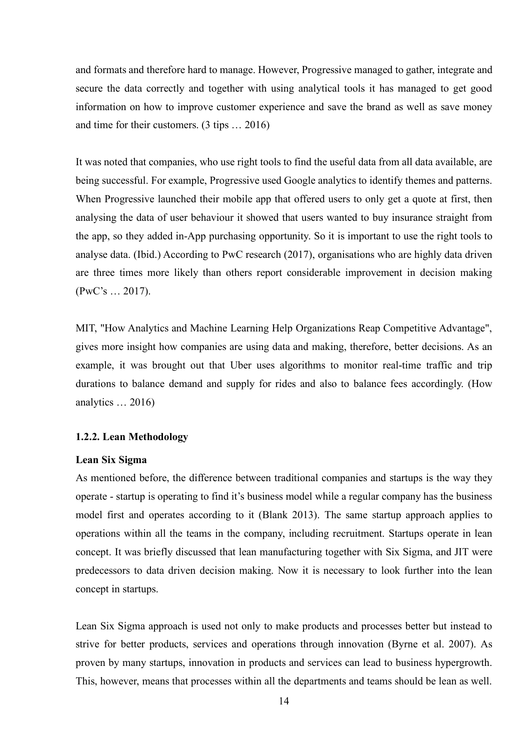and formats and therefore hard to manage. However, Progressive managed to gather, integrate and secure the data correctly and together with using analytical tools it has managed to get good information on how to improve customer experience and save the brand as well as save money and time for their customers. (3 tips … 2016)

It was noted that companies, who use right tools to find the useful data from all data available, are being successful. For example, Progressive used Google analytics to identify themes and patterns. When Progressive launched their mobile app that offered users to only get a quote at first, then analysing the data of user behaviour it showed that users wanted to buy insurance straight from the app, so they added in-App purchasing opportunity. So it is important to use the right tools to analyse data. (Ibid.) According to PwC research (2017), organisations who are highly data driven are three times more likely than others report considerable improvement in decision making (PwC's … 2017).

MIT, "How Analytics and Machine Learning Help Organizations Reap Competitive Advantage", gives more insight how companies are using data and making, therefore, better decisions. As an example, it was brought out that Uber uses algorithms to monitor real-time traffic and trip durations to balance demand and supply for rides and also to balance fees accordingly. (How analytics … 2016)

### 1.2.2. Lean Methodology

#### Lean Six Sigma

As mentioned before, the difference between traditional companies and startups is the way they operate - startup is operating to find it's business model while a regular company has the business model first and operates according to it (Blank 2013). The same startup approach applies to operations within all the teams in the company, including recruitment. Startups operate in lean concept. It was briefly discussed that lean manufacturing together with Six Sigma, and JIT were predecessors to data driven decision making. Now it is necessary to look further into the lean concept in startups.

Lean Six Sigma approach is used not only to make products and processes better but instead to strive for better products, services and operations through innovation (Byrne et al. 2007). As proven by many startups, innovation in products and services can lead to business hypergrowth. This, however, means that processes within all the departments and teams should be lean as well.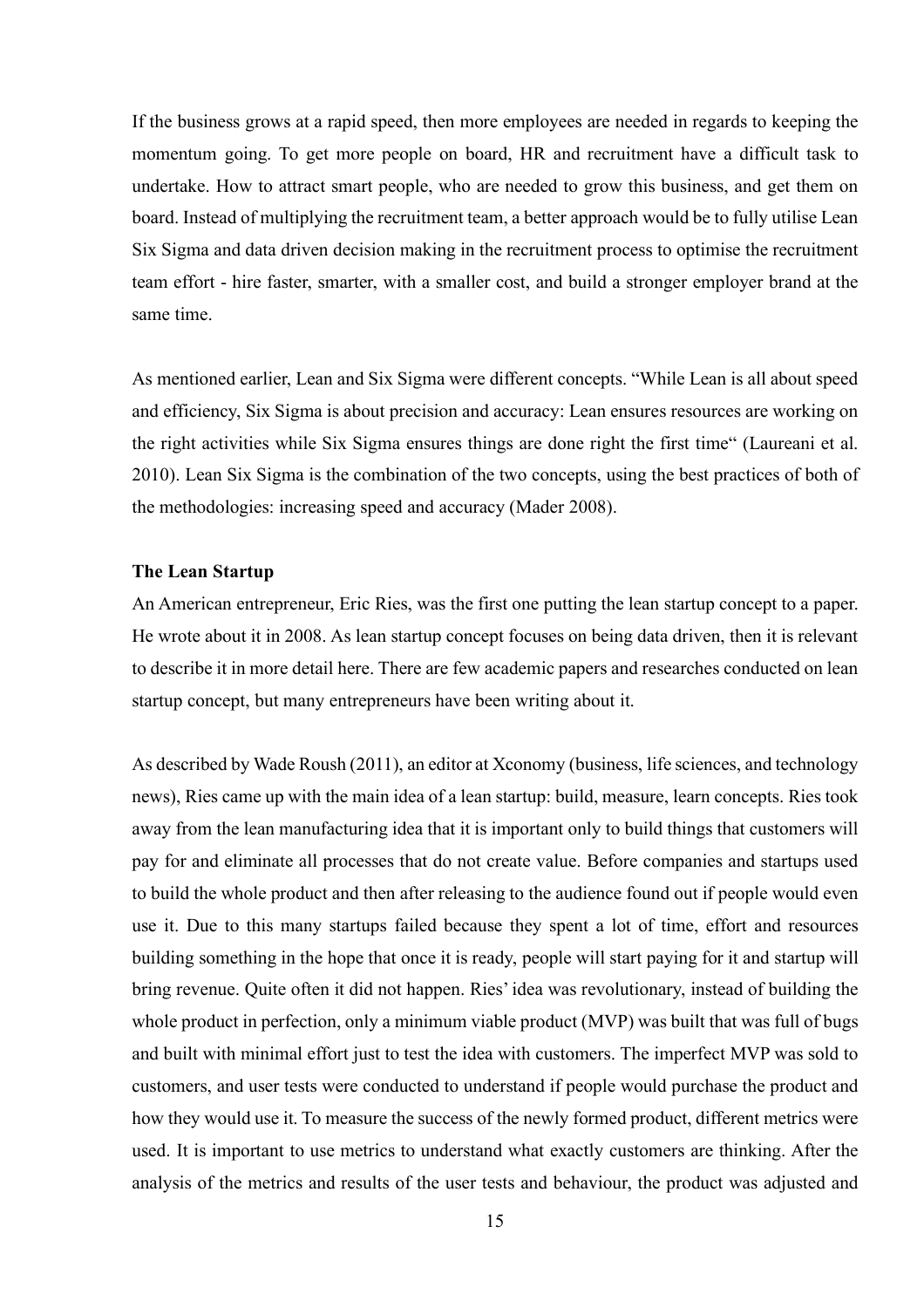If the business grows at a rapid speed, then more employees are needed in regards to keeping the momentum going. To get more people on board, HR and recruitment have a difficult task to undertake. How to attract smart people, who are needed to grow this business, and get them on board. Instead of multiplying the recruitment team, a better approach would be to fully utilise Lean Six Sigma and data driven decision making in the recruitment process to optimise the recruitment team effort - hire faster, smarter, with a smaller cost, and build a stronger employer brand at the same time.

As mentioned earlier, Lean and Six Sigma were different concepts. "While Lean is all about speed and efficiency, Six Sigma is about precision and accuracy: Lean ensures resources are working on the right activities while Six Sigma ensures things are done right the first time" (Laureani et al. 2010). Lean Six Sigma is the combination of the two concepts, using the best practices of both of the methodologies: increasing speed and accuracy (Mader 2008).

**The Lean Startup**

An American entrepreneur, Eric Ries, was the first one putting the lean startup concept to a paper. He wrote about it in 2008. As lean startup concept focuses on being data driven, then it is relevant to describe it in more detail here. There are few academic papers and researches conducted on lean startup concept, but many entrepreneurs have been writing about it.

As described by Wade Roush (2011), an editor at Xconomy (business, life sciences, and technology news), Ries came up with the main idea of a lean startup: build, measure, learn concepts. Ries took away from the lean manufacturing idea that it is important only to build things that customers will pay for and eliminate all processes that do not create value. Before companies and startups used to build the whole product and then after releasing to the audience found out if people would even use it. Due to this many startups failed because they spent a lot of time, effort and resources building something in the hope that once it is ready, people will start paying for it and startup will bring revenue. Quite often it did not happen. Ries' idea was revolutionary, instead of building the whole product in perfection, only a minimum viable product (MVP) was built that was full of bugs and built with minimal effort just to test the idea with customers. The imperfect MVP was sold to customers, and user tests were conducted to understand if people would purchase the product and how they would use it. To measure the success of the newly formed product, different metrics were used. It is important to use metrics to understand what exactly customers are thinking. After the analysis of the metrics and results of the user tests and behaviour, the product was adjusted and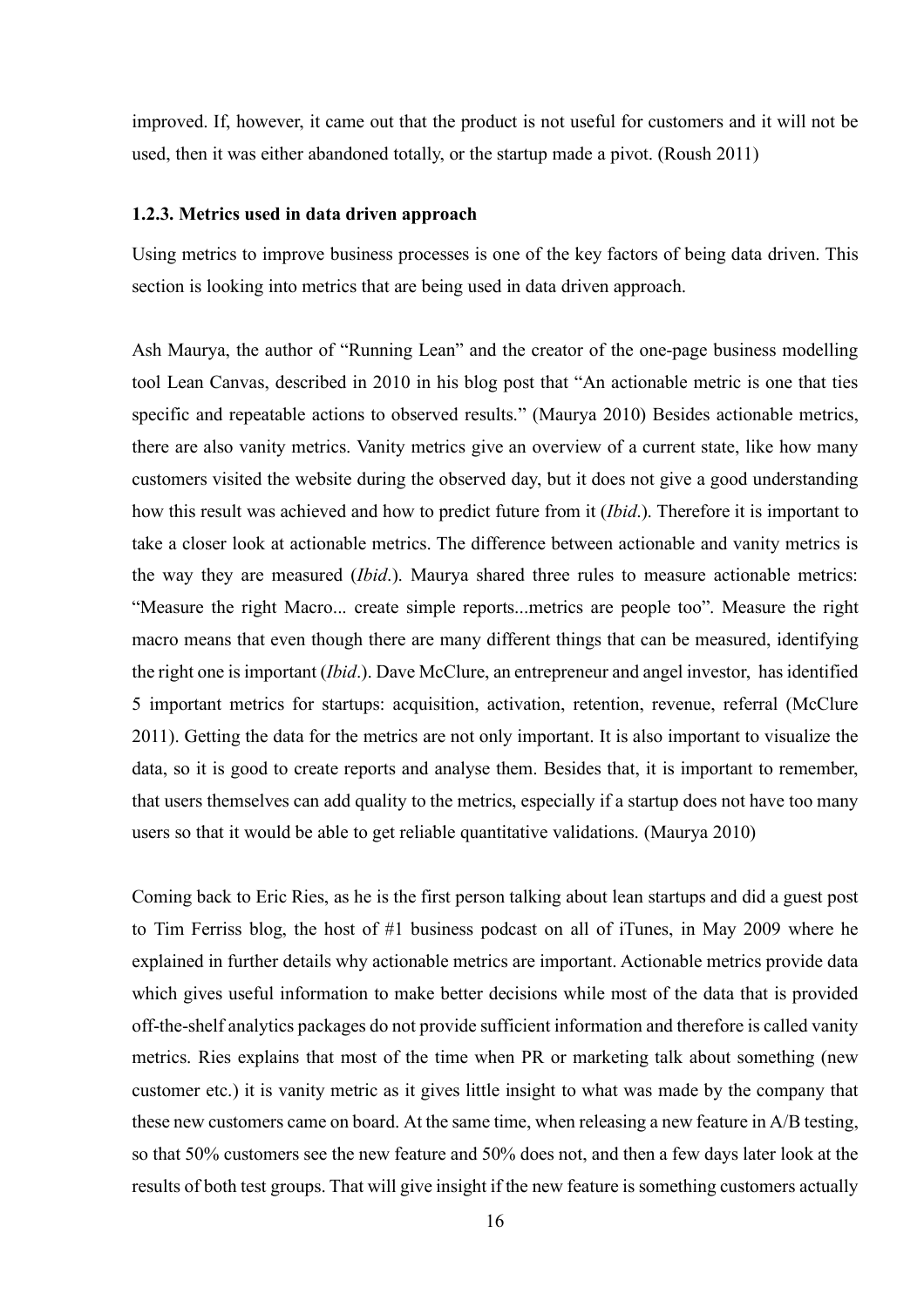improved. If, however, it came out that the product is not useful for customers and it will not be used, then it was either abandoned totally, or the startup made a pivot. (Roush 2011)

### 1.2.3. Metrics used in data driven approach

Using metrics to improve business processes is one of the key factors of being data driven. This section is looking into metrics that are being used in data driven approach.

Ash Maurya, the author of "Running Lean" and the creator of the one-page business modelling tool Lean Canvas, described in 2010 in his blog post that "An actionable metric is one that ties specific and repeatable actions to observed results." (Maurya 2010) Besides actionable metrics, there are also vanity metrics. Vanity metrics give an overview of a current state, like how many customers visited the website during the observed day, but it does not give a good understanding how this result was achieved and how to predict future from it (*Ibid*.). Therefore it is important to take a closer look at actionable metrics. The difference between actionable and vanity metrics is the way they are measured (*Ibid*.). Maurya shared three rules to measure actionable metrics: "Measure the right Macro... create simple reports...metrics are people too". Measure the right macro means that even though there are many different things that can be measured, identifying the right one is important (*Ibid*.). Dave McClure, an entrepreneur and angel investor, has identified 5 important metrics for startups: acquisition, activation, retention, revenue, referral (McClure 2011). Getting the data for the metrics are not only important. It is also important to visualize the data, so it is good to create reports and analyse them. Besides that, it is important to remember, that users themselves can add quality to the metrics, especially if a startup does not have too many users so that it would be able to get reliable quantitative validations. (Maurya 2010)

Coming back to Eric Ries, as he is the first person talking about lean startups and did a guest post to Tim Ferriss blog, the host of #1 business podcast on all of iTunes, in May 2009 where he explained in further details why actionable metrics are important. Actionable metrics provide data which gives useful information to make better decisions while most of the data that is provided off-the-shelf analytics packages do not provide sufficient information and therefore is called vanity metrics. Ries explains that most of the time when PR or marketing talk about something (new customer etc.) it is vanity metric as it gives little insight to what was made by the company that these new customers came on board. At the same time, when releasing a new feature in A/B testing, so that 50% customers see the new feature and 50% does not, and then a few days later look at the results of both test groups. That will give insight if the new feature is something customers actually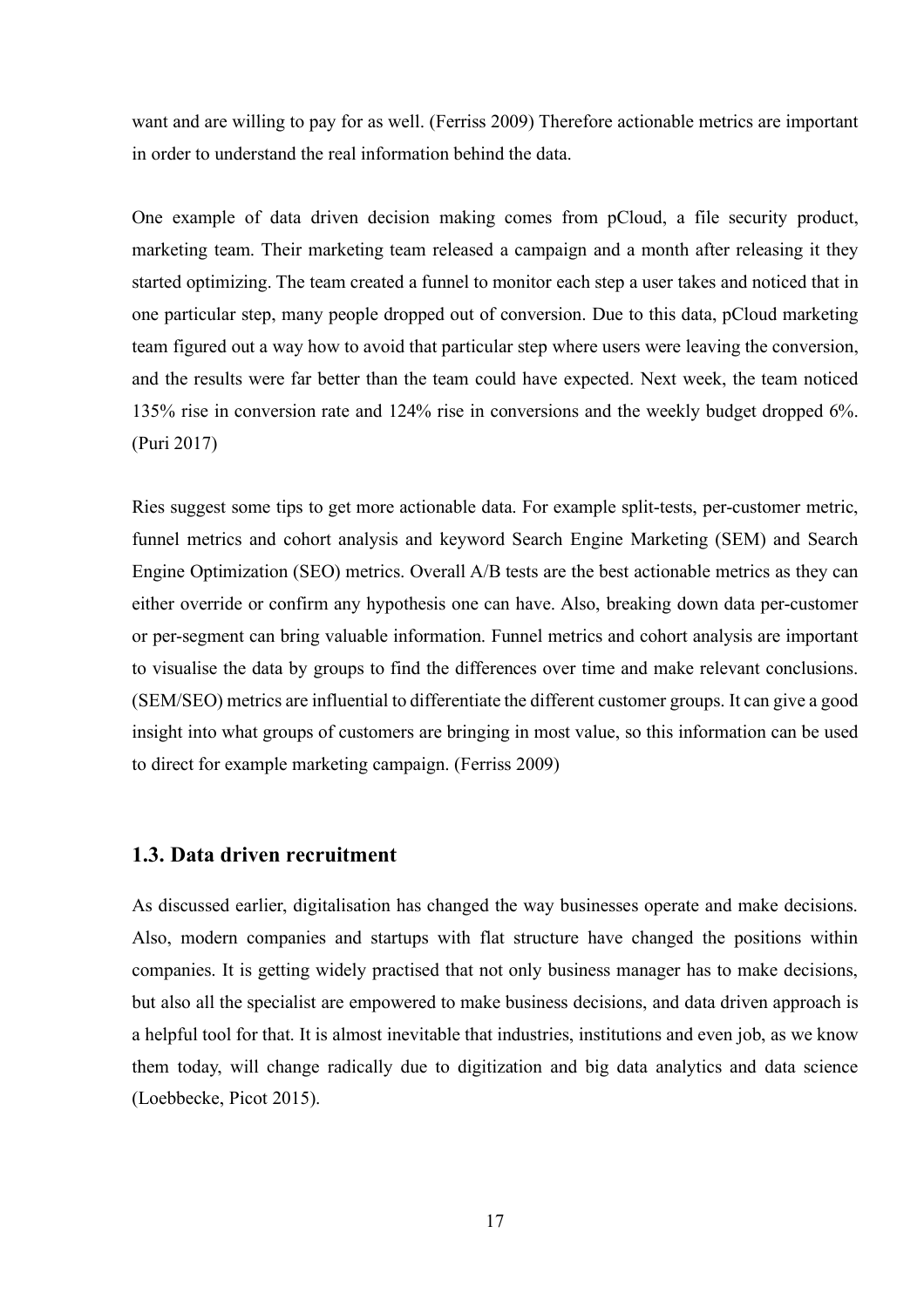want and are willing to pay for as well. (Ferriss 2009) Therefore actionable metrics are important in order to understand the real information behind the data.

One example of data driven decision making comes from pCloud, a file security product, marketing team. Their marketing team released a campaign and a month after releasing it they started optimizing. The team created a funnel to monitor each step a user takes and noticed that in one particular step, many people dropped out of conversion. Due to this data, pCloud marketing team figured out a way how to avoid that particular step where users were leaving the conversion, and the results were far better than the team could have expected. Next week, the team noticed 135% rise in conversion rate and 124% rise in conversions and the weekly budget dropped 6%. (Puri 2017)

Ries suggest some tips to get more actionable data. For example split-tests, per-customer metric, funnel metrics and cohort analysis and keyword Search Engine Marketing (SEM) and Search Engine Optimization (SEO) metrics. Overall A/B tests are the best actionable metrics as they can either override or confirm any hypothesis one can have. Also, breaking down data per-customer or per-segment can bring valuable information. Funnel metrics and cohort analysis are important to visualise the data by groups to find the differences over time and make relevant conclusions. (SEM/SEO) metrics are influential to differentiate the different customer groups. It can give a good insight into what groups of customers are bringing in most value, so this information can be used to direct for example marketing campaign. (Ferriss 2009)

## 1.3. Data driven recruitment

As discussed earlier, digitalisation has changed the way businesses operate and make decisions. Also, modern companies and startups with flat structure have changed the positions within companies. It is getting widely practised that not only business manager has to make decisions, but also all the specialist are empowered to make business decisions, and data driven approach is a helpful tool for that. It is almost inevitable that industries, institutions and even job, as we know them today, will change radically due to digitization and big data analytics and data science (Loebbecke, Picot 2015).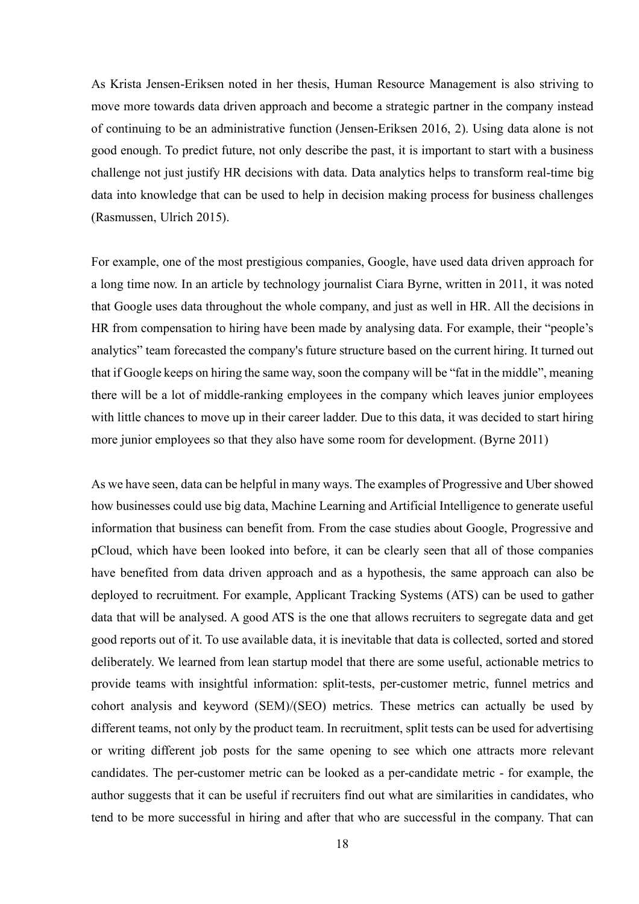As Krista Jensen-Eriksen noted in her thesis, Human Resource Management is also striving to move more towards data driven approach and become a strategic partner in the company instead of continuing to be an administrative function (Jensen-Eriksen 2016, 2). Using data alone is not good enough. To predict future, not only describe the past, it is important to start with a business challenge not just justify HR decisions with data. Data analytics helps to transform real-time big data into knowledge that can be used to help in decision making process for business challenges (Rasmussen, Ulrich 2015).

For example, one of the most prestigious companies, Google, have used data driven approach for a long time now. In an article by technology journalist Ciara Byrne, written in 2011, it was noted that Google uses data throughout the whole company, and just as well in HR. All the decisions in HR from compensation to hiring have been made by analysing data. For example, their "people's analytics" team forecasted the company's future structure based on the current hiring. It turned out that if Google keeps on hiring the same way, soon the company will be "fat in the middle", meaning there will be a lot of middle-ranking employees in the company which leaves junior employees with little chances to move up in their career ladder. Due to this data, it was decided to start hiring more junior employees so that they also have some room for development. (Byrne 2011)

As we have seen, data can be helpful in many ways. The examples of Progressive and Uber showed how businesses could use big data, Machine Learning and Artificial Intelligence to generate useful information that business can benefit from. From the case studies about Google, Progressive and pCloud, which have been looked into before, it can be clearly seen that all of those companies have benefited from data driven approach and as a hypothesis, the same approach can also be deployed to recruitment. For example, Applicant Tracking Systems (ATS) can be used to gather data that will be analysed. A good ATS is the one that allows recruiters to segregate data and get good reports out of it. To use available data, it is inevitable that data is collected, sorted and stored deliberately. We learned from lean startup model that there are some useful, actionable metrics to provide teams with insightful information: split-tests, per-customer metric, funnel metrics and cohort analysis and keyword (SEM)/(SEO) metrics. These metrics can actually be used by different teams, not only by the product team. In recruitment, split tests can be used for advertising or writing different job posts for the same opening to see which one attracts more relevant candidates. The per-customer metric can be looked as a per-candidate metric - for example, the author suggests that it can be useful if recruiters find out what are similarities in candidates, who tend to be more successful in hiring and after that who are successful in the company. That can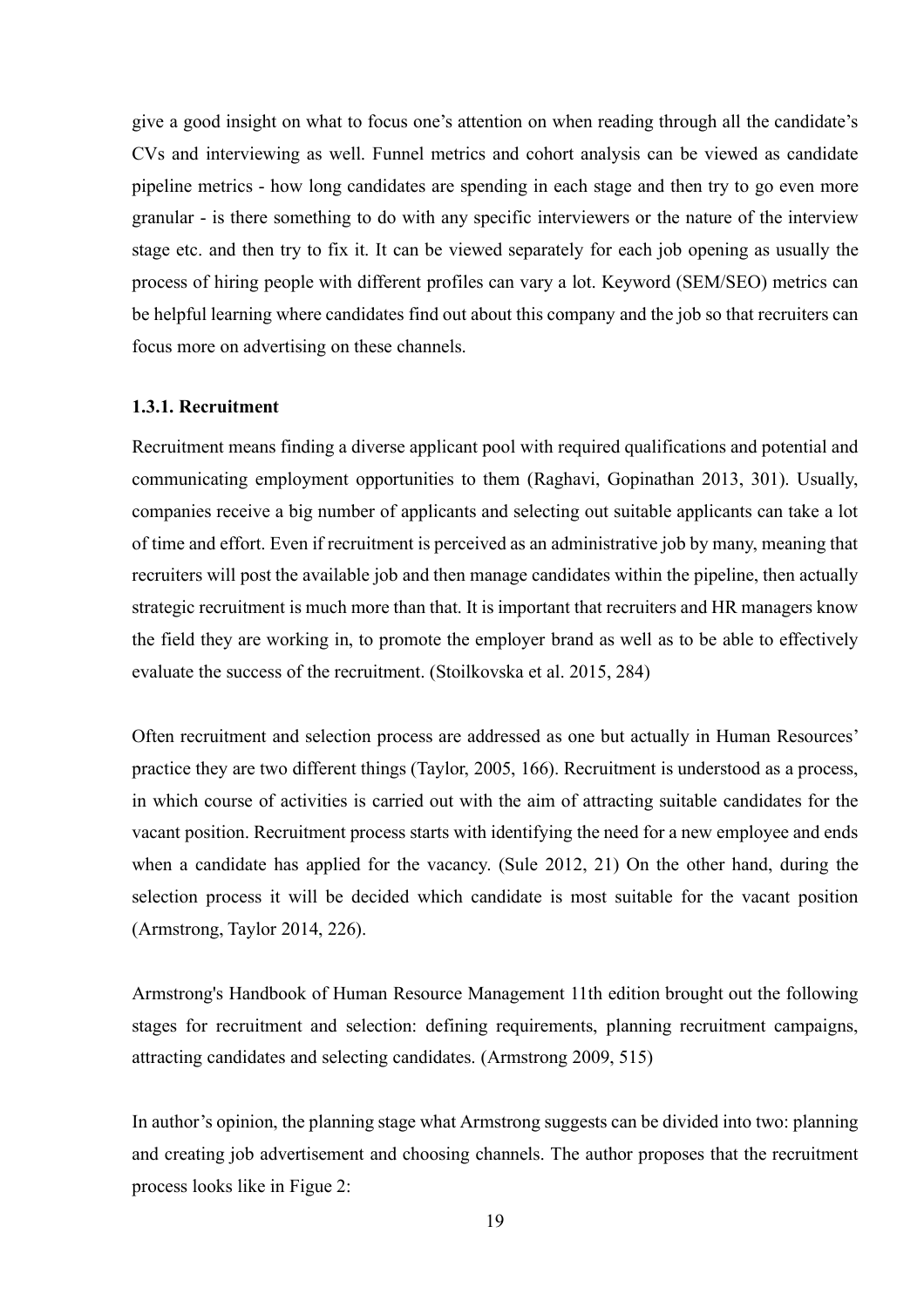give a good insight on what to focus one's attention on when reading through all the candidate's CVs and interviewing as well. Funnel metrics and cohort analysis can be viewed as candidate pipeline metrics - how long candidates are spending in each stage and then try to go even more granular - is there something to do with any specific interviewers or the nature of the interview stage etc. and then try to fix it. It can be viewed separately for each job opening as usually the process of hiring people with different profiles can vary a lot. Keyword (SEM/SEO) metrics can be helpful learning where candidates find out about this company and the job so that recruiters can focus more on advertising on these channels.

### 1.3.1. Recruitment

Recruitment means finding a diverse applicant pool with required qualifications and potential and communicating employment opportunities to them (Raghavi, Gopinathan 2013, 301). Usually, companies receive a big number of applicants and selecting out suitable applicants can take a lot of time and effort. Even if recruitment is perceived as an administrative job by many, meaning that recruiters will post the available job and then manage candidates within the pipeline, then actually strategic recruitment is much more than that. It is important that recruiters and HR managers know the field they are working in, to promote the employer brand as well as to be able to effectively evaluate the success of the recruitment. (Stoilkovska et al. 2015, 284)

Often recruitment and selection process are addressed as one but actually in Human Resources' practice they are two different things (Taylor, 2005, 166). Recruitment is understood as a process, in which course of activities is carried out with the aim of attracting suitable candidates for the vacant position. Recruitment process starts with identifying the need for a new employee and ends when a candidate has applied for the vacancy. (Sule 2012, 21) On the other hand, during the selection process it will be decided which candidate is most suitable for the vacant position (Armstrong, Taylor 2014, 226).

Armstrong's Handbook of Human Resource Management 11th edition brought out the following stages for recruitment and selection: defining requirements, planning recruitment campaigns, attracting candidates and selecting candidates. (Armstrong 2009, 515)

In author's opinion, the planning stage what Armstrong suggests can be divided into two: planning and creating job advertisement and choosing channels. The author proposes that the recruitment process looks like in Figue 2: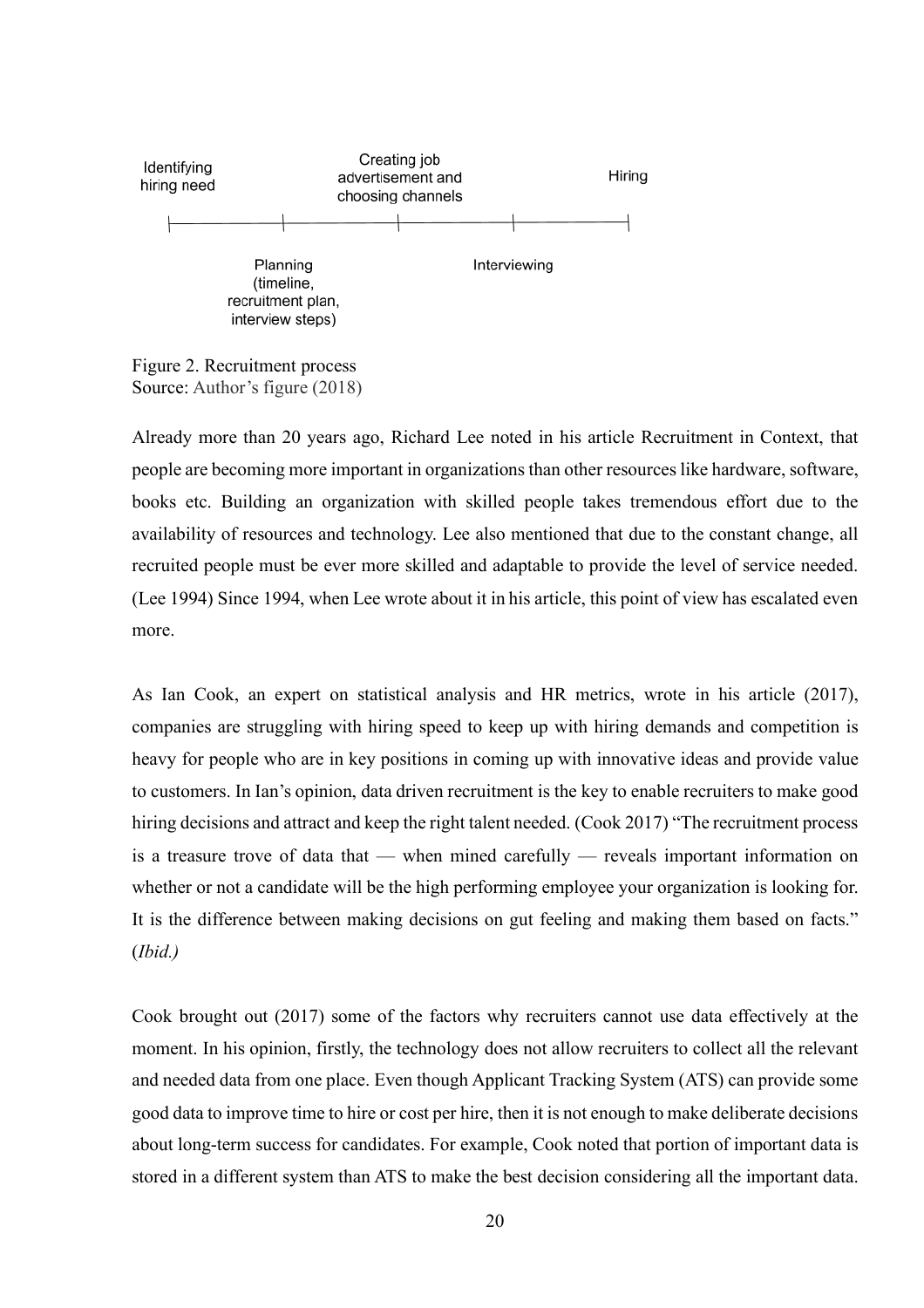Identifying hiring need — Planning (timeline, recruitment plan, interview steps) — Creating job advertisement and choosing channels — Interviewing — Hiring

Figure 2. Recruitment process
Source: Author's figure (2018)

Already more than 20 years ago, Richard Lee noted in his article Recruitment in Context, that people are becoming more important in organizations than other resources like hardware, software, books etc. Building an organization with skilled people takes tremendous effort due to the availability of resources and technology. Lee also mentioned that due to the constant change, all recruited people must be ever more skilled and adaptable to provide the level of service needed. (Lee 1994) Since 1994, when Lee wrote about it in his article, this point of view has escalated even more.

As Ian Cook, an expert on statistical analysis and HR metrics, wrote in his article (2017), companies are struggling with hiring speed to keep up with hiring demands and competition is heavy for people who are in key positions in coming up with innovative ideas and provide value to customers. In Ian's opinion, data driven recruitment is the key to enable recruiters to make good hiring decisions and attract and keep the right talent needed. (Cook 2017) "The recruitment process is a treasure trove of data that — when mined carefully — reveals important information on whether or not a candidate will be the high performing employee your organization is looking for. It is the difference between making decisions on gut feeling and making them based on facts." (*Ibid.)*

Cook brought out (2017) some of the factors why recruiters cannot use data effectively at the moment. In his opinion, firstly, the technology does not allow recruiters to collect all the relevant and needed data from one place. Even though Applicant Tracking System (ATS) can provide some good data to improve time to hire or cost per hire, then it is not enough to make deliberate decisions about long-term success for candidates. For example, Cook noted that portion of important data is stored in a different system than ATS to make the best decision considering all the important data.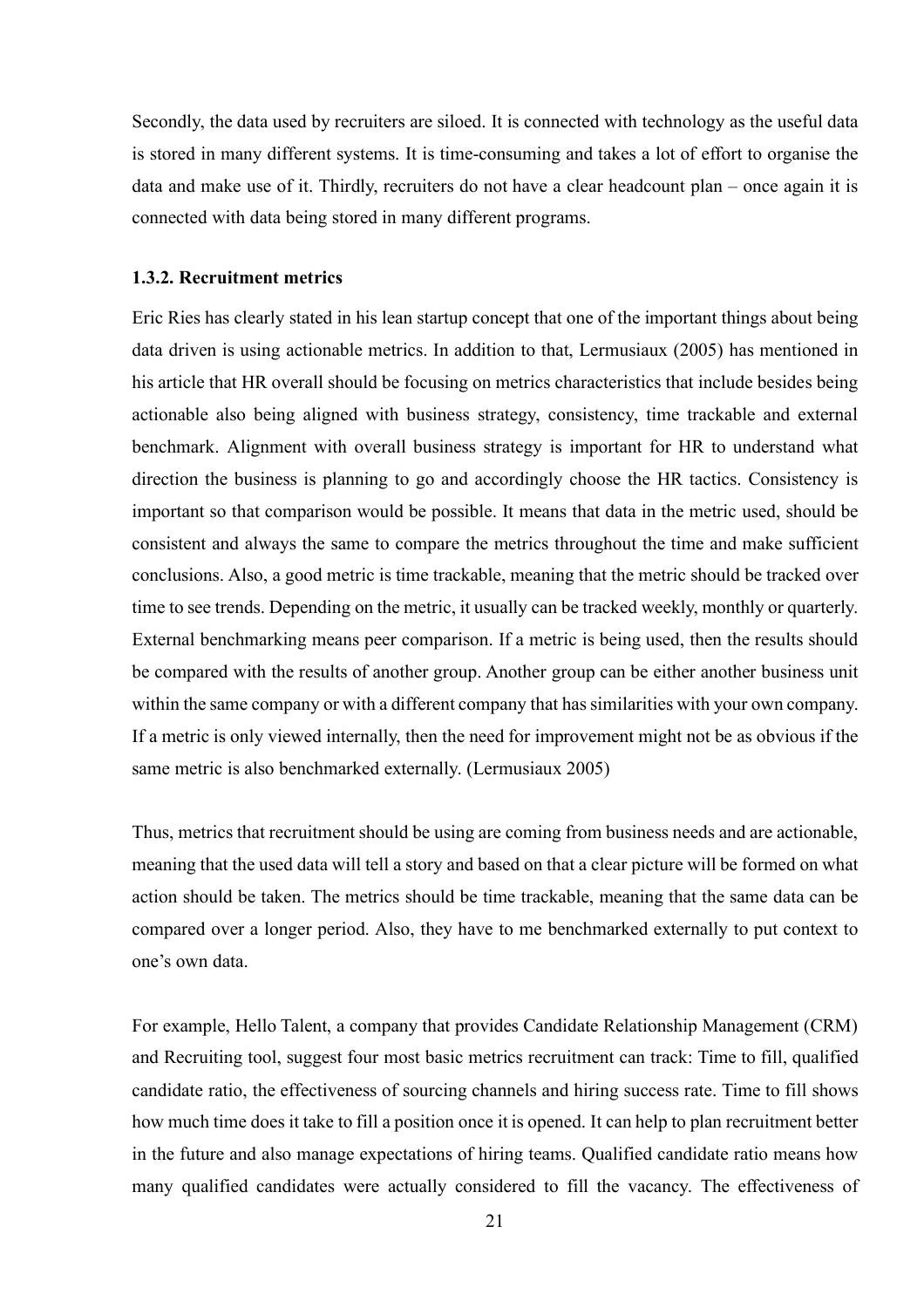Secondly, the data used by recruiters are siloed. It is connected with technology as the useful data is stored in many different systems. It is time-consuming and takes a lot of effort to organise the data and make use of it. Thirdly, recruiters do not have a clear headcount plan – once again it is connected with data being stored in many different programs.

### 1.3.2. Recruitment metrics

Eric Ries has clearly stated in his lean startup concept that one of the important things about being data driven is using actionable metrics. In addition to that, Lermusiaux (2005) has mentioned in his article that HR overall should be focusing on metrics characteristics that include besides being actionable also being aligned with business strategy, consistency, time trackable and external benchmark. Alignment with overall business strategy is important for HR to understand what direction the business is planning to go and accordingly choose the HR tactics. Consistency is important so that comparison would be possible. It means that data in the metric used, should be consistent and always the same to compare the metrics throughout the time and make sufficient conclusions. Also, a good metric is time trackable, meaning that the metric should be tracked over time to see trends. Depending on the metric, it usually can be tracked weekly, monthly or quarterly. External benchmarking means peer comparison. If a metric is being used, then the results should be compared with the results of another group. Another group can be either another business unit within the same company or with a different company that has similarities with your own company. If a metric is only viewed internally, then the need for improvement might not be as obvious if the same metric is also benchmarked externally. (Lermusiaux 2005)

Thus, metrics that recruitment should be using are coming from business needs and are actionable, meaning that the used data will tell a story and based on that a clear picture will be formed on what action should be taken. The metrics should be time trackable, meaning that the same data can be compared over a longer period. Also, they have to me benchmarked externally to put context to one's own data.

For example, Hello Talent, a company that provides Candidate Relationship Management (CRM) and Recruiting tool, suggest four most basic metrics recruitment can track: Time to fill, qualified candidate ratio, the effectiveness of sourcing channels and hiring success rate. Time to fill shows how much time does it take to fill a position once it is opened. It can help to plan recruitment better in the future and also manage expectations of hiring teams. Qualified candidate ratio means how many qualified candidates were actually considered to fill the vacancy. The effectiveness of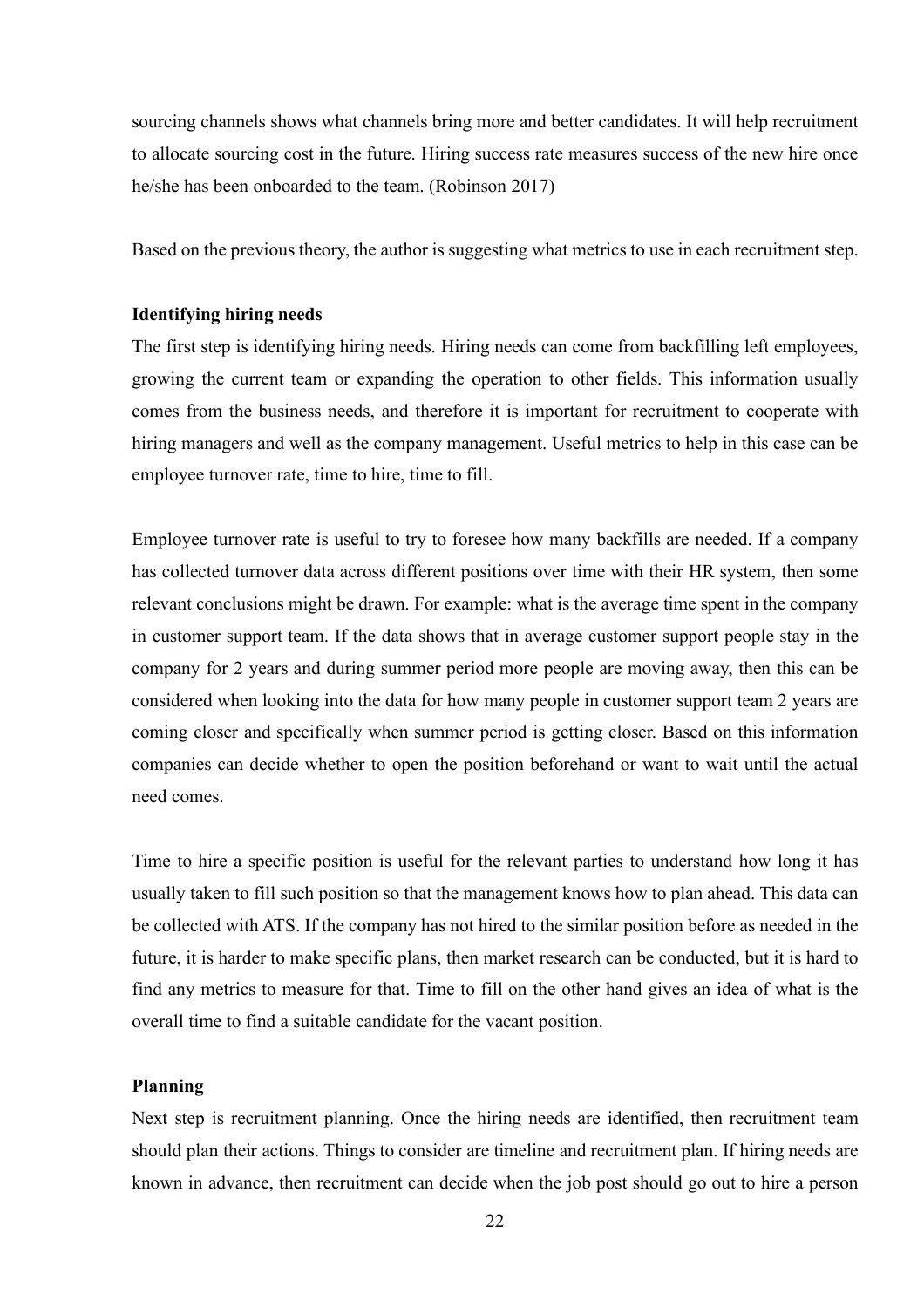sourcing channels shows what channels bring more and better candidates. It will help recruitment to allocate sourcing cost in the future. Hiring success rate measures success of the new hire once he/she has been onboarded to the team. (Robinson 2017)

Based on the previous theory, the author is suggesting what metrics to use in each recruitment step.

**Identifying hiring needs**

The first step is identifying hiring needs. Hiring needs can come from backfilling left employees, growing the current team or expanding the operation to other fields. This information usually comes from the business needs, and therefore it is important for recruitment to cooperate with hiring managers and well as the company management. Useful metrics to help in this case can be employee turnover rate, time to hire, time to fill.

Employee turnover rate is useful to try to foresee how many backfills are needed. If a company has collected turnover data across different positions over time with their HR system, then some relevant conclusions might be drawn. For example: what is the average time spent in the company in customer support team. If the data shows that in average customer support people stay in the company for 2 years and during summer period more people are moving away, then this can be considered when looking into the data for how many people in customer support team 2 years are coming closer and specifically when summer period is getting closer. Based on this information companies can decide whether to open the position beforehand or want to wait until the actual need comes.

Time to hire a specific position is useful for the relevant parties to understand how long it has usually taken to fill such position so that the management knows how to plan ahead. This data can be collected with ATS. If the company has not hired to the similar position before as needed in the future, it is harder to make specific plans, then market research can be conducted, but it is hard to find any metrics to measure for that. Time to fill on the other hand gives an idea of what is the overall time to find a suitable candidate for the vacant position.

**Planning**

Next step is recruitment planning. Once the hiring needs are identified, then recruitment team should plan their actions. Things to consider are timeline and recruitment plan. If hiring needs are known in advance, then recruitment can decide when the job post should go out to hire a person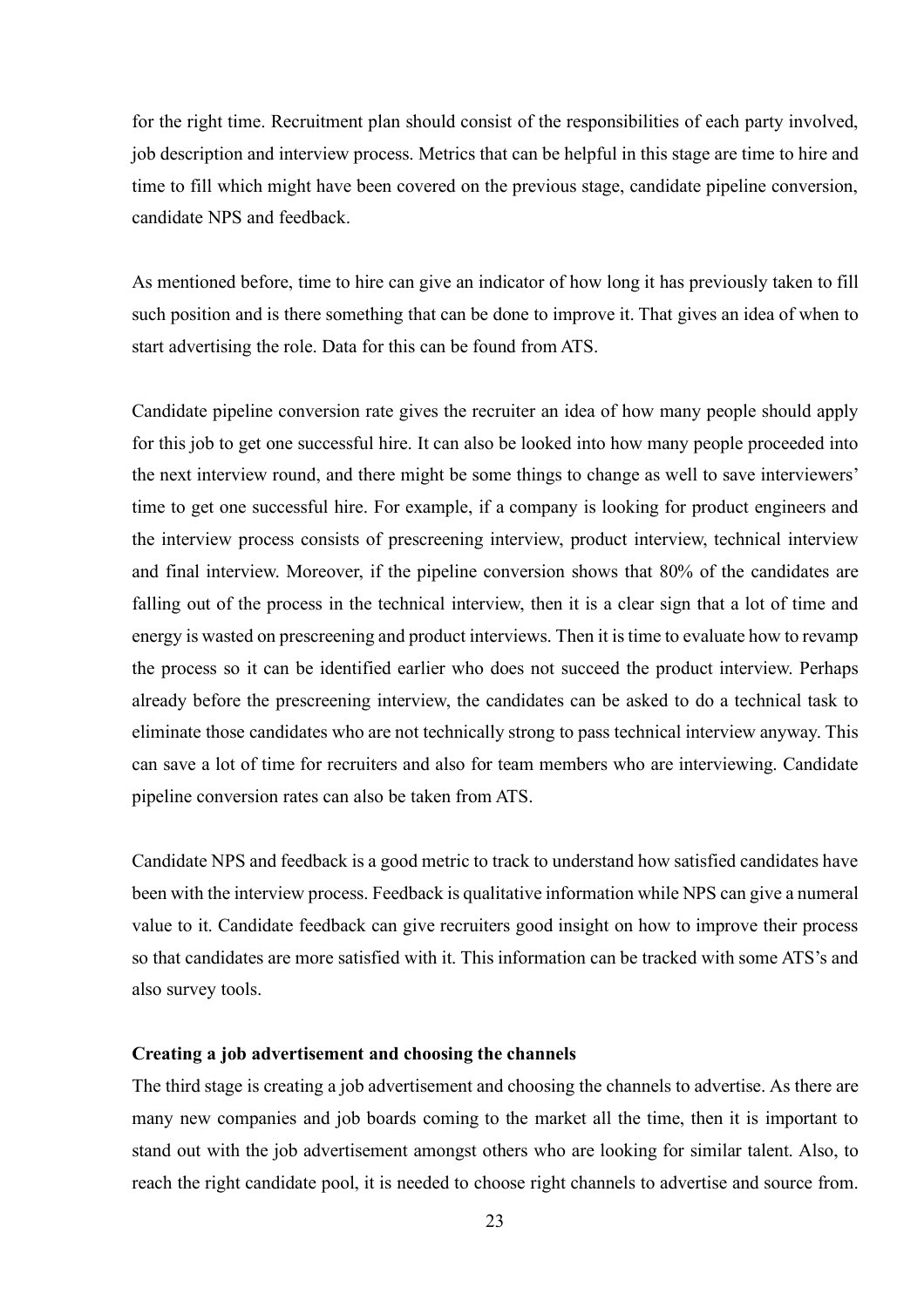for the right time. Recruitment plan should consist of the responsibilities of each party involved, job description and interview process. Metrics that can be helpful in this stage are time to hire and time to fill which might have been covered on the previous stage, candidate pipeline conversion, candidate NPS and feedback.

As mentioned before, time to hire can give an indicator of how long it has previously taken to fill such position and is there something that can be done to improve it. That gives an idea of when to start advertising the role. Data for this can be found from ATS.

Candidate pipeline conversion rate gives the recruiter an idea of how many people should apply for this job to get one successful hire. It can also be looked into how many people proceeded into the next interview round, and there might be some things to change as well to save interviewers' time to get one successful hire. For example, if a company is looking for product engineers and the interview process consists of prescreening interview, product interview, technical interview and final interview. Moreover, if the pipeline conversion shows that 80% of the candidates are falling out of the process in the technical interview, then it is a clear sign that a lot of time and energy is wasted on prescreening and product interviews. Then it is time to evaluate how to revamp the process so it can be identified earlier who does not succeed the product interview. Perhaps already before the prescreening interview, the candidates can be asked to do a technical task to eliminate those candidates who are not technically strong to pass technical interview anyway. This can save a lot of time for recruiters and also for team members who are interviewing. Candidate pipeline conversion rates can also be taken from ATS.

Candidate NPS and feedback is a good metric to track to understand how satisfied candidates have been with the interview process. Feedback is qualitative information while NPS can give a numeral value to it. Candidate feedback can give recruiters good insight on how to improve their process so that candidates are more satisfied with it. This information can be tracked with some ATS's and also survey tools.

**Creating a job advertisement and choosing the channels**

The third stage is creating a job advertisement and choosing the channels to advertise. As there are many new companies and job boards coming to the market all the time, then it is important to stand out with the job advertisement amongst others who are looking for similar talent. Also, to reach the right candidate pool, it is needed to choose right channels to advertise and source from.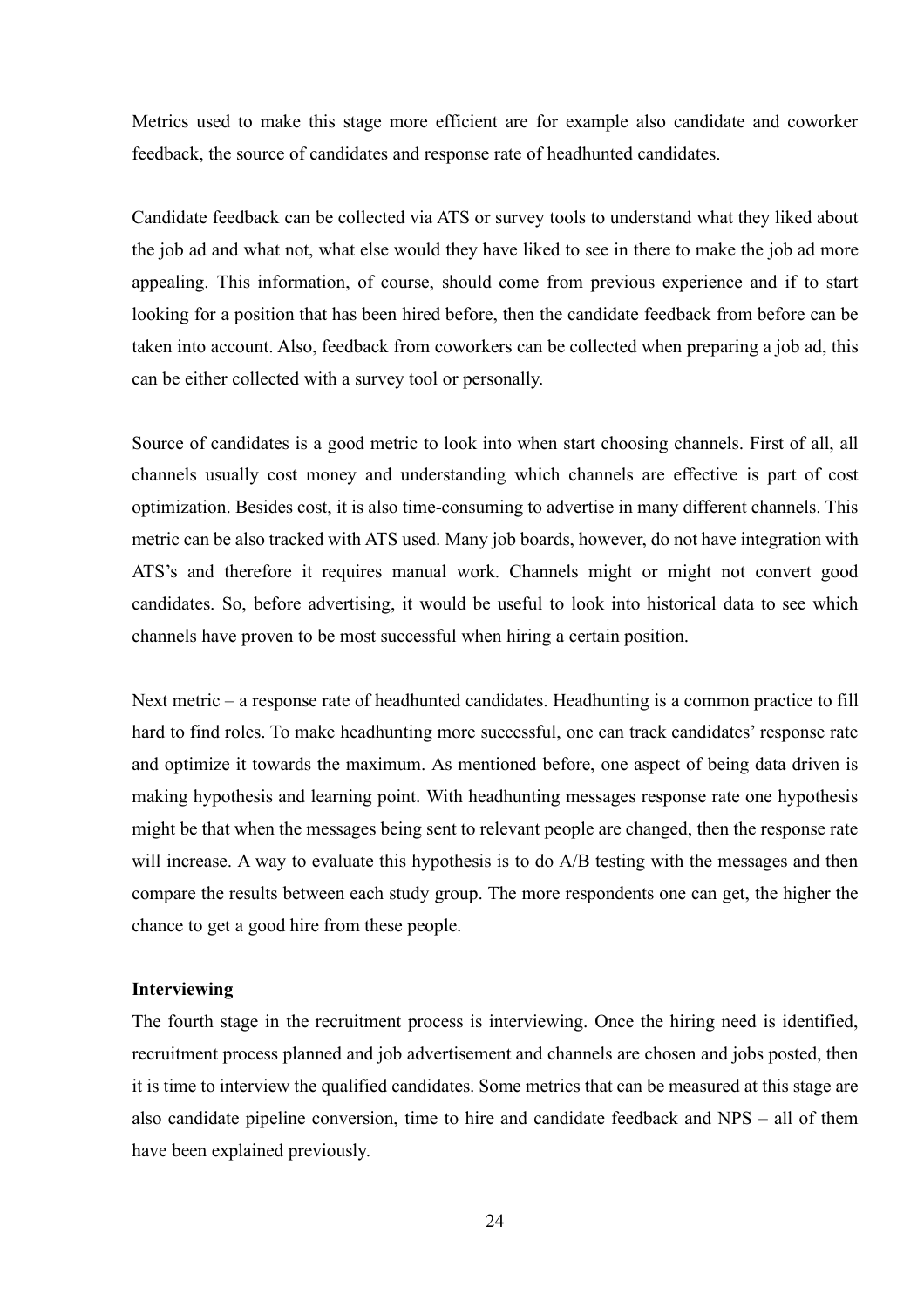Metrics used to make this stage more efficient are for example also candidate and coworker feedback, the source of candidates and response rate of headhunted candidates.

Candidate feedback can be collected via ATS or survey tools to understand what they liked about the job ad and what not, what else would they have liked to see in there to make the job ad more appealing. This information, of course, should come from previous experience and if to start looking for a position that has been hired before, then the candidate feedback from before can be taken into account. Also, feedback from coworkers can be collected when preparing a job ad, this can be either collected with a survey tool or personally.

Source of candidates is a good metric to look into when start choosing channels. First of all, all channels usually cost money and understanding which channels are effective is part of cost optimization. Besides cost, it is also time-consuming to advertise in many different channels. This metric can be also tracked with ATS used. Many job boards, however, do not have integration with ATS's and therefore it requires manual work. Channels might or might not convert good candidates. So, before advertising, it would be useful to look into historical data to see which channels have proven to be most successful when hiring a certain position.

Next metric – a response rate of headhunted candidates. Headhunting is a common practice to fill hard to find roles. To make headhunting more successful, one can track candidates' response rate and optimize it towards the maximum. As mentioned before, one aspect of being data driven is making hypothesis and learning point. With headhunting messages response rate one hypothesis might be that when the messages being sent to relevant people are changed, then the response rate will increase. A way to evaluate this hypothesis is to do A/B testing with the messages and then compare the results between each study group. The more respondents one can get, the higher the chance to get a good hire from these people.

**Interviewing**

The fourth stage in the recruitment process is interviewing. Once the hiring need is identified, recruitment process planned and job advertisement and channels are chosen and jobs posted, then it is time to interview the qualified candidates. Some metrics that can be measured at this stage are also candidate pipeline conversion, time to hire and candidate feedback and NPS – all of them have been explained previously.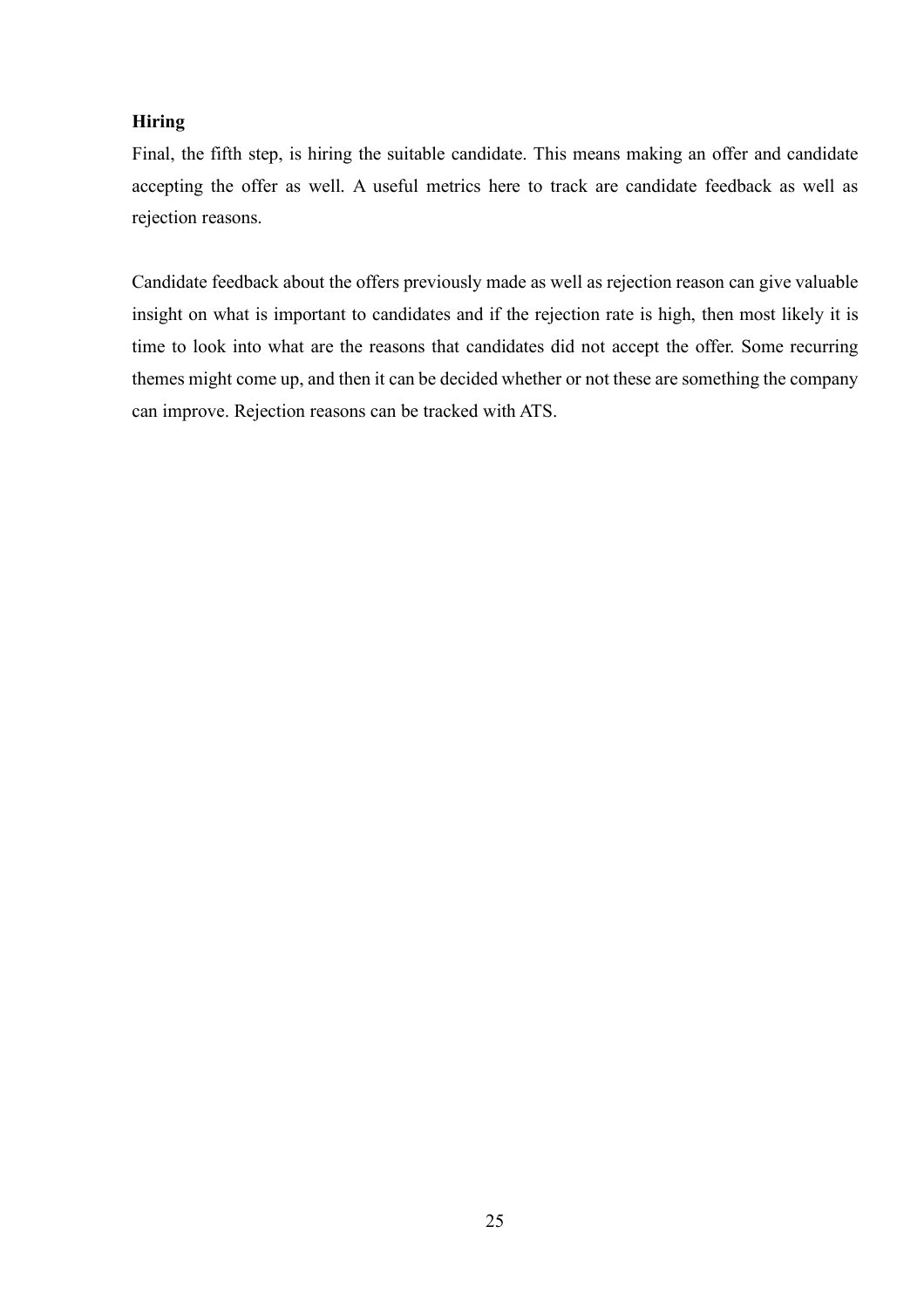**Hiring**

Final, the fifth step, is hiring the suitable candidate. This means making an offer and candidate accepting the offer as well. A useful metrics here to track are candidate feedback as well as rejection reasons.

Candidate feedback about the offers previously made as well as rejection reason can give valuable insight on what is important to candidates and if the rejection rate is high, then most likely it is time to look into what are the reasons that candidates did not accept the offer. Some recurring themes might come up, and then it can be decided whether or not these are something the company can improve. Rejection reasons can be tracked with ATS.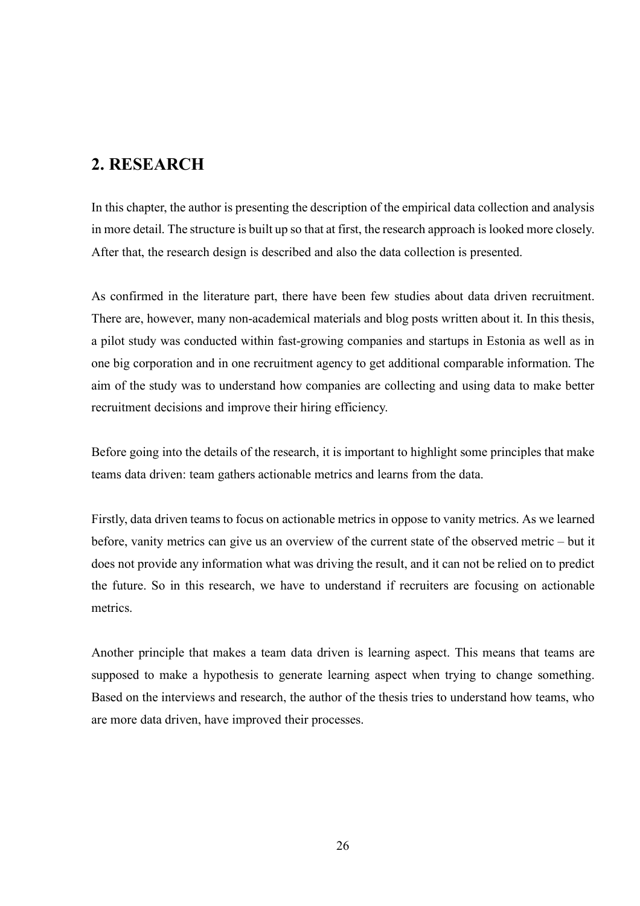# 2. RESEARCH

In this chapter, the author is presenting the description of the empirical data collection and analysis in more detail. The structure is built up so that at first, the research approach is looked more closely. After that, the research design is described and also the data collection is presented.

As confirmed in the literature part, there have been few studies about data driven recruitment. There are, however, many non-academical materials and blog posts written about it. In this thesis, a pilot study was conducted within fast-growing companies and startups in Estonia as well as in one big corporation and in one recruitment agency to get additional comparable information. The aim of the study was to understand how companies are collecting and using data to make better recruitment decisions and improve their hiring efficiency.

Before going into the details of the research, it is important to highlight some principles that make teams data driven: team gathers actionable metrics and learns from the data.

Firstly, data driven teams to focus on actionable metrics in oppose to vanity metrics. As we learned before, vanity metrics can give us an overview of the current state of the observed metric – but it does not provide any information what was driving the result, and it can not be relied on to predict the future. So in this research, we have to understand if recruiters are focusing on actionable metrics.

Another principle that makes a team data driven is learning aspect. This means that teams are supposed to make a hypothesis to generate learning aspect when trying to change something. Based on the interviews and research, the author of the thesis tries to understand how teams, who are more data driven, have improved their processes.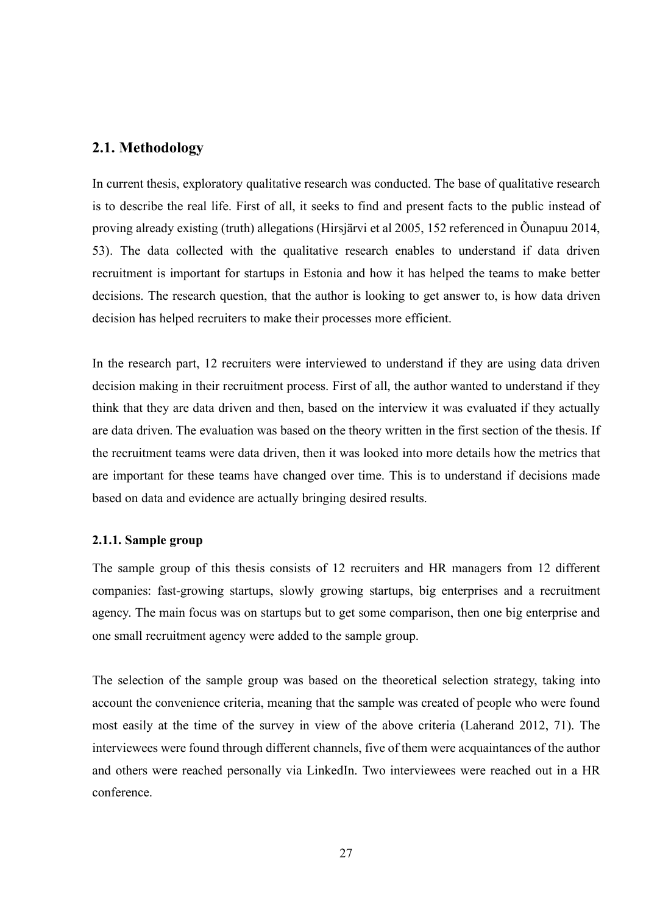## 2.1. Methodology

In current thesis, exploratory qualitative research was conducted. The base of qualitative research is to describe the real life. First of all, it seeks to find and present facts to the public instead of proving already existing (truth) allegations (Hirsjärvi et al 2005, 152 referenced in Õunapuu 2014, 53). The data collected with the qualitative research enables to understand if data driven recruitment is important for startups in Estonia and how it has helped the teams to make better decisions. The research question, that the author is looking to get answer to, is how data driven decision has helped recruiters to make their processes more efficient.

In the research part, 12 recruiters were interviewed to understand if they are using data driven decision making in their recruitment process. First of all, the author wanted to understand if they think that they are data driven and then, based on the interview it was evaluated if they actually are data driven. The evaluation was based on the theory written in the first section of the thesis. If the recruitment teams were data driven, then it was looked into more details how the metrics that are important for these teams have changed over time. This is to understand if decisions made based on data and evidence are actually bringing desired results.

### 2.1.1. Sample group

The sample group of this thesis consists of 12 recruiters and HR managers from 12 different companies: fast-growing startups, slowly growing startups, big enterprises and a recruitment agency. The main focus was on startups but to get some comparison, then one big enterprise and one small recruitment agency were added to the sample group.

The selection of the sample group was based on the theoretical selection strategy, taking into account the convenience criteria, meaning that the sample was created of people who were found most easily at the time of the survey in view of the above criteria (Laherand 2012, 71). The interviewees were found through different channels, five of them were acquaintances of the author and others were reached personally via LinkedIn. Two interviewees were reached out in a HR conference.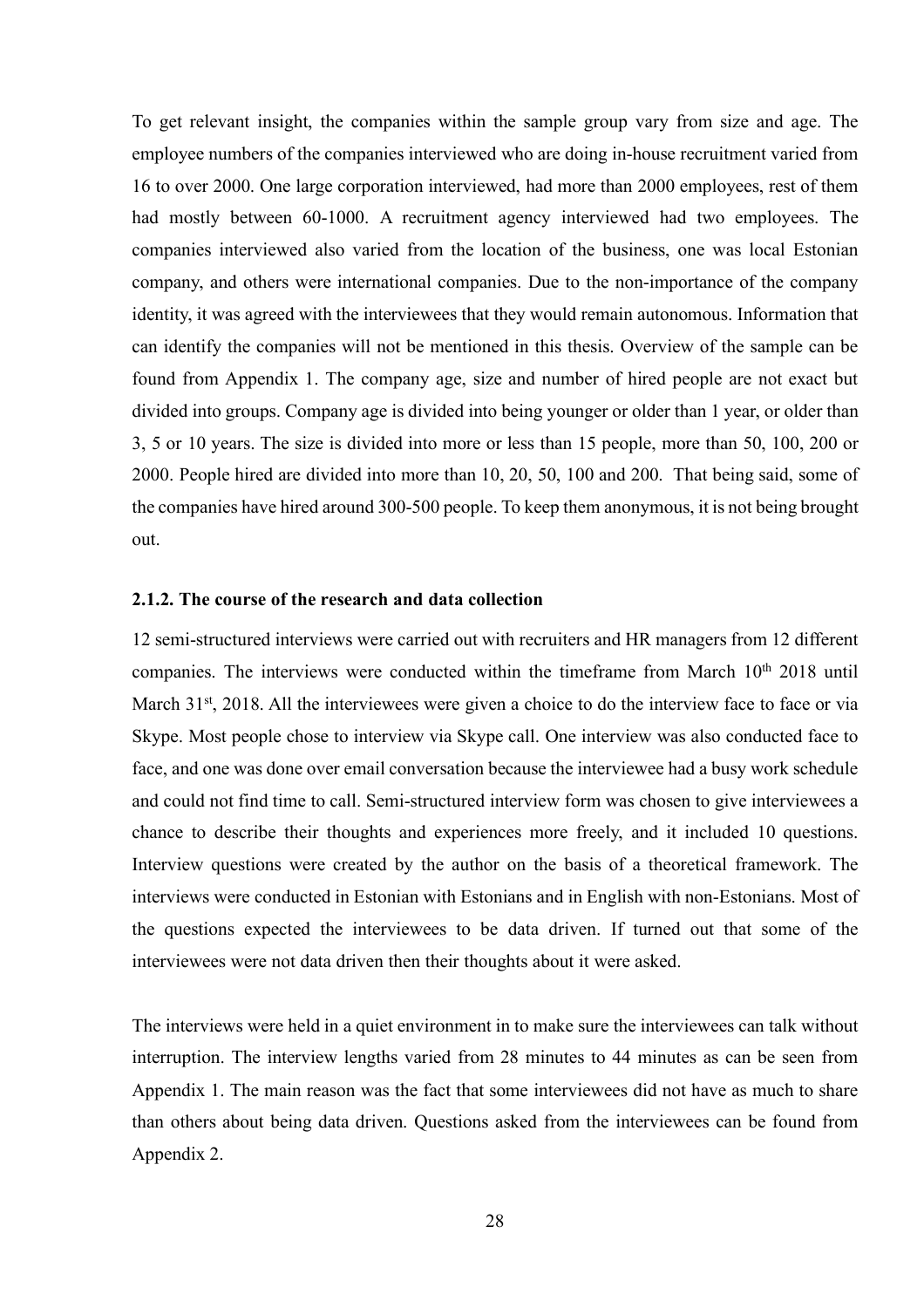To get relevant insight, the companies within the sample group vary from size and age. The employee numbers of the companies interviewed who are doing in-house recruitment varied from 16 to over 2000. One large corporation interviewed, had more than 2000 employees, rest of them had mostly between 60-1000. A recruitment agency interviewed had two employees. The companies interviewed also varied from the location of the business, one was local Estonian company, and others were international companies. Due to the non-importance of the company identity, it was agreed with the interviewees that they would remain autonomous. Information that can identify the companies will not be mentioned in this thesis. Overview of the sample can be found from Appendix 1. The company age, size and number of hired people are not exact but divided into groups. Company age is divided into being younger or older than 1 year, or older than 3, 5 or 10 years. The size is divided into more or less than 15 people, more than 50, 100, 200 or 2000. People hired are divided into more than 10, 20, 50, 100 and 200. That being said, some of the companies have hired around 300-500 people. To keep them anonymous, it is not being brought out.

### 2.1.2. The course of the research and data collection

12 semi-structured interviews were carried out with recruiters and HR managers from 12 different companies. The interviews were conducted within the timeframe from March 10th 2018 until March 31st, 2018. All the interviewees were given a choice to do the interview face to face or via Skype. Most people chose to interview via Skype call. One interview was also conducted face to face, and one was done over email conversation because the interviewee had a busy work schedule and could not find time to call. Semi-structured interview form was chosen to give interviewees a chance to describe their thoughts and experiences more freely, and it included 10 questions. Interview questions were created by the author on the basis of a theoretical framework. The interviews were conducted in Estonian with Estonians and in English with non-Estonians. Most of the questions expected the interviewees to be data driven. If turned out that some of the interviewees were not data driven then their thoughts about it were asked.

The interviews were held in a quiet environment in to make sure the interviewees can talk without interruption. The interview lengths varied from 28 minutes to 44 minutes as can be seen from Appendix 1. The main reason was the fact that some interviewees did not have as much to share than others about being data driven. Questions asked from the interviewees can be found from Appendix 2.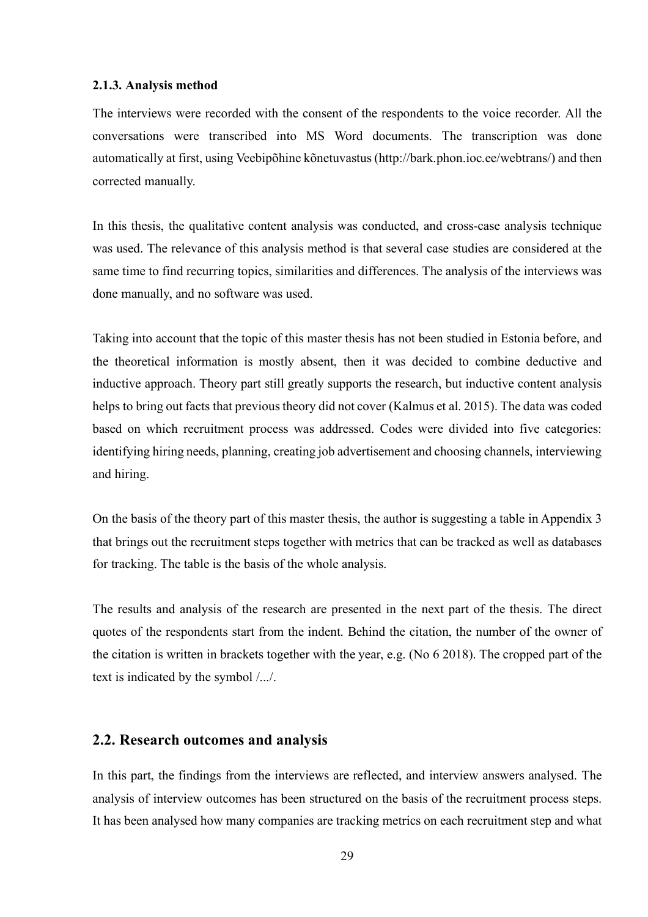### 2.1.3. Analysis method

The interviews were recorded with the consent of the respondents to the voice recorder. All the conversations were transcribed into MS Word documents. The transcription was done automatically at first, using Veebipõhine kõnetuvastus (http://bark.phon.ioc.ee/webtrans/) and then corrected manually.

In this thesis, the qualitative content analysis was conducted, and cross-case analysis technique was used. The relevance of this analysis method is that several case studies are considered at the same time to find recurring topics, similarities and differences. The analysis of the interviews was done manually, and no software was used.

Taking into account that the topic of this master thesis has not been studied in Estonia before, and the theoretical information is mostly absent, then it was decided to combine deductive and inductive approach. Theory part still greatly supports the research, but inductive content analysis helps to bring out facts that previous theory did not cover (Kalmus et al. 2015). The data was coded based on which recruitment process was addressed. Codes were divided into five categories: identifying hiring needs, planning, creating job advertisement and choosing channels, interviewing and hiring.

On the basis of the theory part of this master thesis, the author is suggesting a table in Appendix 3 that brings out the recruitment steps together with metrics that can be tracked as well as databases for tracking. The table is the basis of the whole analysis.

The results and analysis of the research are presented in the next part of the thesis. The direct quotes of the respondents start from the indent. Behind the citation, the number of the owner of the citation is written in brackets together with the year, e.g. (No 6 2018). The cropped part of the text is indicated by the symbol /.../.

## 2.2. Research outcomes and analysis

In this part, the findings from the interviews are reflected, and interview answers analysed. The analysis of interview outcomes has been structured on the basis of the recruitment process steps. It has been analysed how many companies are tracking metrics on each recruitment step and what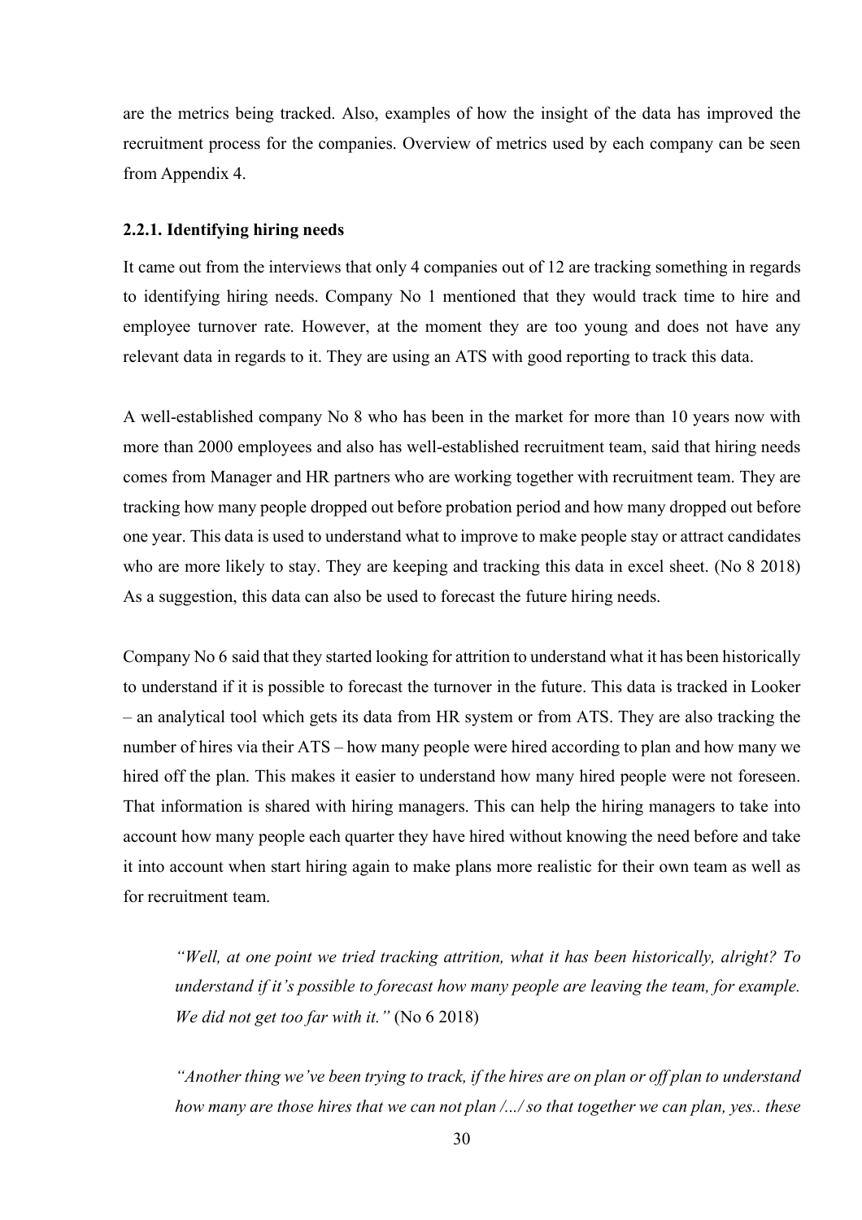are the metrics being tracked. Also, examples of how the insight of the data has improved the recruitment process for the companies. Overview of metrics used by each company can be seen from Appendix 4.

### 2.2.1. Identifying hiring needs

It came out from the interviews that only 4 companies out of 12 are tracking something in regards to identifying hiring needs. Company No 1 mentioned that they would track time to hire and employee turnover rate. However, at the moment they are too young and does not have any relevant data in regards to it. They are using an ATS with good reporting to track this data.

A well-established company No 8 who has been in the market for more than 10 years now with more than 2000 employees and also has well-established recruitment team, said that hiring needs comes from Manager and HR partners who are working together with recruitment team. They are tracking how many people dropped out before probation period and how many dropped out before one year. This data is used to understand what to improve to make people stay or attract candidates who are more likely to stay. They are keeping and tracking this data in excel sheet. (No 8 2018) As a suggestion, this data can also be used to forecast the future hiring needs.

Company No 6 said that they started looking for attrition to understand what it has been historically to understand if it is possible to forecast the turnover in the future. This data is tracked in Looker – an analytical tool which gets its data from HR system or from ATS. They are also tracking the number of hires via their ATS – how many people were hired according to plan and how many we hired off the plan. This makes it easier to understand how many hired people were not foreseen. That information is shared with hiring managers. This can help the hiring managers to take into account how many people each quarter they have hired without knowing the need before and take it into account when start hiring again to make plans more realistic for their own team as well as for recruitment team.

> *"Well, at one point we tried tracking attrition, what it has been historically, alright? To understand if it's possible to forecast how many people are leaving the team, for example. We did not get too far with it."* (No 6 2018)

> *"Another thing we've been trying to track, if the hires are on plan or off plan to understand how many are those hires that we can not plan /.../ so that together we can plan, yes.. these*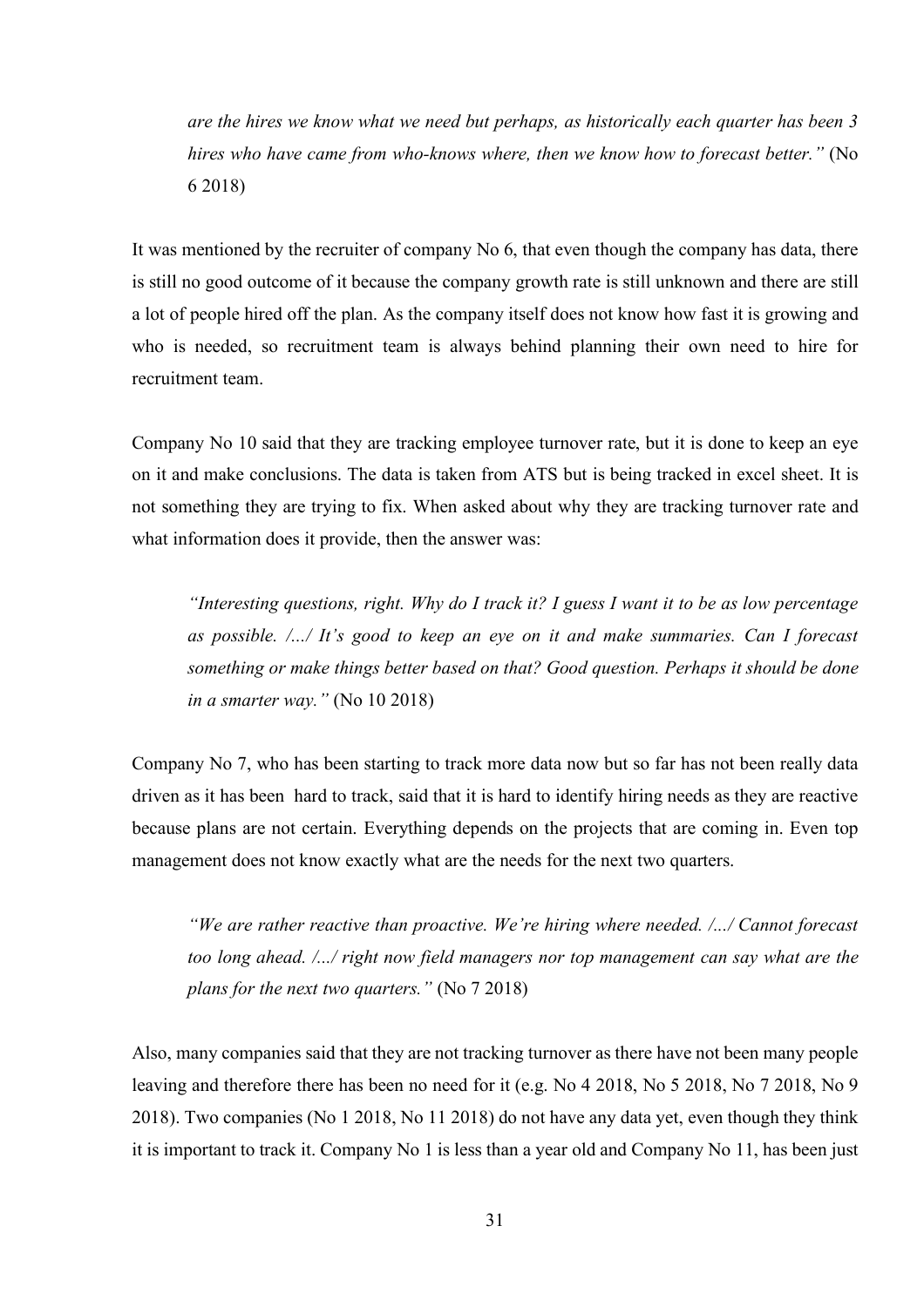*are the hires we know what we need but perhaps, as historically each quarter has been 3 hires who have came from who-knows where, then we know how to forecast better."* (No 6 2018)

It was mentioned by the recruiter of company No 6, that even though the company has data, there is still no good outcome of it because the company growth rate is still unknown and there are still a lot of people hired off the plan. As the company itself does not know how fast it is growing and who is needed, so recruitment team is always behind planning their own need to hire for recruitment team.

Company No 10 said that they are tracking employee turnover rate, but it is done to keep an eye on it and make conclusions. The data is taken from ATS but is being tracked in excel sheet. It is not something they are trying to fix. When asked about why they are tracking turnover rate and what information does it provide, then the answer was:

> *"Interesting questions, right. Why do I track it? I guess I want it to be as low percentage as possible. /.../ It's good to keep an eye on it and make summaries. Can I forecast something or make things better based on that? Good question. Perhaps it should be done in a smarter way."* (No 10 2018)

Company No 7, who has been starting to track more data now but so far has not been really data driven as it has been hard to track, said that it is hard to identify hiring needs as they are reactive because plans are not certain. Everything depends on the projects that are coming in. Even top management does not know exactly what are the needs for the next two quarters.

> *"We are rather reactive than proactive. We're hiring where needed. /.../ Cannot forecast too long ahead. /.../ right now field managers nor top management can say what are the plans for the next two quarters."* (No 7 2018)

Also, many companies said that they are not tracking turnover as there have not been many people leaving and therefore there has been no need for it (e.g. No 4 2018, No 5 2018, No 7 2018, No 9 2018). Two companies (No 1 2018, No 11 2018) do not have any data yet, even though they think it is important to track it. Company No 1 is less than a year old and Company No 11, has been just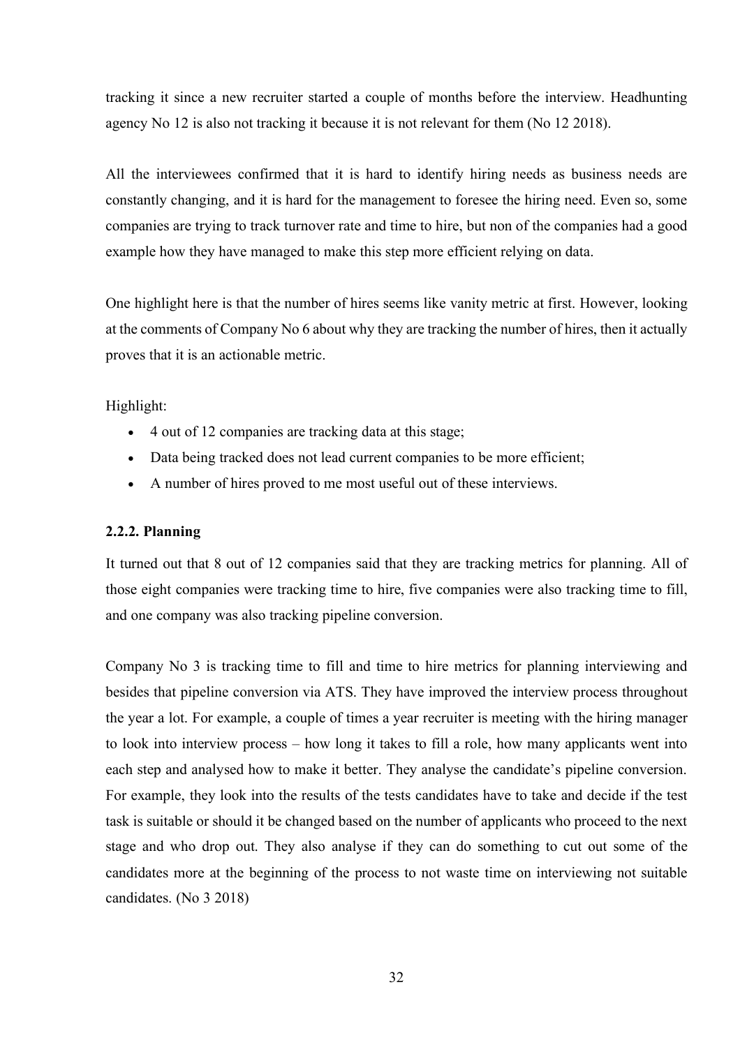tracking it since a new recruiter started a couple of months before the interview. Headhunting agency No 12 is also not tracking it because it is not relevant for them (No 12 2018).

All the interviewees confirmed that it is hard to identify hiring needs as business needs are constantly changing, and it is hard for the management to foresee the hiring need. Even so, some companies are trying to track turnover rate and time to hire, but non of the companies had a good example how they have managed to make this step more efficient relying on data.

One highlight here is that the number of hires seems like vanity metric at first. However, looking at the comments of Company No 6 about why they are tracking the number of hires, then it actually proves that it is an actionable metric.

Highlight:

- 4 out of 12 companies are tracking data at this stage;
- Data being tracked does not lead current companies to be more efficient;
- A number of hires proved to me most useful out of these interviews.

### 2.2.2. Planning

It turned out that 8 out of 12 companies said that they are tracking metrics for planning. All of those eight companies were tracking time to hire, five companies were also tracking time to fill, and one company was also tracking pipeline conversion.

Company No 3 is tracking time to fill and time to hire metrics for planning interviewing and besides that pipeline conversion via ATS. They have improved the interview process throughout the year a lot. For example, a couple of times a year recruiter is meeting with the hiring manager to look into interview process – how long it takes to fill a role, how many applicants went into each step and analysed how to make it better. They analyse the candidate's pipeline conversion. For example, they look into the results of the tests candidates have to take and decide if the test task is suitable or should it be changed based on the number of applicants who proceed to the next stage and who drop out. They also analyse if they can do something to cut out some of the candidates more at the beginning of the process to not waste time on interviewing not suitable candidates. (No 3 2018)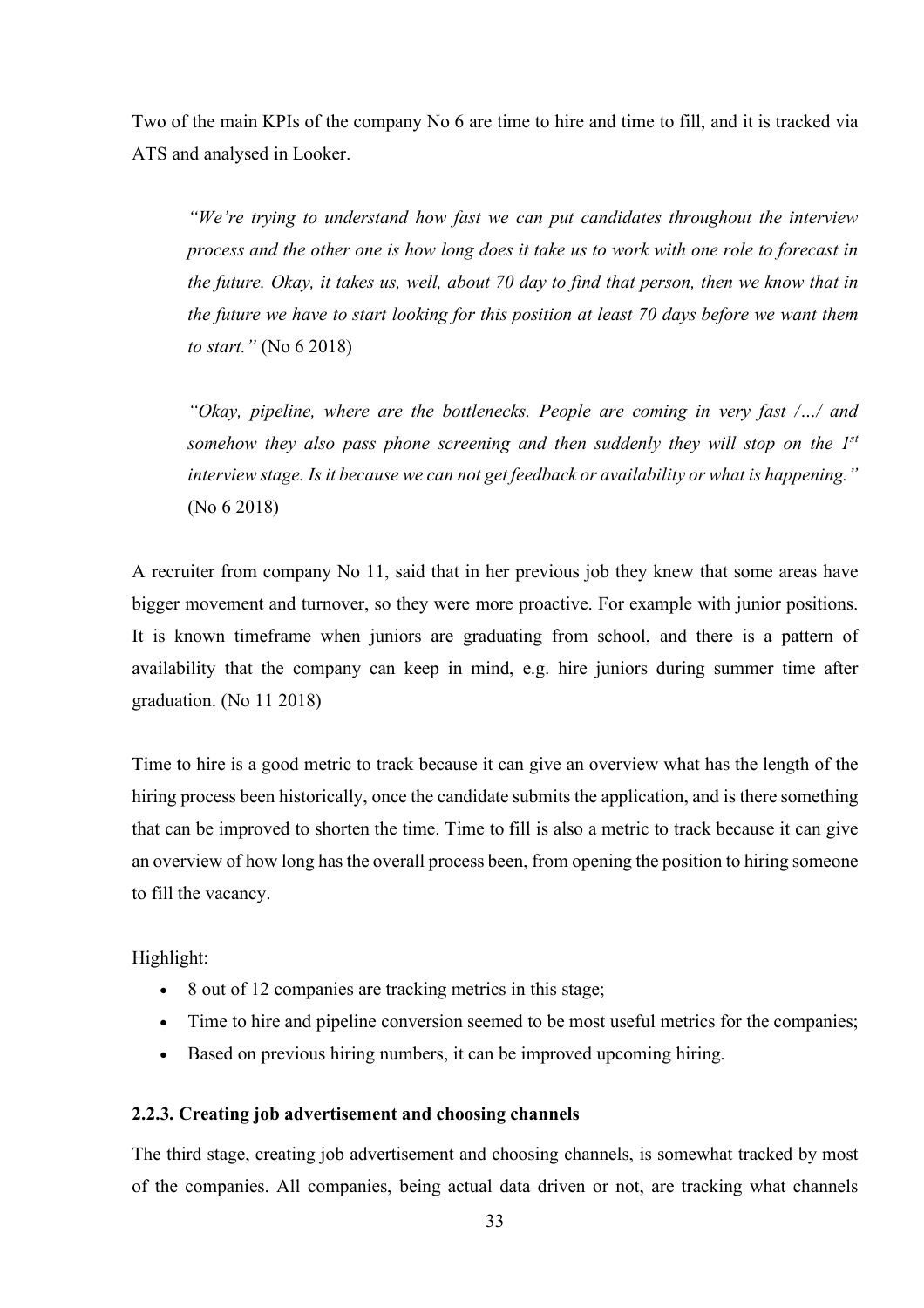Two of the main KPIs of the company No 6 are time to hire and time to fill, and it is tracked via ATS and analysed in Looker.

> *"We're trying to understand how fast we can put candidates throughout the interview process and the other one is how long does it take us to work with one role to forecast in the future. Okay, it takes us, well, about 70 day to find that person, then we know that in the future we have to start looking for this position at least 70 days before we want them to start."* (No 6 2018)

> *"Okay, pipeline, where are the bottlenecks. People are coming in very fast /…/ and somehow they also pass phone screening and then suddenly they will stop on the 1st interview stage. Is it because we can not get feedback or availability or what is happening."* (No 6 2018)

A recruiter from company No 11, said that in her previous job they knew that some areas have bigger movement and turnover, so they were more proactive. For example with junior positions. It is known timeframe when juniors are graduating from school, and there is a pattern of availability that the company can keep in mind, e.g. hire juniors during summer time after graduation. (No 11 2018)

Time to hire is a good metric to track because it can give an overview what has the length of the hiring process been historically, once the candidate submits the application, and is there something that can be improved to shorten the time. Time to fill is also a metric to track because it can give an overview of how long has the overall process been, from opening the position to hiring someone to fill the vacancy.

Highlight:

- 8 out of 12 companies are tracking metrics in this stage;
- Time to hire and pipeline conversion seemed to be most useful metrics for the companies;
- Based on previous hiring numbers, it can be improved upcoming hiring.

### 2.2.3. Creating job advertisement and choosing channels

The third stage, creating job advertisement and choosing channels, is somewhat tracked by most of the companies. All companies, being actual data driven or not, are tracking what channels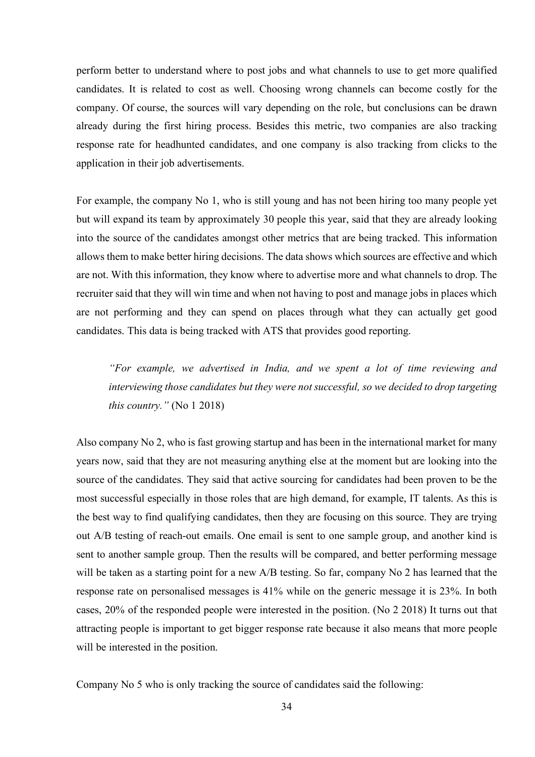perform better to understand where to post jobs and what channels to use to get more qualified candidates. It is related to cost as well. Choosing wrong channels can become costly for the company. Of course, the sources will vary depending on the role, but conclusions can be drawn already during the first hiring process. Besides this metric, two companies are also tracking response rate for headhunted candidates, and one company is also tracking from clicks to the application in their job advertisements.

For example, the company No 1, who is still young and has not been hiring too many people yet but will expand its team by approximately 30 people this year, said that they are already looking into the source of the candidates amongst other metrics that are being tracked. This information allows them to make better hiring decisions. The data shows which sources are effective and which are not. With this information, they know where to advertise more and what channels to drop. The recruiter said that they will win time and when not having to post and manage jobs in places which are not performing and they can spend on places through what they can actually get good candidates. This data is being tracked with ATS that provides good reporting.

> *"For example, we advertised in India, and we spent a lot of time reviewing and interviewing those candidates but they were not successful, so we decided to drop targeting this country."* (No 1 2018)

Also company No 2, who is fast growing startup and has been in the international market for many years now, said that they are not measuring anything else at the moment but are looking into the source of the candidates. They said that active sourcing for candidates had been proven to be the most successful especially in those roles that are high demand, for example, IT talents. As this is the best way to find qualifying candidates, then they are focusing on this source. They are trying out A/B testing of reach-out emails. One email is sent to one sample group, and another kind is sent to another sample group. Then the results will be compared, and better performing message will be taken as a starting point for a new A/B testing. So far, company No 2 has learned that the response rate on personalised messages is 41% while on the generic message it is 23%. In both cases, 20% of the responded people were interested in the position. (No 2 2018) It turns out that attracting people is important to get bigger response rate because it also means that more people will be interested in the position.

Company No 5 who is only tracking the source of candidates said the following: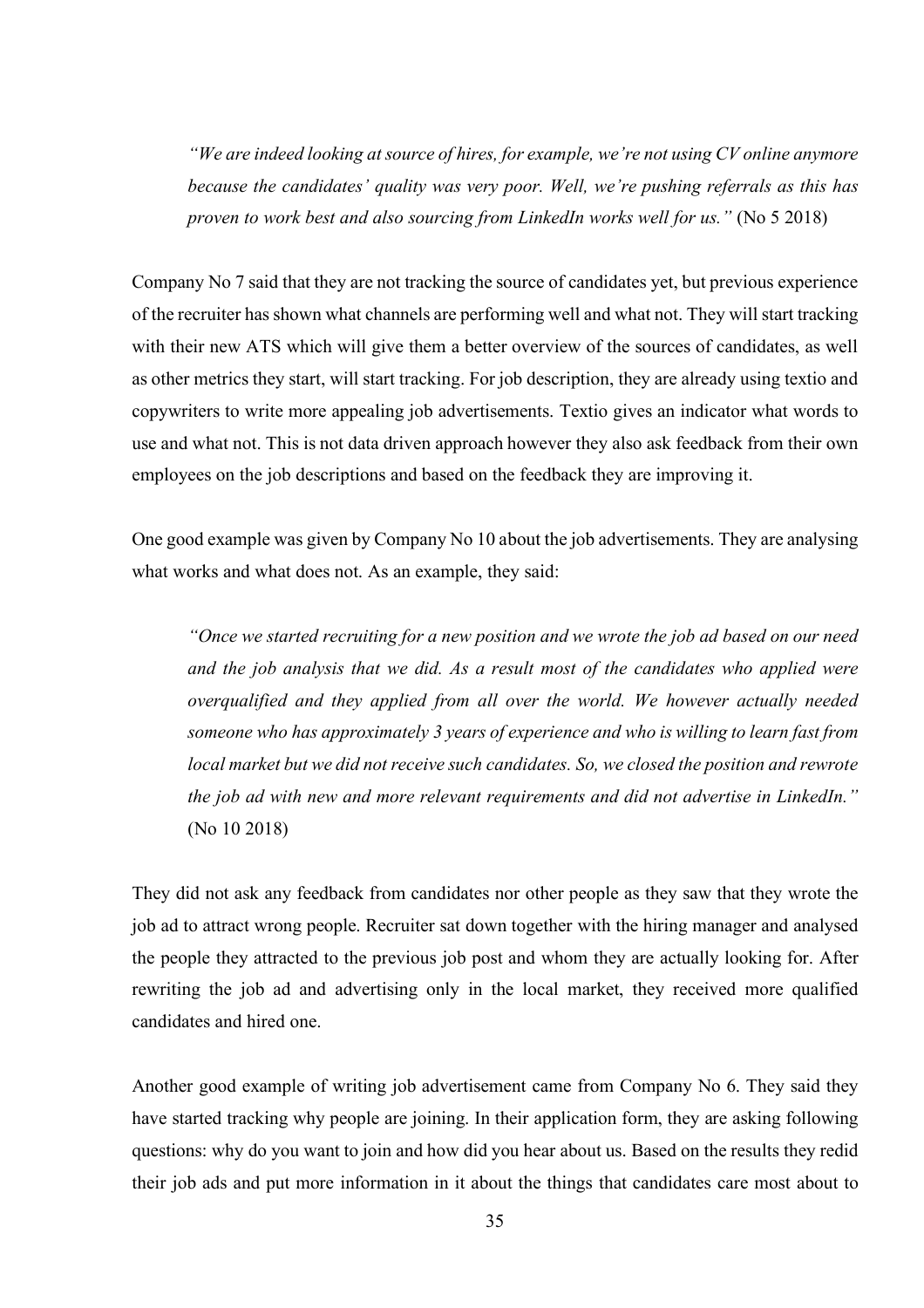> *"We are indeed looking at source of hires, for example, we're not using CV online anymore because the candidates' quality was very poor. Well, we're pushing referrals as this has proven to work best and also sourcing from LinkedIn works well for us."* (No 5 2018)

Company No 7 said that they are not tracking the source of candidates yet, but previous experience of the recruiter has shown what channels are performing well and what not. They will start tracking with their new ATS which will give them a better overview of the sources of candidates, as well as other metrics they start, will start tracking. For job description, they are already using textio and copywriters to write more appealing job advertisements. Textio gives an indicator what words to use and what not. This is not data driven approach however they also ask feedback from their own employees on the job descriptions and based on the feedback they are improving it.

One good example was given by Company No 10 about the job advertisements. They are analysing what works and what does not. As an example, they said:

> *"Once we started recruiting for a new position and we wrote the job ad based on our need and the job analysis that we did. As a result most of the candidates who applied were overqualified and they applied from all over the world. We however actually needed someone who has approximately 3 years of experience and who is willing to learn fast from local market but we did not receive such candidates. So, we closed the position and rewrote the job ad with new and more relevant requirements and did not advertise in LinkedIn."* (No 10 2018)

They did not ask any feedback from candidates nor other people as they saw that they wrote the job ad to attract wrong people. Recruiter sat down together with the hiring manager and analysed the people they attracted to the previous job post and whom they are actually looking for. After rewriting the job ad and advertising only in the local market, they received more qualified candidates and hired one.

Another good example of writing job advertisement came from Company No 6. They said they have started tracking why people are joining. In their application form, they are asking following questions: why do you want to join and how did you hear about us. Based on the results they redid their job ads and put more information in it about the things that candidates care most about to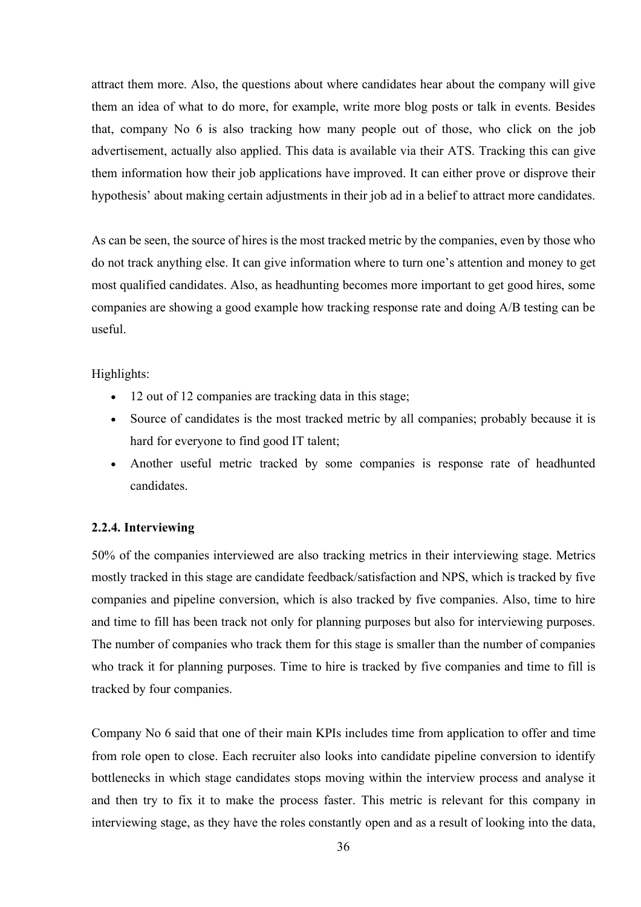attract them more. Also, the questions about where candidates hear about the company will give them an idea of what to do more, for example, write more blog posts or talk in events. Besides that, company No 6 is also tracking how many people out of those, who click on the job advertisement, actually also applied. This data is available via their ATS. Tracking this can give them information how their job applications have improved. It can either prove or disprove their hypothesis' about making certain adjustments in their job ad in a belief to attract more candidates.

As can be seen, the source of hires is the most tracked metric by the companies, even by those who do not track anything else. It can give information where to turn one's attention and money to get most qualified candidates. Also, as headhunting becomes more important to get good hires, some companies are showing a good example how tracking response rate and doing A/B testing can be useful.

Highlights:

- 12 out of 12 companies are tracking data in this stage;
- Source of candidates is the most tracked metric by all companies; probably because it is hard for everyone to find good IT talent;
- Another useful metric tracked by some companies is response rate of headhunted candidates.

### 2.2.4. Interviewing

50% of the companies interviewed are also tracking metrics in their interviewing stage. Metrics mostly tracked in this stage are candidate feedback/satisfaction and NPS, which is tracked by five companies and pipeline conversion, which is also tracked by five companies. Also, time to hire and time to fill has been track not only for planning purposes but also for interviewing purposes. The number of companies who track them for this stage is smaller than the number of companies who track it for planning purposes. Time to hire is tracked by five companies and time to fill is tracked by four companies.

Company No 6 said that one of their main KPIs includes time from application to offer and time from role open to close. Each recruiter also looks into candidate pipeline conversion to identify bottlenecks in which stage candidates stops moving within the interview process and analyse it and then try to fix it to make the process faster. This metric is relevant for this company in interviewing stage, as they have the roles constantly open and as a result of looking into the data,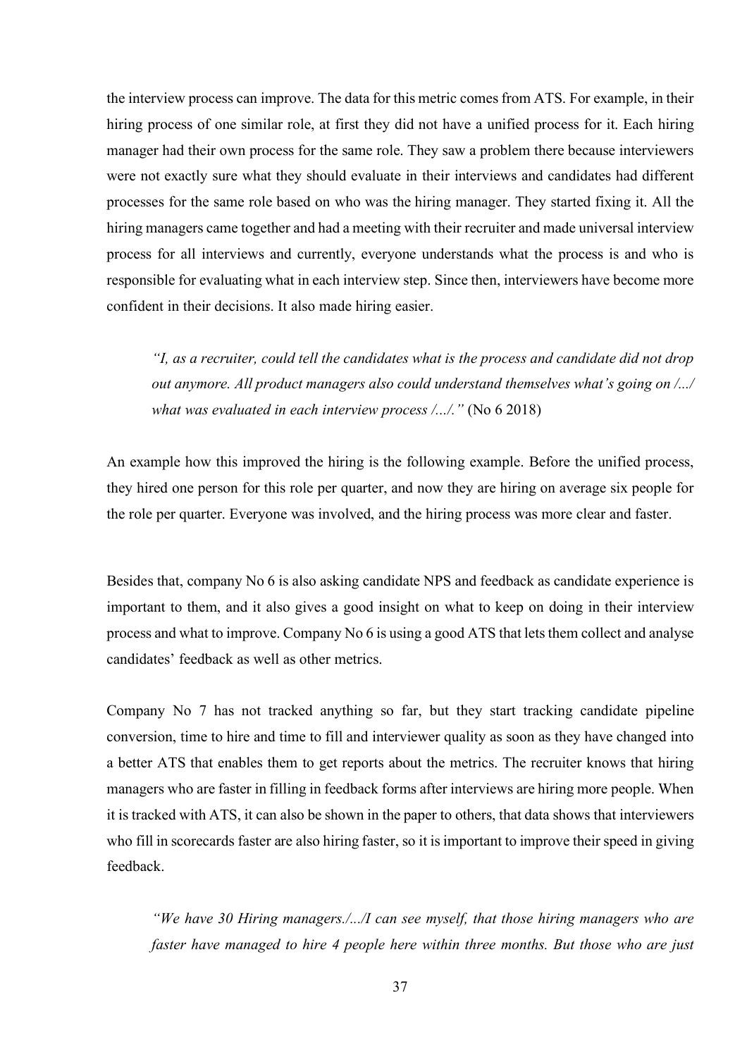the interview process can improve. The data for this metric comes from ATS. For example, in their hiring process of one similar role, at first they did not have a unified process for it. Each hiring manager had their own process for the same role. They saw a problem there because interviewers were not exactly sure what they should evaluate in their interviews and candidates had different processes for the same role based on who was the hiring manager. They started fixing it. All the hiring managers came together and had a meeting with their recruiter and made universal interview process for all interviews and currently, everyone understands what the process is and who is responsible for evaluating what in each interview step. Since then, interviewers have become more confident in their decisions. It also made hiring easier.

> *"I, as a recruiter, could tell the candidates what is the process and candidate did not drop out anymore. All product managers also could understand themselves what's going on /.../ what was evaluated in each interview process /.../."* (No 6 2018)

An example how this improved the hiring is the following example. Before the unified process, they hired one person for this role per quarter, and now they are hiring on average six people for the role per quarter. Everyone was involved, and the hiring process was more clear and faster.

Besides that, company No 6 is also asking candidate NPS and feedback as candidate experience is important to them, and it also gives a good insight on what to keep on doing in their interview process and what to improve. Company No 6 is using a good ATS that lets them collect and analyse candidates' feedback as well as other metrics.

Company No 7 has not tracked anything so far, but they start tracking candidate pipeline conversion, time to hire and time to fill and interviewer quality as soon as they have changed into a better ATS that enables them to get reports about the metrics. The recruiter knows that hiring managers who are faster in filling in feedback forms after interviews are hiring more people. When it is tracked with ATS, it can also be shown in the paper to others, that data shows that interviewers who fill in scorecards faster are also hiring faster, so it is important to improve their speed in giving feedback.

> *"We have 30 Hiring managers./.../I can see myself, that those hiring managers who are faster have managed to hire 4 people here within three months. But those who are just*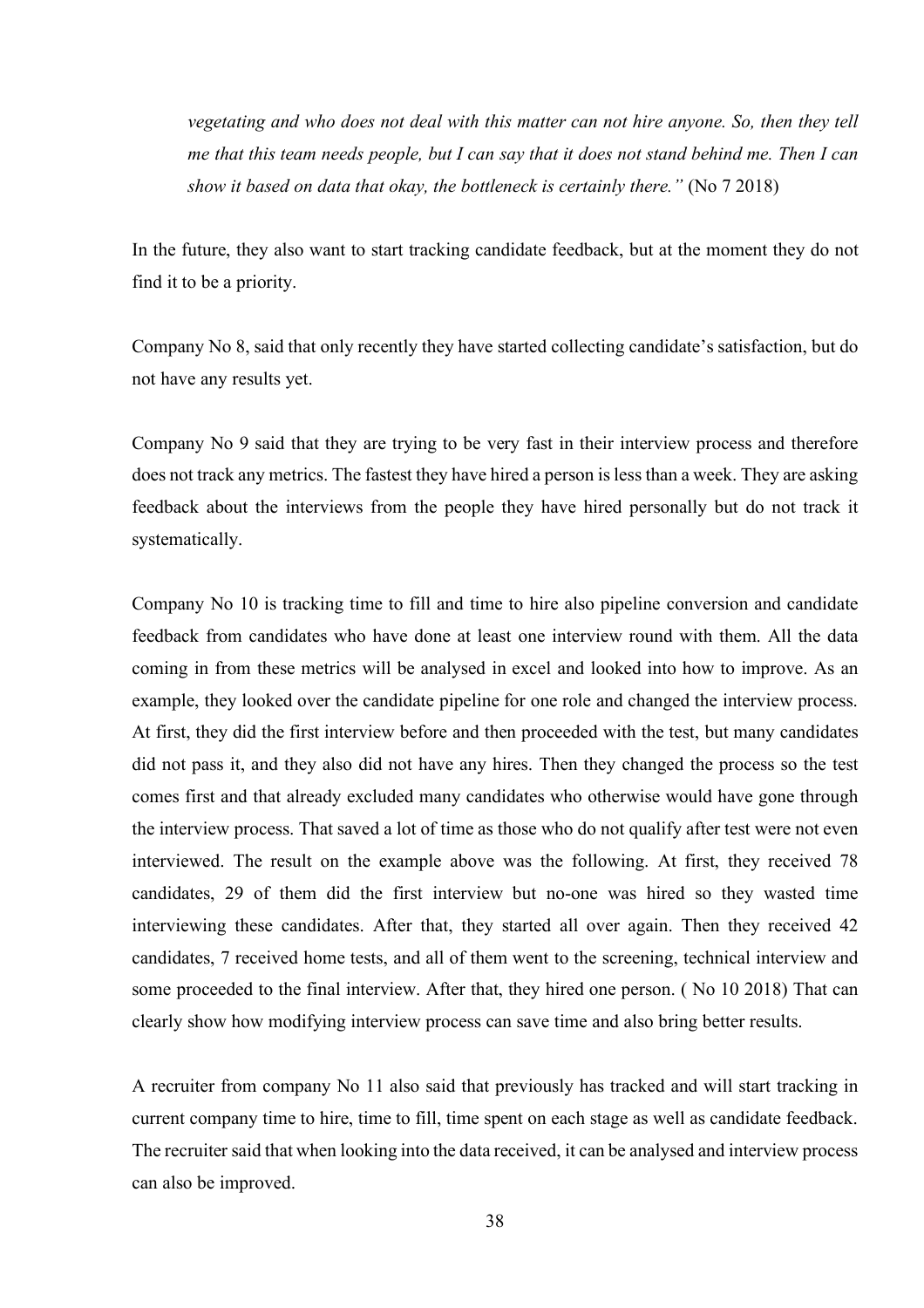*vegetating and who does not deal with this matter can not hire anyone. So, then they tell me that this team needs people, but I can say that it does not stand behind me. Then I can show it based on data that okay, the bottleneck is certainly there."* (No 7 2018)

In the future, they also want to start tracking candidate feedback, but at the moment they do not find it to be a priority.

Company No 8, said that only recently they have started collecting candidate's satisfaction, but do not have any results yet.

Company No 9 said that they are trying to be very fast in their interview process and therefore does not track any metrics. The fastest they have hired a person is less than a week. They are asking feedback about the interviews from the people they have hired personally but do not track it systematically.

Company No 10 is tracking time to fill and time to hire also pipeline conversion and candidate feedback from candidates who have done at least one interview round with them. All the data coming in from these metrics will be analysed in excel and looked into how to improve. As an example, they looked over the candidate pipeline for one role and changed the interview process. At first, they did the first interview before and then proceeded with the test, but many candidates did not pass it, and they also did not have any hires. Then they changed the process so the test comes first and that already excluded many candidates who otherwise would have gone through the interview process. That saved a lot of time as those who do not qualify after test were not even interviewed. The result on the example above was the following. At first, they received 78 candidates, 29 of them did the first interview but no-one was hired so they wasted time interviewing these candidates. After that, they started all over again. Then they received 42 candidates, 7 received home tests, and all of them went to the screening, technical interview and some proceeded to the final interview. After that, they hired one person. ( No 10 2018) That can clearly show how modifying interview process can save time and also bring better results.

A recruiter from company No 11 also said that previously has tracked and will start tracking in current company time to hire, time to fill, time spent on each stage as well as candidate feedback. The recruiter said that when looking into the data received, it can be analysed and interview process can also be improved.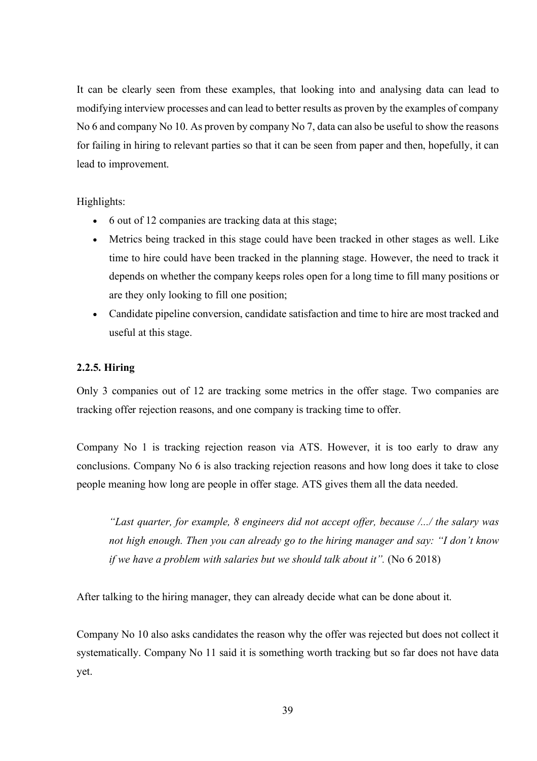It can be clearly seen from these examples, that looking into and analysing data can lead to modifying interview processes and can lead to better results as proven by the examples of company No 6 and company No 10. As proven by company No 7, data can also be useful to show the reasons for failing in hiring to relevant parties so that it can be seen from paper and then, hopefully, it can lead to improvement.

Highlights:

- 6 out of 12 companies are tracking data at this stage;
- Metrics being tracked in this stage could have been tracked in other stages as well. Like time to hire could have been tracked in the planning stage. However, the need to track it depends on whether the company keeps roles open for a long time to fill many positions or are they only looking to fill one position;
- Candidate pipeline conversion, candidate satisfaction and time to hire are most tracked and useful at this stage.

#### 2.2.5. Hiring

Only 3 companies out of 12 are tracking some metrics in the offer stage. Two companies are tracking offer rejection reasons, and one company is tracking time to offer.

Company No 1 is tracking rejection reason via ATS. However, it is too early to draw any conclusions. Company No 6 is also tracking rejection reasons and how long does it take to close people meaning how long are people in offer stage. ATS gives them all the data needed.

> *"Last quarter, for example, 8 engineers did not accept offer, because /.../ the salary was not high enough. Then you can already go to the hiring manager and say: "I don't know if we have a problem with salaries but we should talk about it".* (No 6 2018)

After talking to the hiring manager, they can already decide what can be done about it.

Company No 10 also asks candidates the reason why the offer was rejected but does not collect it systematically. Company No 11 said it is something worth tracking but so far does not have data yet.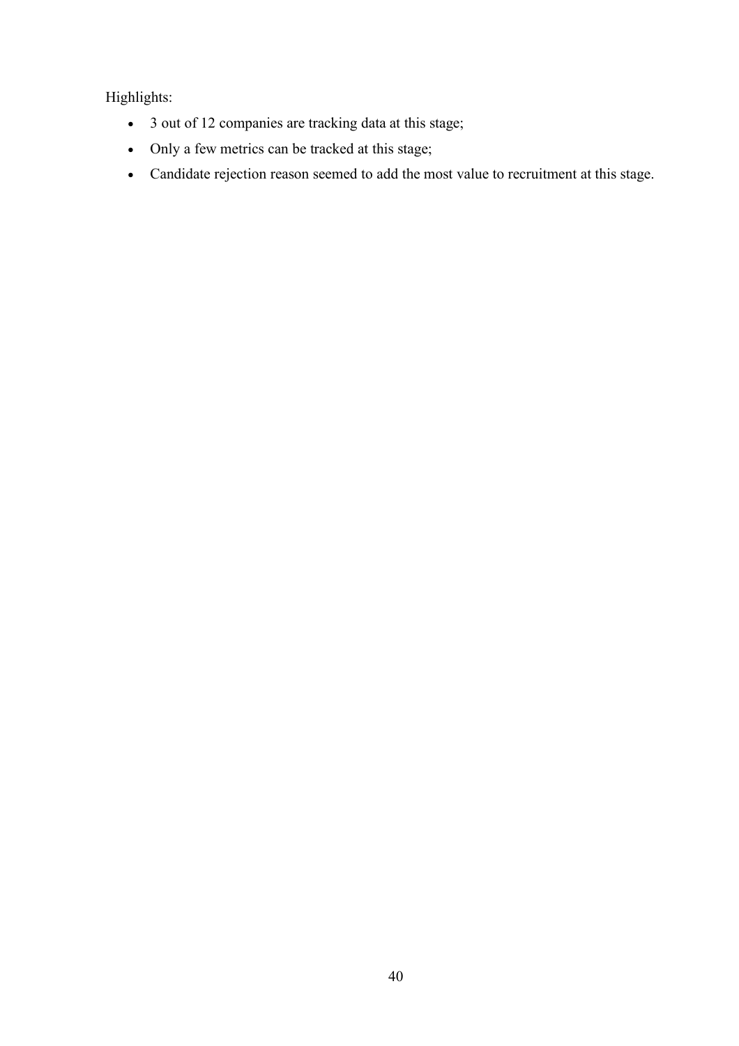Highlights:

- 3 out of 12 companies are tracking data at this stage;
- Only a few metrics can be tracked at this stage;
- Candidate rejection reason seemed to add the most value to recruitment at this stage.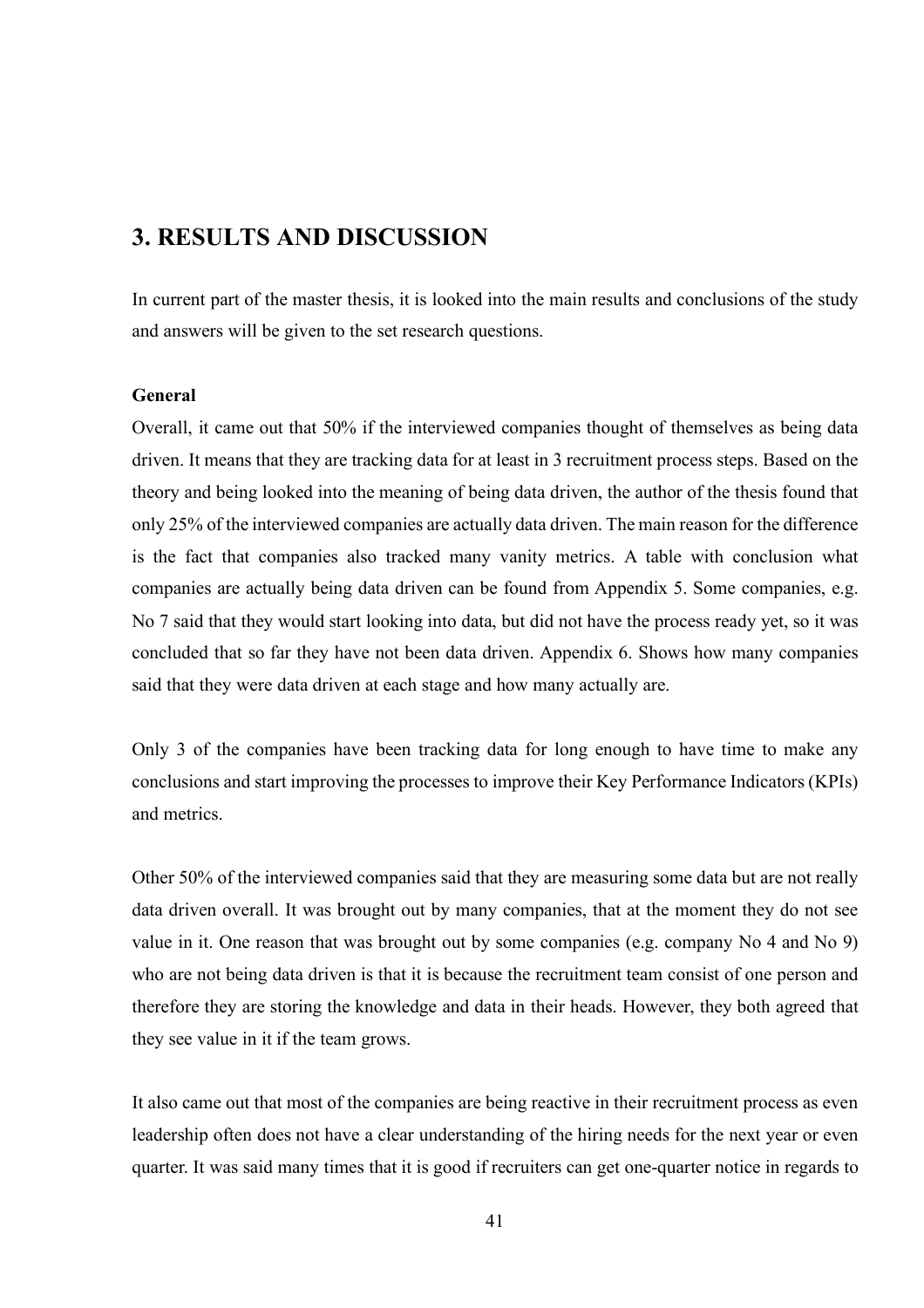# 3. RESULTS AND DISCUSSION

In current part of the master thesis, it is looked into the main results and conclusions of the study and answers will be given to the set research questions.

**General**

Overall, it came out that 50% if the interviewed companies thought of themselves as being data driven. It means that they are tracking data for at least in 3 recruitment process steps. Based on the theory and being looked into the meaning of being data driven, the author of the thesis found that only 25% of the interviewed companies are actually data driven. The main reason for the difference is the fact that companies also tracked many vanity metrics. A table with conclusion what companies are actually being data driven can be found from Appendix 5. Some companies, e.g. No 7 said that they would start looking into data, but did not have the process ready yet, so it was concluded that so far they have not been data driven. Appendix 6. Shows how many companies said that they were data driven at each stage and how many actually are.

Only 3 of the companies have been tracking data for long enough to have time to make any conclusions and start improving the processes to improve their Key Performance Indicators (KPIs) and metrics.

Other 50% of the interviewed companies said that they are measuring some data but are not really data driven overall. It was brought out by many companies, that at the moment they do not see value in it. One reason that was brought out by some companies (e.g. company No 4 and No 9) who are not being data driven is that it is because the recruitment team consist of one person and therefore they are storing the knowledge and data in their heads. However, they both agreed that they see value in it if the team grows.

It also came out that most of the companies are being reactive in their recruitment process as even leadership often does not have a clear understanding of the hiring needs for the next year or even quarter. It was said many times that it is good if recruiters can get one-quarter notice in regards to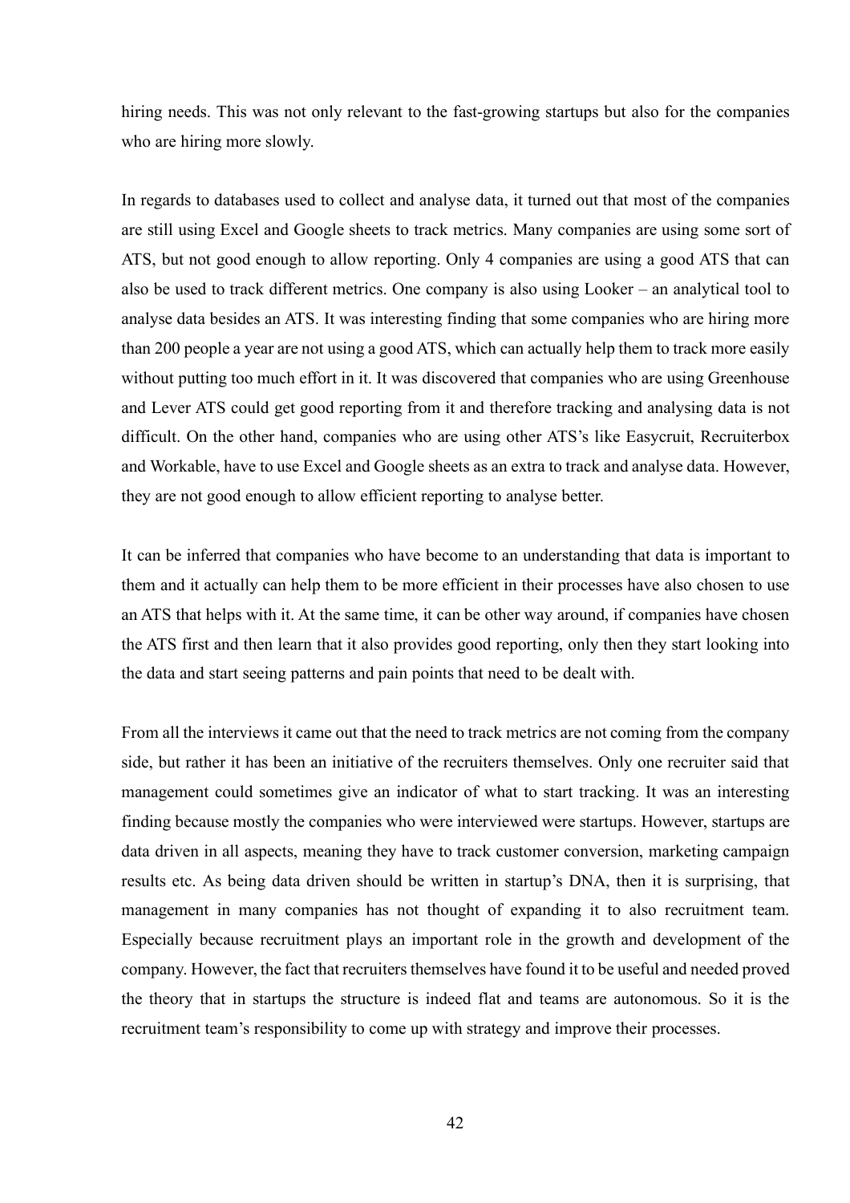hiring needs. This was not only relevant to the fast-growing startups but also for the companies who are hiring more slowly.

In regards to databases used to collect and analyse data, it turned out that most of the companies are still using Excel and Google sheets to track metrics. Many companies are using some sort of ATS, but not good enough to allow reporting. Only 4 companies are using a good ATS that can also be used to track different metrics. One company is also using Looker – an analytical tool to analyse data besides an ATS. It was interesting finding that some companies who are hiring more than 200 people a year are not using a good ATS, which can actually help them to track more easily without putting too much effort in it. It was discovered that companies who are using Greenhouse and Lever ATS could get good reporting from it and therefore tracking and analysing data is not difficult. On the other hand, companies who are using other ATS's like Easycruit, Recruiterbox and Workable, have to use Excel and Google sheets as an extra to track and analyse data. However, they are not good enough to allow efficient reporting to analyse better.

It can be inferred that companies who have become to an understanding that data is important to them and it actually can help them to be more efficient in their processes have also chosen to use an ATS that helps with it. At the same time, it can be other way around, if companies have chosen the ATS first and then learn that it also provides good reporting, only then they start looking into the data and start seeing patterns and pain points that need to be dealt with.

From all the interviews it came out that the need to track metrics are not coming from the company side, but rather it has been an initiative of the recruiters themselves. Only one recruiter said that management could sometimes give an indicator of what to start tracking. It was an interesting finding because mostly the companies who were interviewed were startups. However, startups are data driven in all aspects, meaning they have to track customer conversion, marketing campaign results etc. As being data driven should be written in startup's DNA, then it is surprising, that management in many companies has not thought of expanding it to also recruitment team. Especially because recruitment plays an important role in the growth and development of the company. However, the fact that recruiters themselves have found it to be useful and needed proved the theory that in startups the structure is indeed flat and teams are autonomous. So it is the recruitment team's responsibility to come up with strategy and improve their processes.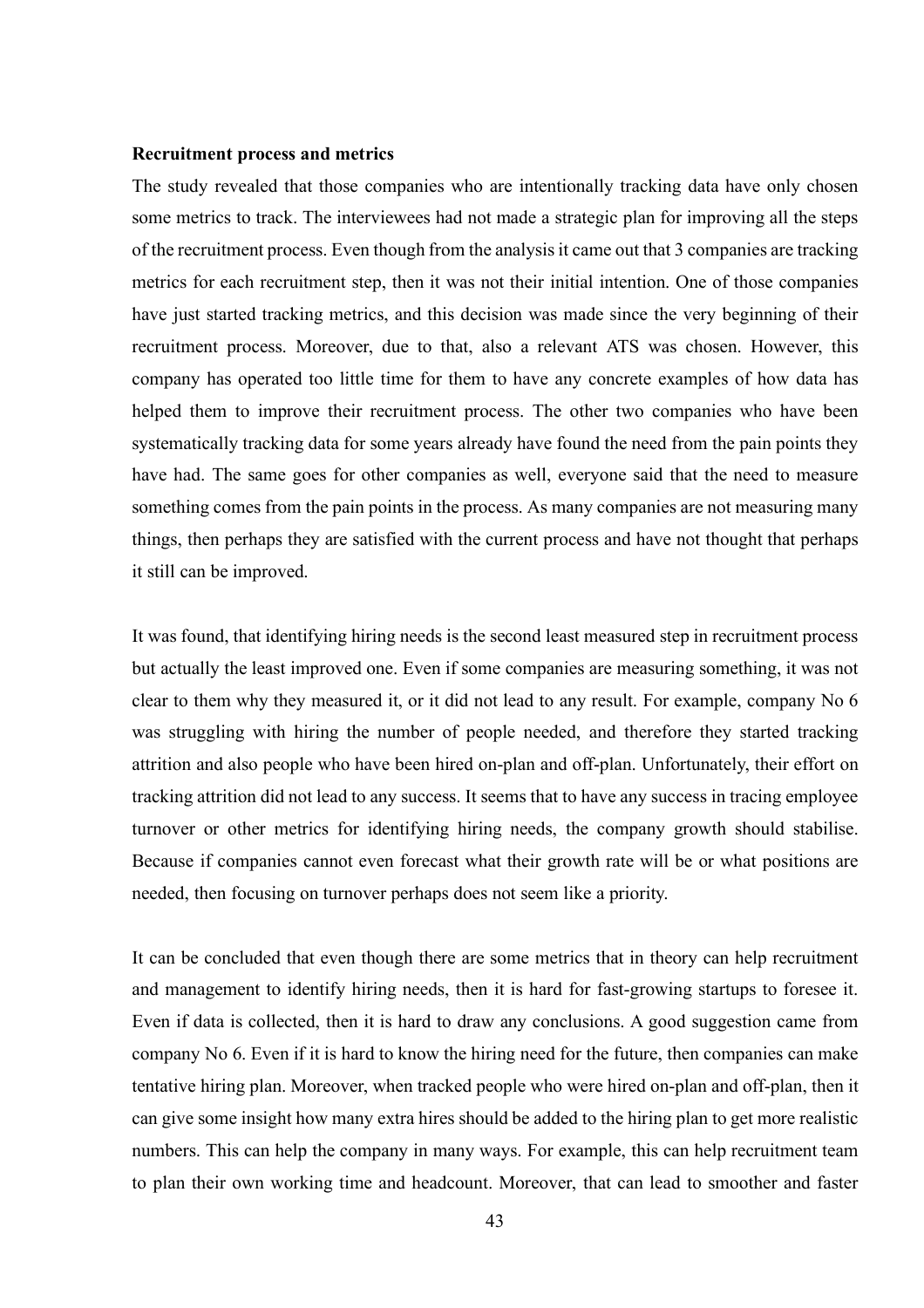**Recruitment process and metrics**

The study revealed that those companies who are intentionally tracking data have only chosen some metrics to track. The interviewees had not made a strategic plan for improving all the steps of the recruitment process. Even though from the analysis it came out that 3 companies are tracking metrics for each recruitment step, then it was not their initial intention. One of those companies have just started tracking metrics, and this decision was made since the very beginning of their recruitment process. Moreover, due to that, also a relevant ATS was chosen. However, this company has operated too little time for them to have any concrete examples of how data has helped them to improve their recruitment process. The other two companies who have been systematically tracking data for some years already have found the need from the pain points they have had. The same goes for other companies as well, everyone said that the need to measure something comes from the pain points in the process. As many companies are not measuring many things, then perhaps they are satisfied with the current process and have not thought that perhaps it still can be improved.

It was found, that identifying hiring needs is the second least measured step in recruitment process but actually the least improved one. Even if some companies are measuring something, it was not clear to them why they measured it, or it did not lead to any result. For example, company No 6 was struggling with hiring the number of people needed, and therefore they started tracking attrition and also people who have been hired on-plan and off-plan. Unfortunately, their effort on tracking attrition did not lead to any success. It seems that to have any success in tracing employee turnover or other metrics for identifying hiring needs, the company growth should stabilise. Because if companies cannot even forecast what their growth rate will be or what positions are needed, then focusing on turnover perhaps does not seem like a priority.

It can be concluded that even though there are some metrics that in theory can help recruitment and management to identify hiring needs, then it is hard for fast-growing startups to foresee it. Even if data is collected, then it is hard to draw any conclusions. A good suggestion came from company No 6. Even if it is hard to know the hiring need for the future, then companies can make tentative hiring plan. Moreover, when tracked people who were hired on-plan and off-plan, then it can give some insight how many extra hires should be added to the hiring plan to get more realistic numbers. This can help the company in many ways. For example, this can help recruitment team to plan their own working time and headcount. Moreover, that can lead to smoother and faster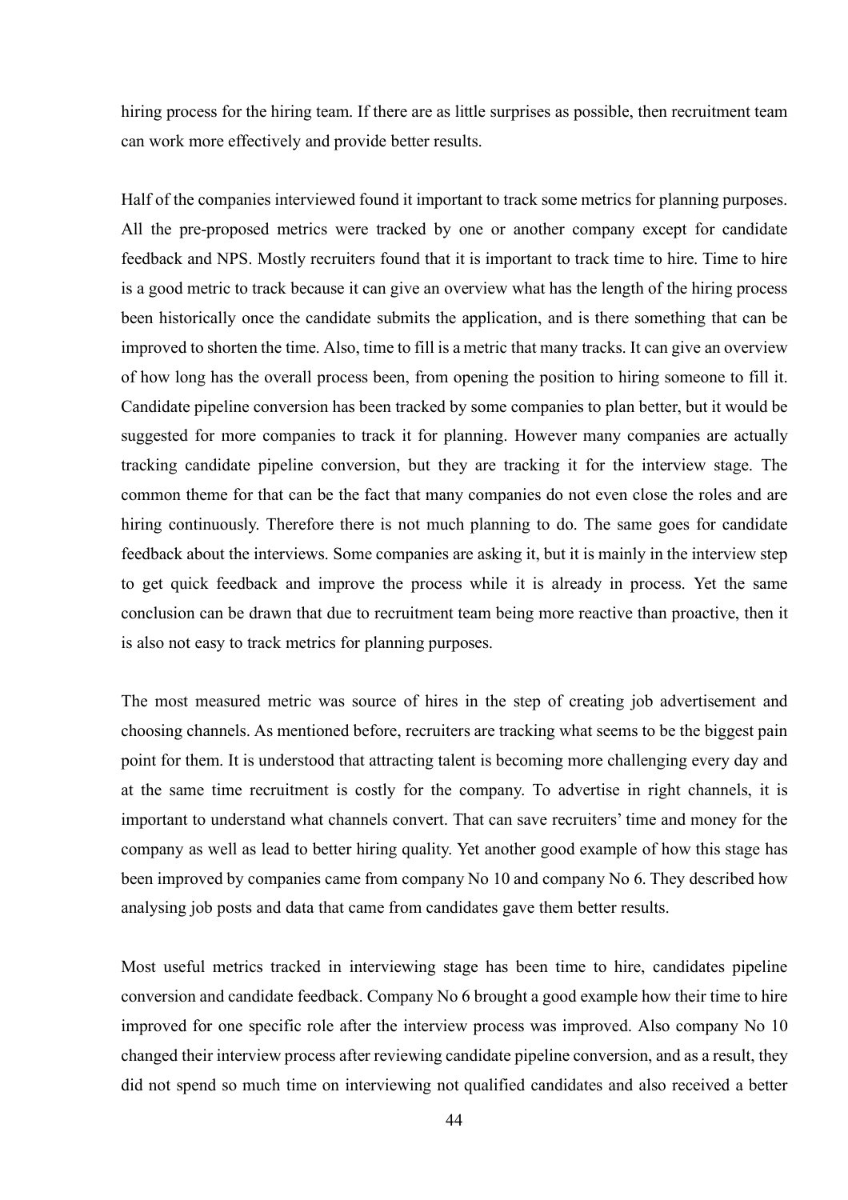hiring process for the hiring team. If there are as little surprises as possible, then recruitment team can work more effectively and provide better results.

Half of the companies interviewed found it important to track some metrics for planning purposes. All the pre-proposed metrics were tracked by one or another company except for candidate feedback and NPS. Mostly recruiters found that it is important to track time to hire. Time to hire is a good metric to track because it can give an overview what has the length of the hiring process been historically once the candidate submits the application, and is there something that can be improved to shorten the time. Also, time to fill is a metric that many tracks. It can give an overview of how long has the overall process been, from opening the position to hiring someone to fill it. Candidate pipeline conversion has been tracked by some companies to plan better, but it would be suggested for more companies to track it for planning. However many companies are actually tracking candidate pipeline conversion, but they are tracking it for the interview stage. The common theme for that can be the fact that many companies do not even close the roles and are hiring continuously. Therefore there is not much planning to do. The same goes for candidate feedback about the interviews. Some companies are asking it, but it is mainly in the interview step to get quick feedback and improve the process while it is already in process. Yet the same conclusion can be drawn that due to recruitment team being more reactive than proactive, then it is also not easy to track metrics for planning purposes.

The most measured metric was source of hires in the step of creating job advertisement and choosing channels. As mentioned before, recruiters are tracking what seems to be the biggest pain point for them. It is understood that attracting talent is becoming more challenging every day and at the same time recruitment is costly for the company. To advertise in right channels, it is important to understand what channels convert. That can save recruiters' time and money for the company as well as lead to better hiring quality. Yet another good example of how this stage has been improved by companies came from company No 10 and company No 6. They described how analysing job posts and data that came from candidates gave them better results.

Most useful metrics tracked in interviewing stage has been time to hire, candidates pipeline conversion and candidate feedback. Company No 6 brought a good example how their time to hire improved for one specific role after the interview process was improved. Also company No 10 changed their interview process after reviewing candidate pipeline conversion, and as a result, they did not spend so much time on interviewing not qualified candidates and also received a better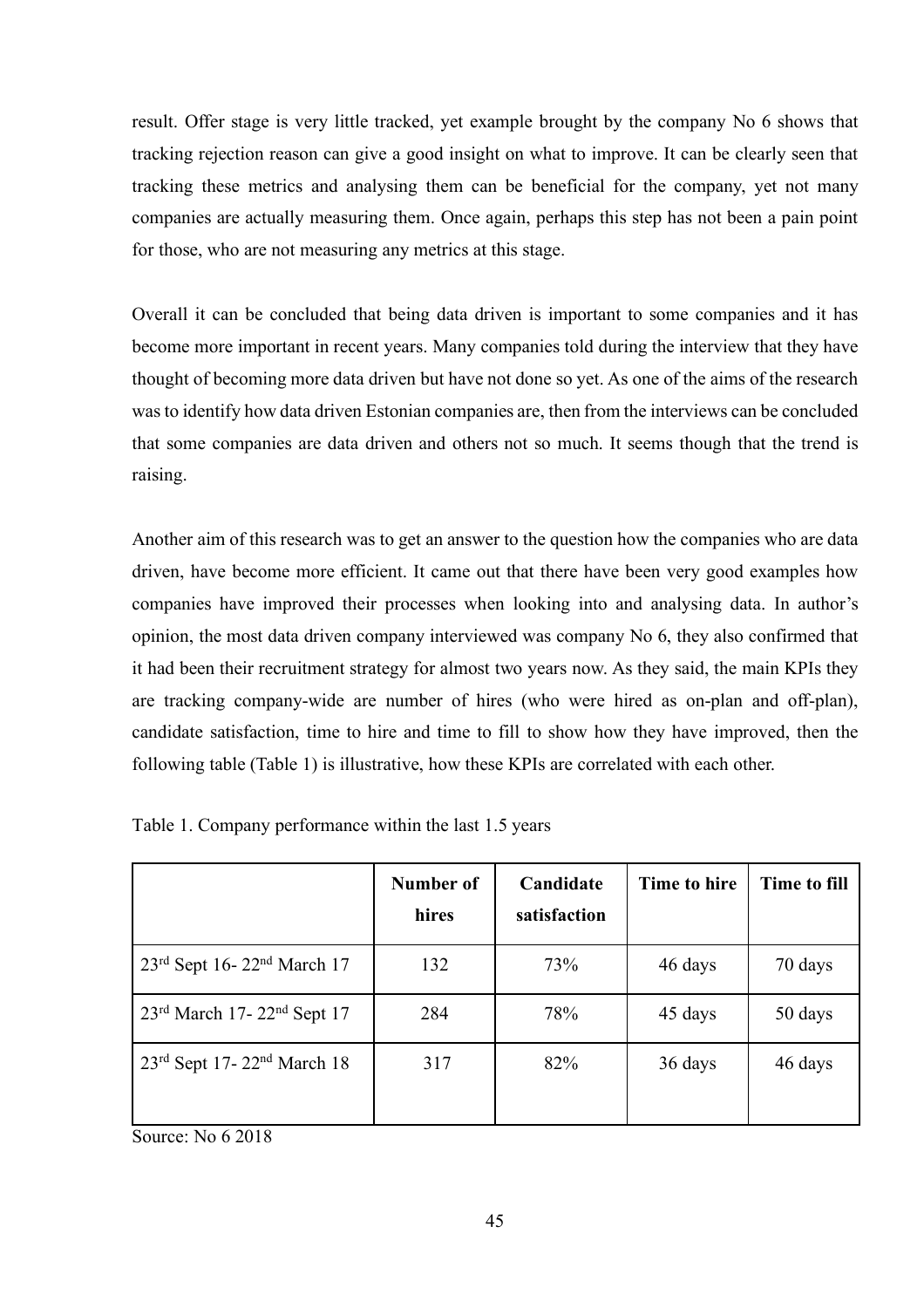result. Offer stage is very little tracked, yet example brought by the company No 6 shows that tracking rejection reason can give a good insight on what to improve. It can be clearly seen that tracking these metrics and analysing them can be beneficial for the company, yet not many companies are actually measuring them. Once again, perhaps this step has not been a pain point for those, who are not measuring any metrics at this stage.

Overall it can be concluded that being data driven is important to some companies and it has become more important in recent years. Many companies told during the interview that they have thought of becoming more data driven but have not done so yet. As one of the aims of the research was to identify how data driven Estonian companies are, then from the interviews can be concluded that some companies are data driven and others not so much. It seems though that the trend is raising.

Another aim of this research was to get an answer to the question how the companies who are data driven, have become more efficient. It came out that there have been very good examples how companies have improved their processes when looking into and analysing data. In author's opinion, the most data driven company interviewed was company No 6, they also confirmed that it had been their recruitment strategy for almost two years now. As they said, the main KPIs they are tracking company-wide are number of hires (who were hired as on-plan and off-plan), candidate satisfaction, time to hire and time to fill to show how they have improved, then the following table (Table 1) is illustrative, how these KPIs are correlated with each other.

Table 1. Company performance within the last 1.5 years

| | **Number of hires** | **Candidate satisfaction** | **Time to hire** | **Time to fill** |
|---|---|---|---|---|
| 23rd Sept 16- 22nd March 17 | 132 | 73% | 46 days | 70 days |
| 23rd March 17- 22nd Sept 17 | 284 | 78% | 45 days | 50 days |
| 23rd Sept 17- 22nd March 18 | 317 | 82% | 36 days | 46 days |

Source: No 6 2018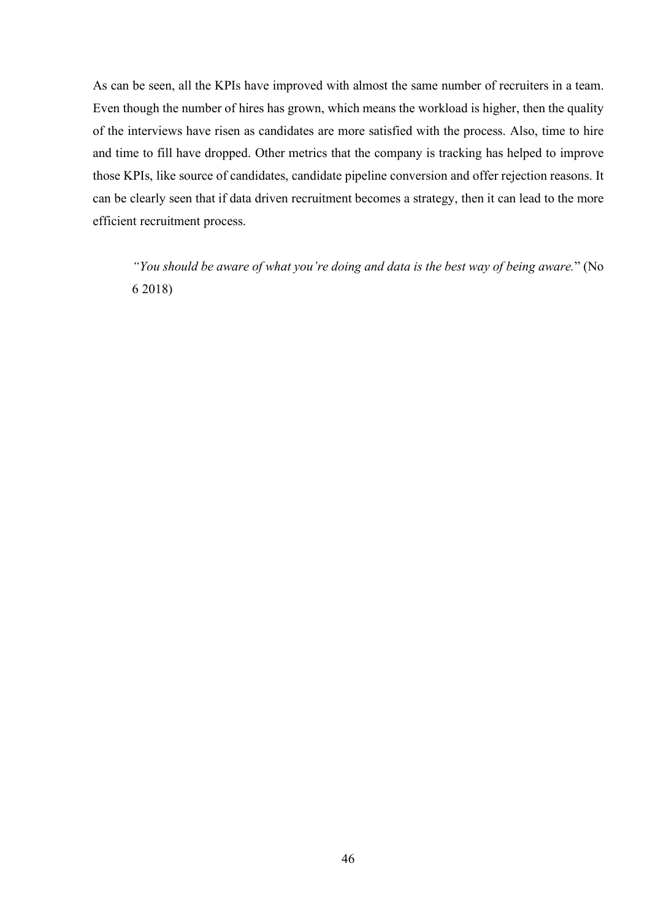As can be seen, all the KPIs have improved with almost the same number of recruiters in a team. Even though the number of hires has grown, which means the workload is higher, then the quality of the interviews have risen as candidates are more satisfied with the process. Also, time to hire and time to fill have dropped. Other metrics that the company is tracking has helped to improve those KPIs, like source of candidates, candidate pipeline conversion and offer rejection reasons. It can be clearly seen that if data driven recruitment becomes a strategy, then it can lead to the more efficient recruitment process.

> *"You should be aware of what you're doing and data is the best way of being aware.*" (No 6 2018)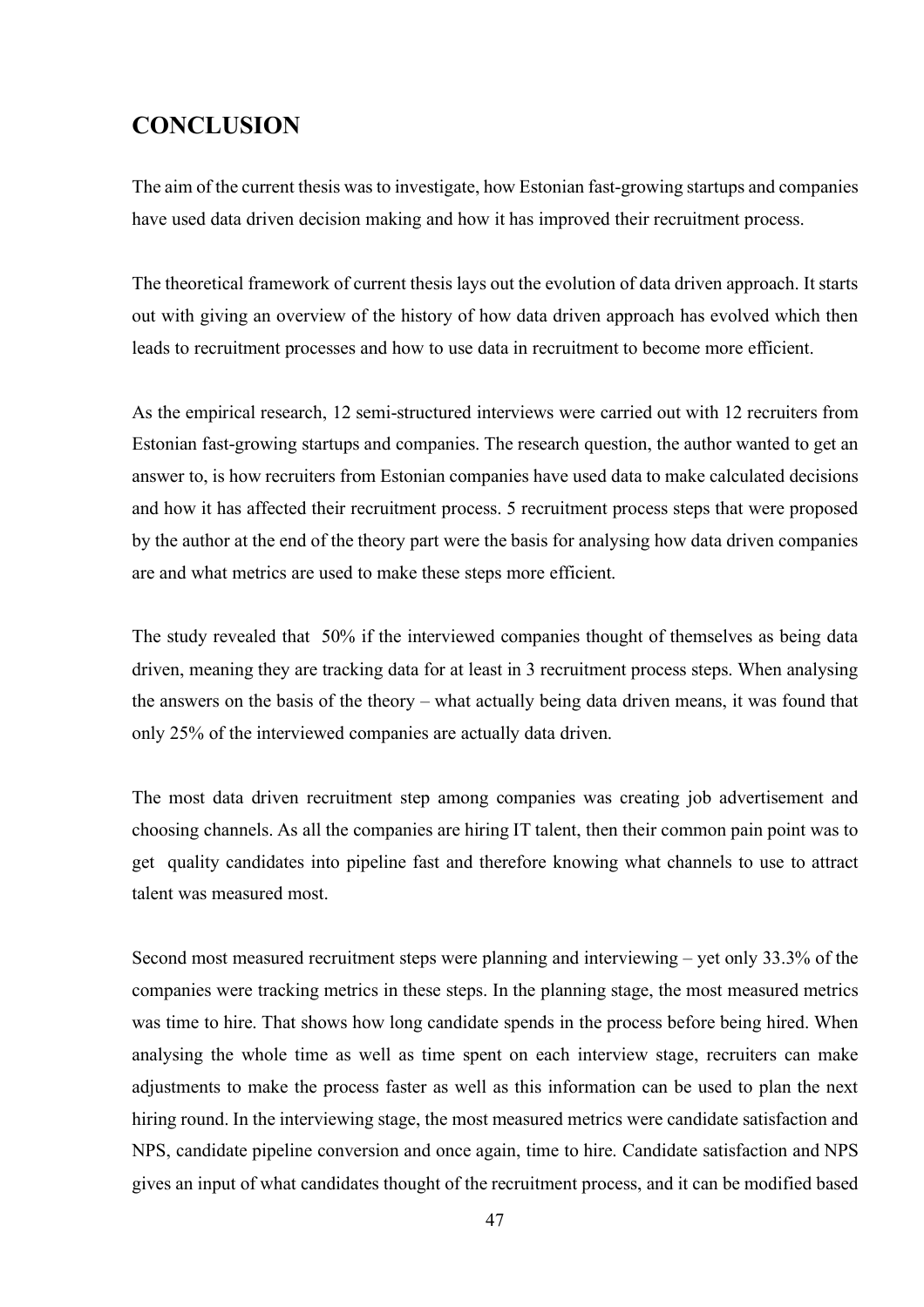# CONCLUSION

The aim of the current thesis was to investigate, how Estonian fast-growing startups and companies have used data driven decision making and how it has improved their recruitment process.

The theoretical framework of current thesis lays out the evolution of data driven approach. It starts out with giving an overview of the history of how data driven approach has evolved which then leads to recruitment processes and how to use data in recruitment to become more efficient.

As the empirical research, 12 semi-structured interviews were carried out with 12 recruiters from Estonian fast-growing startups and companies. The research question, the author wanted to get an answer to, is how recruiters from Estonian companies have used data to make calculated decisions and how it has affected their recruitment process. 5 recruitment process steps that were proposed by the author at the end of the theory part were the basis for analysing how data driven companies are and what metrics are used to make these steps more efficient.

The study revealed that 50% if the interviewed companies thought of themselves as being data driven, meaning they are tracking data for at least in 3 recruitment process steps. When analysing the answers on the basis of the theory – what actually being data driven means, it was found that only 25% of the interviewed companies are actually data driven.

The most data driven recruitment step among companies was creating job advertisement and choosing channels. As all the companies are hiring IT talent, then their common pain point was to get quality candidates into pipeline fast and therefore knowing what channels to use to attract talent was measured most.

Second most measured recruitment steps were planning and interviewing – yet only 33.3% of the companies were tracking metrics in these steps. In the planning stage, the most measured metrics was time to hire. That shows how long candidate spends in the process before being hired. When analysing the whole time as well as time spent on each interview stage, recruiters can make adjustments to make the process faster as well as this information can be used to plan the next hiring round. In the interviewing stage, the most measured metrics were candidate satisfaction and NPS, candidate pipeline conversion and once again, time to hire. Candidate satisfaction and NPS gives an input of what candidates thought of the recruitment process, and it can be modified based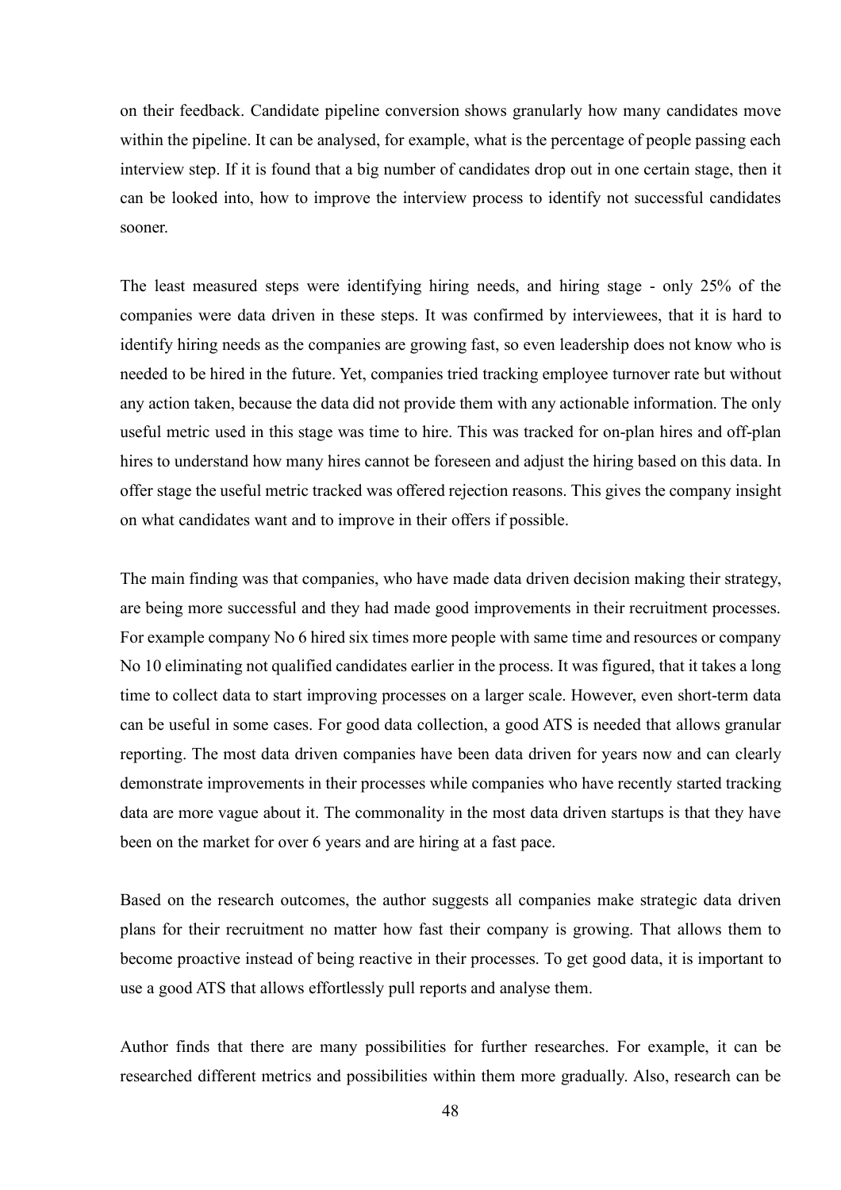on their feedback. Candidate pipeline conversion shows granularly how many candidates move within the pipeline. It can be analysed, for example, what is the percentage of people passing each interview step. If it is found that a big number of candidates drop out in one certain stage, then it can be looked into, how to improve the interview process to identify not successful candidates sooner.

The least measured steps were identifying hiring needs, and hiring stage - only 25% of the companies were data driven in these steps. It was confirmed by interviewees, that it is hard to identify hiring needs as the companies are growing fast, so even leadership does not know who is needed to be hired in the future. Yet, companies tried tracking employee turnover rate but without any action taken, because the data did not provide them with any actionable information. The only useful metric used in this stage was time to hire. This was tracked for on-plan hires and off-plan hires to understand how many hires cannot be foreseen and adjust the hiring based on this data. In offer stage the useful metric tracked was offered rejection reasons. This gives the company insight on what candidates want and to improve in their offers if possible.

The main finding was that companies, who have made data driven decision making their strategy, are being more successful and they had made good improvements in their recruitment processes. For example company No 6 hired six times more people with same time and resources or company No 10 eliminating not qualified candidates earlier in the process. It was figured, that it takes a long time to collect data to start improving processes on a larger scale. However, even short-term data can be useful in some cases. For good data collection, a good ATS is needed that allows granular reporting. The most data driven companies have been data driven for years now and can clearly demonstrate improvements in their processes while companies who have recently started tracking data are more vague about it. The commonality in the most data driven startups is that they have been on the market for over 6 years and are hiring at a fast pace.

Based on the research outcomes, the author suggests all companies make strategic data driven plans for their recruitment no matter how fast their company is growing. That allows them to become proactive instead of being reactive in their processes. To get good data, it is important to use a good ATS that allows effortlessly pull reports and analyse them.

Author finds that there are many possibilities for further researches. For example, it can be researched different metrics and possibilities within them more gradually. Also, research can be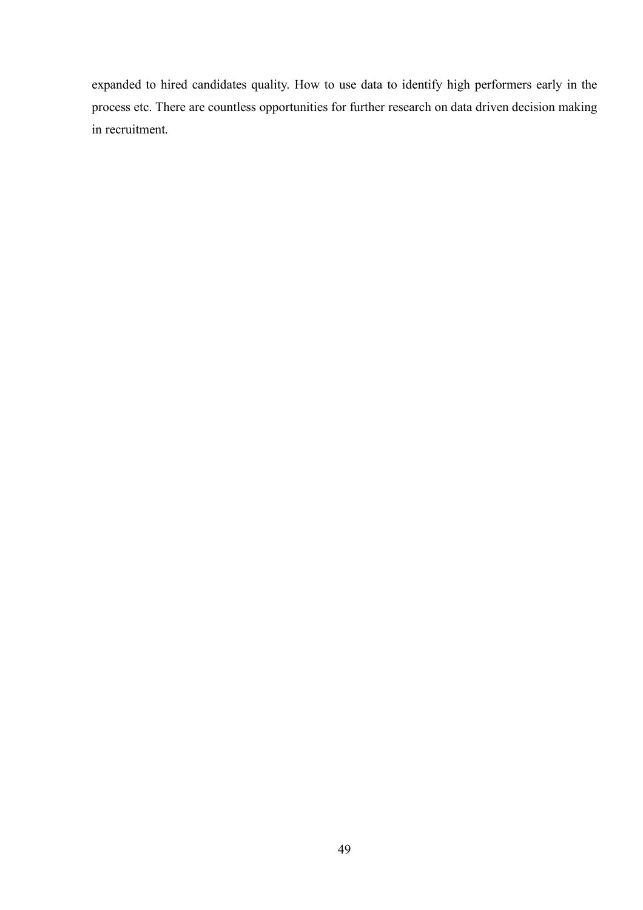expanded to hired candidates quality. How to use data to identify high performers early in the process etc. There are countless opportunities for further research on data driven decision making in recruitment.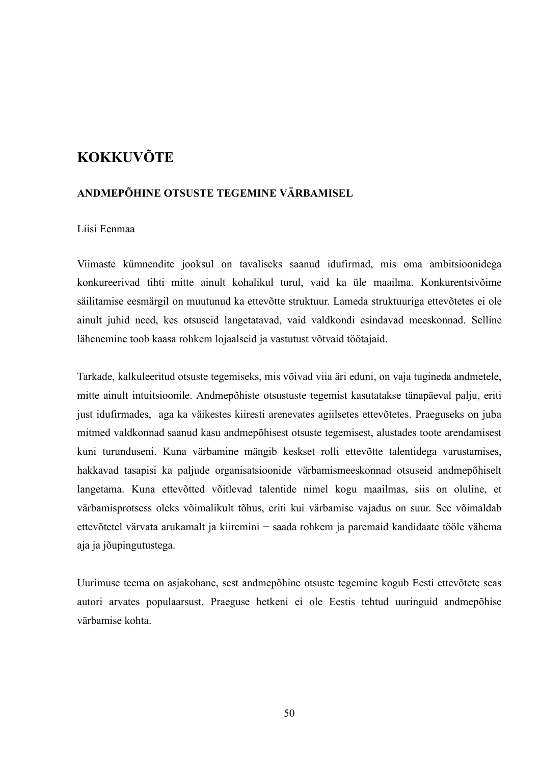# KOKKUVÕTE

## ANDMEPÕHINE OTSUSTE TEGEMINE VÄRBAMISEL

Liisi Eenmaa

Viimaste kümnendite jooksul on tavaliseks saanud idufirmad, mis oma ambitsioonidega konkureerivad tihti mitte ainult kohalikul turul, vaid ka üle maailma. Konkurentsivõime säilitamise eesmärgil on muutunud ka ettevõtte struktuur. Lameda struktuuriga ettevõtetes ei ole ainult juhid need, kes otsuseid langetatavad, vaid valdkondi esindavad meeskonnad. Selline lähenemine toob kaasa rohkem lojaalseid ja vastutust võtvaid töötajaid.

Tarkade, kalkuleeritud otsuste tegemiseks, mis võivad viia äri eduni, on vaja tugineda andmetele, mitte ainult intuitsioonile. Andmepõhiste otsustuste tegemist kasutatakse tänapäeval palju, eriti just idufirmades, aga ka väikestes kiiresti arenevates agiilsetes ettevõtetes. Praeguseks on juba mitmed valdkonnad saanud kasu andmepõhisest otsuste tegemisest, alustades toote arendamisest kuni turunduseni. Kuna värbamine mängib keskset rolli ettevõtte talentidega varustamises, hakkavad tasapisi ka paljude organisatsioonide värbamismeeskonnad otsuseid andmepõhiselt langetama. Kuna ettevõtted võitlevad talentide nimel kogu maailmas, siis on oluline, et värbamisprotsess oleks võimalikult tõhus, eriti kui värbamise vajadus on suur. See võimaldab ettevõtetel värvata arukamalt ja kiiremini − saada rohkem ja paremaid kandidaate tööle vähema aja ja jõupingutustega.

Uurimuse teema on asjakohane, sest andmepõhine otsuste tegemine kogub Eesti ettevõtete seas autori arvates populaarsust. Praeguse hetkeni ei ole Eestis tehtud uuringuid andmepõhise värbamise kohta.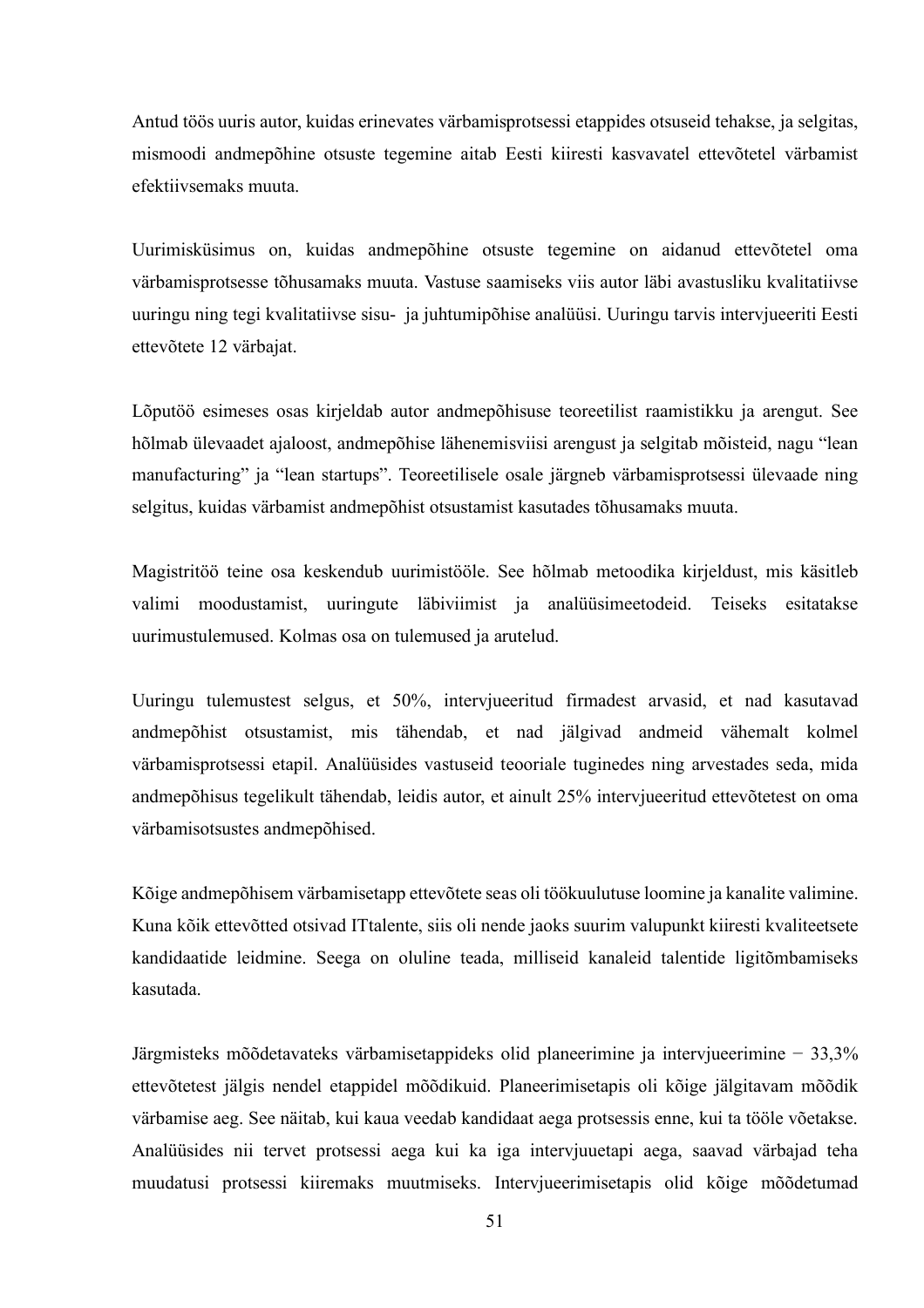Antud töös uuris autor, kuidas erinevates värbamisprotsessi etappides otsuseid tehakse, ja selgitas, mismoodi andmepõhine otsuste tegemine aitab Eesti kiiresti kasvavatel ettevõtetel värbamist efektiivsemaks muuta.

Uurimisküsimus on, kuidas andmepõhine otsuste tegemine on aidanud ettevõtetel oma värbamisprotsesse tõhusamaks muuta. Vastuse saamiseks viis autor läbi avastusliku kvalitatiivse uuringu ning tegi kvalitatiivse sisu- ja juhtumipõhise analüüsi. Uuringu tarvis intervjueeriti Eesti ettevõtete 12 värbajat.

Lõputöö esimeses osas kirjeldab autor andmepõhisuse teoreetilist raamistikku ja arengut. See hõlmab ülevaadet ajaloost, andmepõhise lähenemisviisi arengust ja selgitab mõisteid, nagu "lean manufacturing" ja "lean startups". Teoreetilisele osale järgneb värbamisprotsessi ülevaade ning selgitus, kuidas värbamist andmepõhist otsustamist kasutades tõhusamaks muuta.

Magistritöö teine osa keskendub uurimistööle. See hõlmab metoodika kirjeldust, mis käsitleb valimi moodustamist, uuringute läbiviimist ja analüüsimeetodeid. Teiseks esitatakse uurimustulemused. Kolmas osa on tulemused ja arutelud.

Uuringu tulemustest selgus, et 50%, intervjueeritud firmadest arvasid, et nad kasutavad andmepõhist otsustamist, mis tähendab, et nad jälgivad andmeid vähemalt kolmel värbamisprotsessi etapil. Analüüsides vastuseid teooriale tuginedes ning arvestades seda, mida andmepõhisus tegelikult tähendab, leidis autor, et ainult 25% intervjueeritud ettevõtetest on oma värbamisotsustes andmepõhised.

Kõige andmepõhisem värbamisetapp ettevõtete seas oli töökuulutuse loomine ja kanalite valimine. Kuna kõik ettevõtted otsivad ITtalente, siis oli nende jaoks suurim valupunkt kiiresti kvaliteetsete kandidaatide leidmine. Seega on oluline teada, milliseid kanaleid talentide ligitõmbamiseks kasutada.

Järgmisteks mõõdetavateks värbamisetappideks olid planeerimine ja intervjueerimine − 33,3% ettevõtetest jälgis nendel etappidel mõõdikuid. Planeerimisetapis oli kõige jälgitavam mõõdik värbamise aeg. See näitab, kui kaua veedab kandidaat aega protsessis enne, kui ta tööle võetakse. Analüüsides nii tervet protsessi aega kui ka iga intervjuuetapi aega, saavad värbajad teha muudatusi protsessi kiiremaks muutmiseks. Intervjueerimisetapis olid kõige mõõdetumad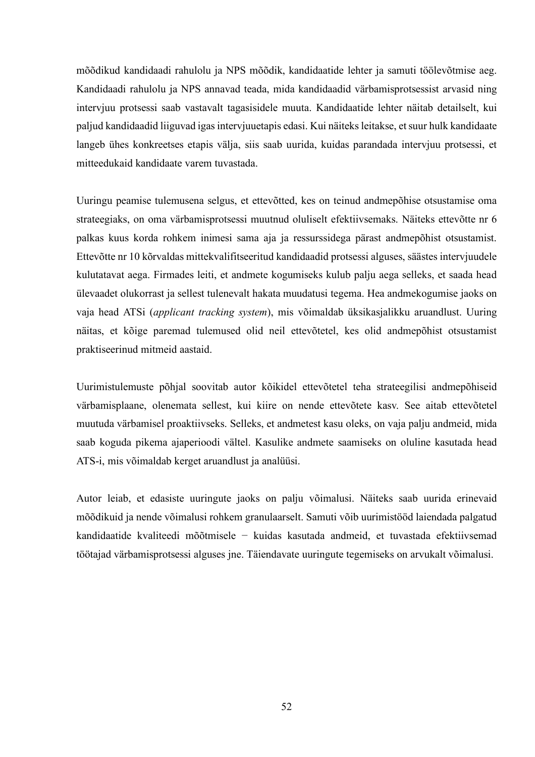mõõdikud kandidaadi rahulolu ja NPS mõõdik, kandidaatide lehter ja samuti töölevõtmise aeg. Kandidaadi rahulolu ja NPS annavad teada, mida kandidaadid värbamisprotsessist arvasid ning intervjuu protsessi saab vastavalt tagasisidele muuta. Kandidaatide lehter näitab detailselt, kui paljud kandidaadid liiguvad igas intervjuuetapis edasi. Kui näiteks leitakse, et suur hulk kandidaate langeb ühes konkreetses etapis välja, siis saab uurida, kuidas parandada intervjuu protsessi, et mitteedukaid kandidaate varem tuvastada.

Uuringu peamise tulemusena selgus, et ettevõtted, kes on teinud andmepõhise otsustamise oma strateegiaks, on oma värbamisprotsessi muutnud oluliselt efektiivsemaks. Näiteks ettevõtte nr 6 palkas kuus korda rohkem inimesi sama aja ja ressurssidega pärast andmepõhist otsustamist. Ettevõtte nr 10 kõrvaldas mittekvalifitseeritud kandidaadid protsessi alguses, säästes intervjuudele kulutatavat aega. Firmades leiti, et andmete kogumiseks kulub palju aega selleks, et saada head ülevaadet olukorrast ja sellest tulenevalt hakata muudatusi tegema. Hea andmekogumise jaoks on vaja head ATSi (*applicant tracking system*), mis võimaldab üksikasjalikku aruandlust. Uuring näitas, et kõige paremad tulemused olid neil ettevõtetel, kes olid andmepõhist otsustamist praktiseerinud mitmeid aastaid.

Uurimistulemuste põhjal soovitab autor kõikidel ettevõtetel teha strateegilisi andmepõhiseid värbamisplaane, olenemata sellest, kui kiire on nende ettevõtete kasv. See aitab ettevõtetel muutuda värbamisel proaktiivseks. Selleks, et andmetest kasu oleks, on vaja palju andmeid, mida saab koguda pikema ajaperioodi vältel. Kasulike andmete saamiseks on oluline kasutada head ATS-i, mis võimaldab kerget aruandlust ja analüüsi.

Autor leiab, et edasiste uuringute jaoks on palju võimalusi. Näiteks saab uurida erinevaid mõõdikuid ja nende võimalusi rohkem granulaarselt. Samuti võib uurimistööd laiendada palgatud kandidaatide kvaliteedi mõõtmisele − kuidas kasutada andmeid, et tuvastada efektiivsemad töötajad värbamisprotsessi alguses jne. Täiendavate uuringute tegemiseks on arvukalt võimalusi.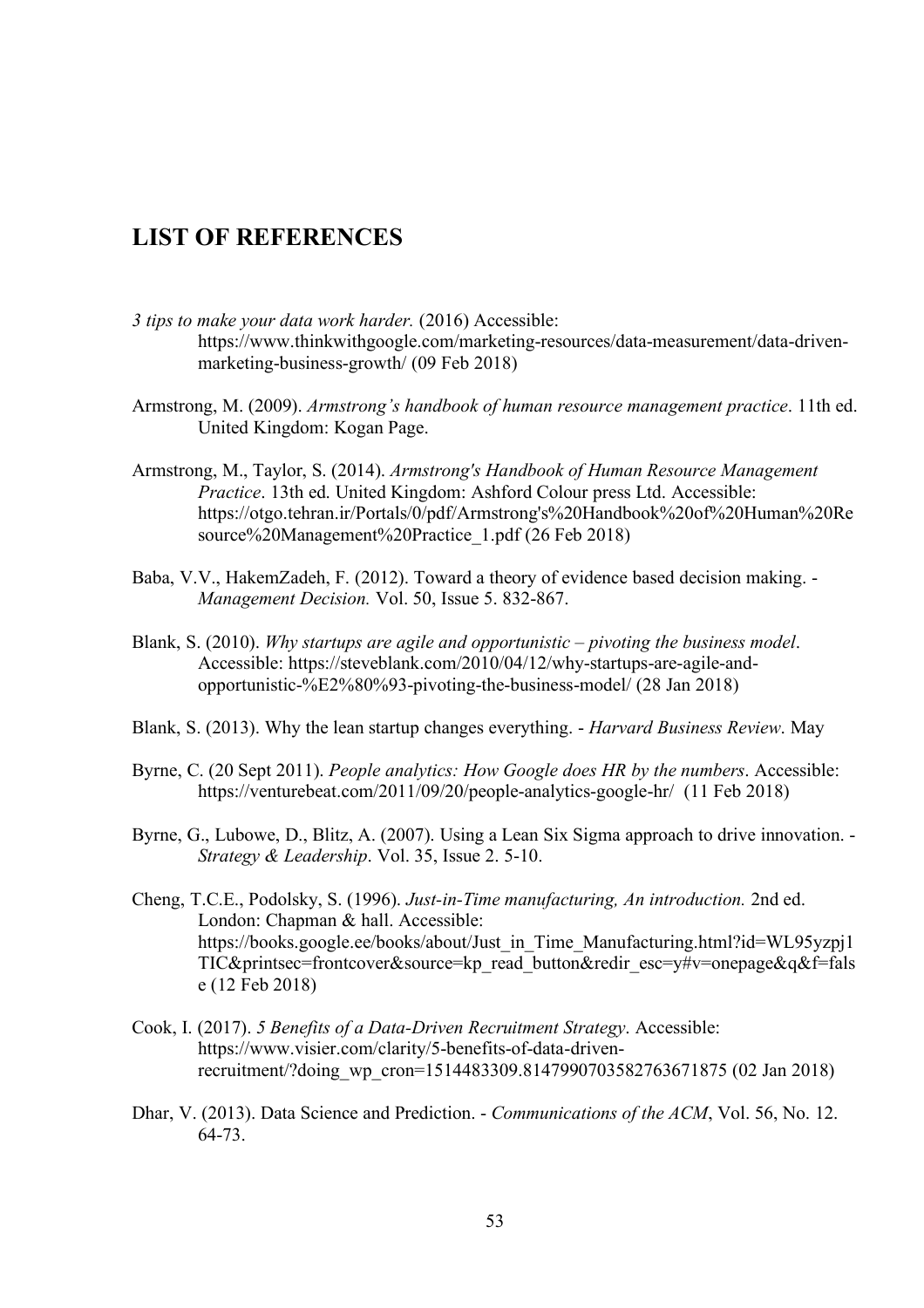# LIST OF REFERENCES

*3 tips to make your data work harder.* (2016) Accessible: https://www.thinkwithgoogle.com/marketing-resources/data-measurement/data-driven-marketing-business-growth/ (09 Feb 2018)

Armstrong, M. (2009). *Armstrong's handbook of human resource management practice*. 11th ed. United Kingdom: Kogan Page.

Armstrong, M., Taylor, S. (2014). *Armstrong's Handbook of Human Resource Management Practice*. 13th ed. United Kingdom: Ashford Colour press Ltd. Accessible: https://otgo.tehran.ir/Portals/0/pdf/Armstrong's%20Handbook%20of%20Human%20Resource%20Management%20Practice_1.pdf (26 Feb 2018)

Baba, V.V., HakemZadeh, F. (2012). Toward a theory of evidence based decision making. - *Management Decision.* Vol. 50, Issue 5. 832-867.

Blank, S. (2010). *Why startups are agile and opportunistic – pivoting the business model*. Accessible: https://steveblank.com/2010/04/12/why-startups-are-agile-and-opportunistic-%E2%80%93-pivoting-the-business-model/ (28 Jan 2018)

Blank, S. (2013). Why the lean startup changes everything. - *Harvard Business Review*. May

Byrne, C. (20 Sept 2011). *People analytics: How Google does HR by the numbers*. Accessible: https://venturebeat.com/2011/09/20/people-analytics-google-hr/ (11 Feb 2018)

Byrne, G., Lubowe, D., Blitz, A. (2007). Using a Lean Six Sigma approach to drive innovation. - *Strategy & Leadership*. Vol. 35, Issue 2. 5-10.

Cheng, T.C.E., Podolsky, S. (1996). *Just-in-Time manufacturing, An introduction.* 2nd ed. London: Chapman & hall. Accessible: https://books.google.ee/books/about/Just_in_Time_Manufacturing.html?id=WL95yzpj1TIC&printsec=frontcover&source=kp_read_button&redir_esc=y#v=onepage&q&f=false (12 Feb 2018)

Cook, I. (2017). *5 Benefits of a Data-Driven Recruitment Strategy*. Accessible: https://www.visier.com/clarity/5-benefits-of-data-driven-recruitment/?doing_wp_cron=1514483309.8147990703582763671875 (02 Jan 2018)

Dhar, V. (2013). Data Science and Prediction. - *Communications of the ACM*, Vol. 56, No. 12. 64-73.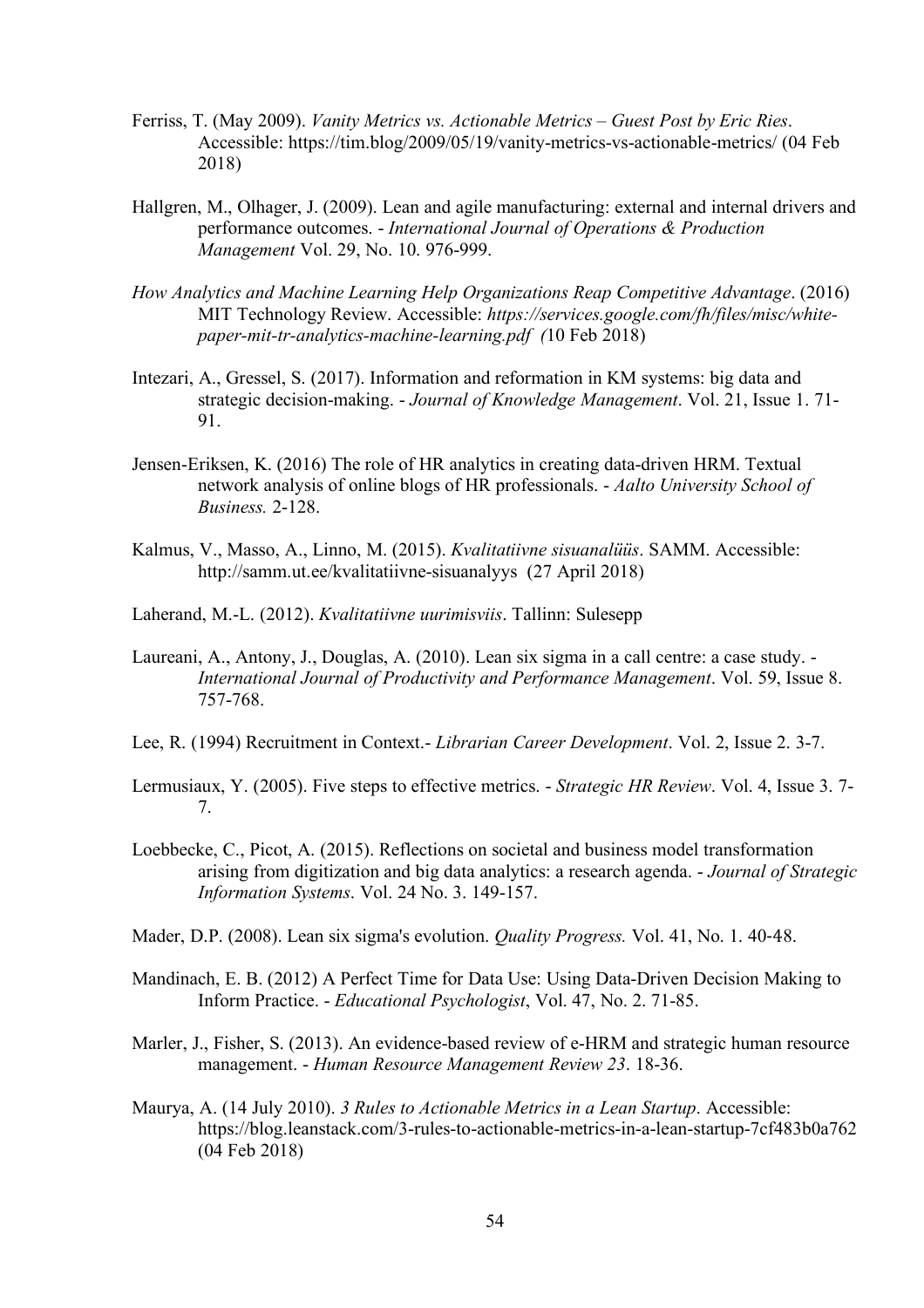Ferriss, T. (May 2009). *Vanity Metrics vs. Actionable Metrics – Guest Post by Eric Ries*. Accessible: https://tim.blog/2009/05/19/vanity-metrics-vs-actionable-metrics/ (04 Feb 2018)

Hallgren, M., Olhager, J. (2009). Lean and agile manufacturing: external and internal drivers and performance outcomes. - *International Journal of Operations & Production Management* Vol. 29, No. 10. 976-999.

*How Analytics and Machine Learning Help Organizations Reap Competitive Advantage*. (2016) MIT Technology Review. Accessible: *https://services.google.com/fh/files/misc/white-paper-mit-tr-analytics-machine-learning.pdf (*10 Feb 2018)

Intezari, A., Gressel, S. (2017). Information and reformation in KM systems: big data and strategic decision-making. - *Journal of Knowledge Management*. Vol. 21, Issue 1. 71-91.

Jensen-Eriksen, K. (2016) The role of HR analytics in creating data-driven HRM. Textual network analysis of online blogs of HR professionals. - *Aalto University School of Business.* 2-128.

Kalmus, V., Masso, A., Linno, M. (2015). *Kvalitatiivne sisuanalüüs*. SAMM. Accessible: http://samm.ut.ee/kvalitatiivne-sisuanalyys (27 April 2018)

Laherand, M.-L. (2012). *Kvalitatiivne uurimisviis*. Tallinn: Sulesepp

Laureani, A., Antony, J., Douglas, A. (2010). Lean six sigma in a call centre: a case study. - *International Journal of Productivity and Performance Management*. Vol. 59, Issue 8. 757-768.

Lee, R. (1994) Recruitment in Context.- *Librarian Career Development*. Vol. 2, Issue 2. 3-7.

Lermusiaux, Y. (2005). Five steps to effective metrics. - *Strategic HR Review*. Vol. 4, Issue 3. 7-7.

Loebbecke, C., Picot, A. (2015). Reflections on societal and business model transformation arising from digitization and big data analytics: a research agenda. - *Journal of Strategic Information Systems*. Vol. 24 No. 3. 149-157.

Mader, D.P. (2008). Lean six sigma's evolution. *Quality Progress.* Vol. 41, No. 1. 40-48.

Mandinach, E. B. (2012) A Perfect Time for Data Use: Using Data-Driven Decision Making to Inform Practice. - *Educational Psychologist*, Vol. 47, No. 2. 71-85.

Marler, J., Fisher, S. (2013). An evidence-based review of e-HRM and strategic human resource management. - *Human Resource Management Review 23*. 18-36.

Maurya, A. (14 July 2010). *3 Rules to Actionable Metrics in a Lean Startup*. Accessible: https://blog.leanstack.com/3-rules-to-actionable-metrics-in-a-lean-startup-7cf483b0a762 (04 Feb 2018)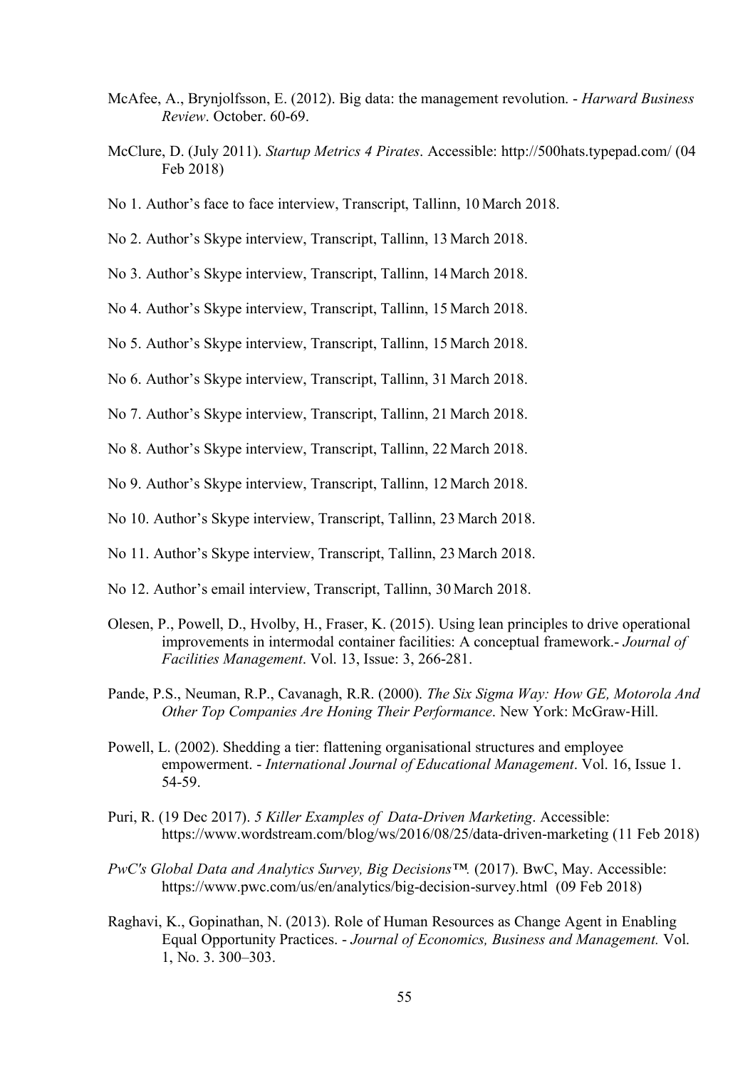McAfee, A., Brynjolfsson, E. (2012). Big data: the management revolution. - *Harward Business Review*. October. 60-69.

McClure, D. (July 2011). *Startup Metrics 4 Pirates*. Accessible: http://500hats.typepad.com/ (04 Feb 2018)

No 1. Author's face to face interview, Transcript, Tallinn, 10 March 2018.

No 2. Author's Skype interview, Transcript, Tallinn, 13 March 2018.

No 3. Author's Skype interview, Transcript, Tallinn, 14 March 2018.

No 4. Author's Skype interview, Transcript, Tallinn, 15 March 2018.

No 5. Author's Skype interview, Transcript, Tallinn, 15 March 2018.

No 6. Author's Skype interview, Transcript, Tallinn, 31 March 2018.

No 7. Author's Skype interview, Transcript, Tallinn, 21 March 2018.

No 8. Author's Skype interview, Transcript, Tallinn, 22 March 2018.

No 9. Author's Skype interview, Transcript, Tallinn, 12 March 2018.

No 10. Author's Skype interview, Transcript, Tallinn, 23 March 2018.

No 11. Author's Skype interview, Transcript, Tallinn, 23 March 2018.

No 12. Author's email interview, Transcript, Tallinn, 30 March 2018.

Olesen, P., Powell, D., Hvolby, H., Fraser, K. (2015). Using lean principles to drive operational improvements in intermodal container facilities: A conceptual framework.- *Journal of Facilities Management*. Vol. 13, Issue: 3, 266-281.

Pande, P.S., Neuman, R.P., Cavanagh, R.R. (2000). *The Six Sigma Way: How GE, Motorola And Other Top Companies Are Honing Their Performance*. New York: McGraw-Hill.

Powell, L. (2002). Shedding a tier: flattening organisational structures and employee empowerment. - *International Journal of Educational Management*. Vol. 16, Issue 1. 54-59.

Puri, R. (19 Dec 2017). *5 Killer Examples of Data-Driven Marketing*. Accessible: https://www.wordstream.com/blog/ws/2016/08/25/data-driven-marketing (11 Feb 2018)

*PwC's Global Data and Analytics Survey, Big Decisions™.* (2017). BwC, May. Accessible: https://www.pwc.com/us/en/analytics/big-decision-survey.html (09 Feb 2018)

Raghavi, K., Gopinathan, N. (2013). Role of Human Resources as Change Agent in Enabling Equal Opportunity Practices. - *Journal of Economics, Business and Management.* Vol. 1, No. 3. 300–303.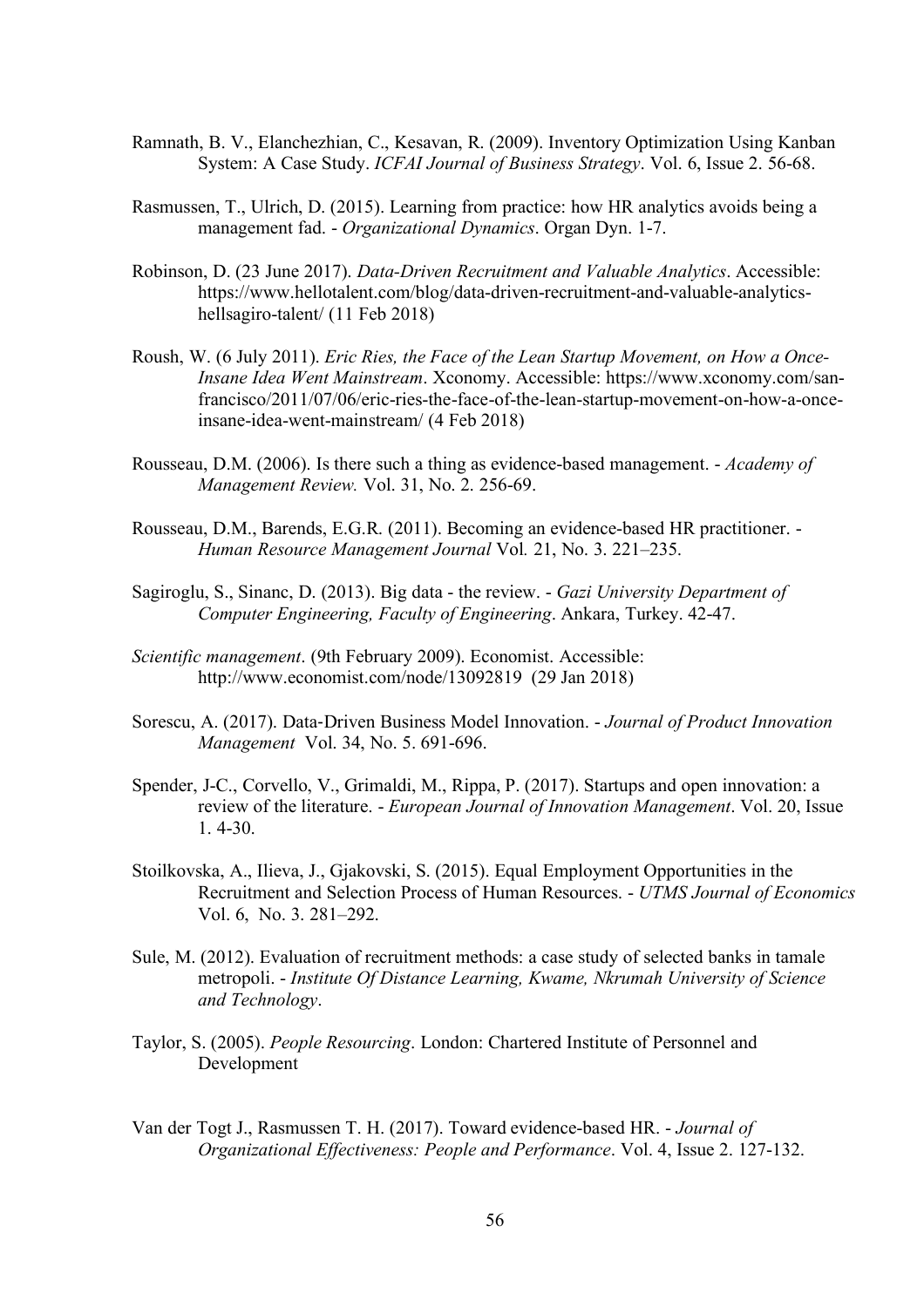Ramnath, B. V., Elanchezhian, C., Kesavan, R. (2009). Inventory Optimization Using Kanban System: A Case Study. *ICFAI Journal of Business Strategy*. Vol. 6, Issue 2. 56-68.

Rasmussen, T., Ulrich, D. (2015). Learning from practice: how HR analytics avoids being a management fad. - *Organizational Dynamics*. Organ Dyn. 1-7.

Robinson, D. (23 June 2017). *Data-Driven Recruitment and Valuable Analytics*. Accessible: https://www.hellotalent.com/blog/data-driven-recruitment-and-valuable-analytics-hellsagiro-talent/ (11 Feb 2018)

Roush, W. (6 July 2011). *Eric Ries, the Face of the Lean Startup Movement, on How a Once-Insane Idea Went Mainstream*. Xconomy. Accessible: https://www.xconomy.com/san-francisco/2011/07/06/eric-ries-the-face-of-the-lean-startup-movement-on-how-a-once-insane-idea-went-mainstream/ (4 Feb 2018)

Rousseau, D.M. (2006). Is there such a thing as evidence-based management. - *Academy of Management Review.* Vol. 31, No. 2. 256-69.

Rousseau, D.M., Barends, E.G.R. (2011). Becoming an evidence-based HR practitioner. - *Human Resource Management Journal* Vol*.* 21, No. 3. 221–235.

Sagiroglu, S., Sinanc, D. (2013). Big data - the review. - *Gazi University Department of Computer Engineering, Faculty of Engineering*. Ankara, Turkey. 42-47.

*Scientific management*. (9th February 2009). Economist. Accessible: http://www.economist.com/node/13092819 (29 Jan 2018)

Sorescu, A. (2017). Data-Driven Business Model Innovation. - *Journal of Product Innovation Management* Vol. 34, No. 5. 691-696.

Spender, J-C., Corvello, V., Grimaldi, M., Rippa, P. (2017). Startups and open innovation: a review of the literature. - *European Journal of Innovation Management*. Vol. 20, Issue 1. 4-30.

Stoilkovska, A., Ilieva, J., Gjakovski, S. (2015). Equal Employment Opportunities in the Recruitment and Selection Process of Human Resources. - *UTMS Journal of Economics* Vol. 6, No. 3. 281–292.

Sule, M. (2012). Evaluation of recruitment methods: a case study of selected banks in tamale metropoli. - *Institute Of Distance Learning, Kwame, Nkrumah University of Science and Technology*.

Taylor, S. (2005). *People Resourcing*. London: Chartered Institute of Personnel and Development

Van der Togt J., Rasmussen T. H. (2017). Toward evidence-based HR. - *Journal of Organizational Effectiveness: People and Performance*. Vol. 4, Issue 2. 127-132.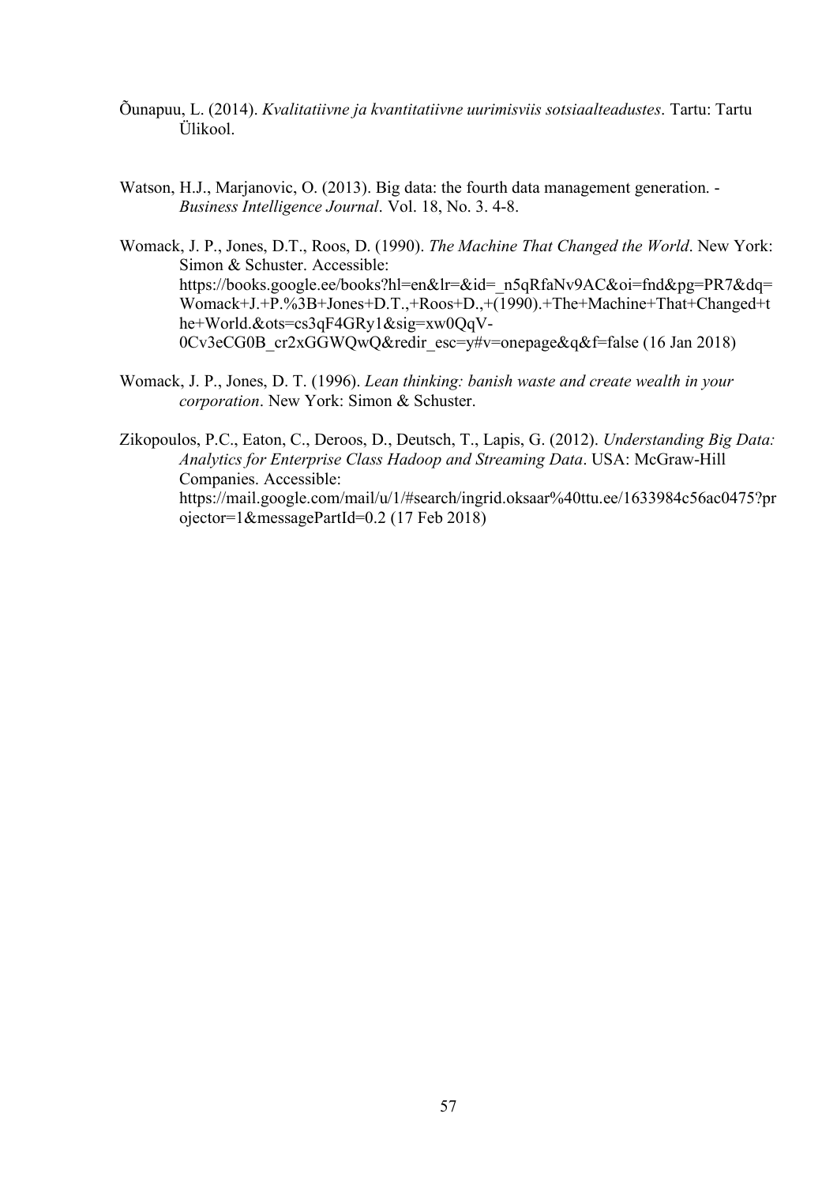Õunapuu, L. (2014). *Kvalitatiivne ja kvantitatiivne uurimisviis sotsiaalteadustes*. Tartu: Tartu Ülikool.

Watson, H.J., Marjanovic, O. (2013). Big data: the fourth data management generation. - *Business Intelligence Journal*. Vol. 18, No. 3. 4-8.

Womack, J. P., Jones, D.T., Roos, D. (1990). *The Machine That Changed the World*. New York: Simon & Schuster. Accessible: https://books.google.ee/books?hl=en&lr=&id=_n5qRfaNv9AC&oi=fnd&pg=PR7&dq=Womack+J.+P.%3B+Jones+D.T.,+Roos+D.,+(1990).+The+Machine+That+Changed+the+World.&ots=cs3qF4GRy1&sig=xw0QqV-0Cv3eCG0B_cr2xGGWQwQ&redir_esc=y#v=onepage&q&f=false (16 Jan 2018)

Womack, J. P., Jones, D. T. (1996). *Lean thinking: banish waste and create wealth in your corporation*. New York: Simon & Schuster.

Zikopoulos, P.C., Eaton, C., Deroos, D., Deutsch, T., Lapis, G. (2012). *Understanding Big Data: Analytics for Enterprise Class Hadoop and Streaming Data*. USA: McGraw-Hill Companies. Accessible: https://mail.google.com/mail/u/1/#search/ingrid.oksaar%40ttu.ee/1633984c56ac0475?projector=1&messagePartId=0.2 (17 Feb 2018)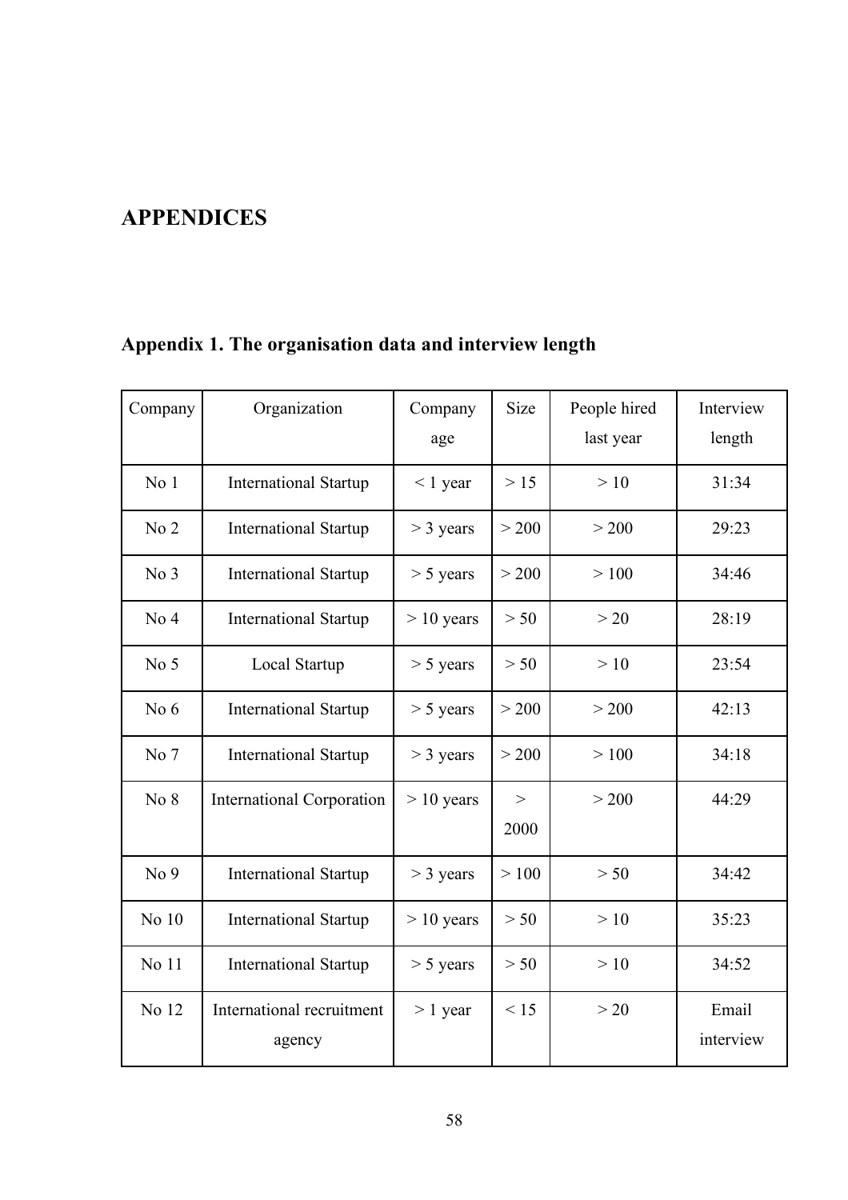# APPENDICES

## Appendix 1. The organisation data and interview length

| Company | Organization | Company age | Size | People hired last year | Interview length |
|---|---|---|---|---|---|
| No 1 | International Startup | < 1 year | > 15 | > 10 | 31:34 |
| No 2 | International Startup | > 3 years | > 200 | > 200 | 29:23 |
| No 3 | International Startup | > 5 years | > 200 | > 100 | 34:46 |
| No 4 | International Startup | > 10 years | > 50 | > 20 | 28:19 |
| No 5 | Local Startup | > 5 years | > 50 | > 10 | 23:54 |
| No 6 | International Startup | > 5 years | > 200 | > 200 | 42:13 |
| No 7 | International Startup | > 3 years | > 200 | > 100 | 34:18 |
| No 8 | International Corporation | > 10 years | > 2000 | > 200 | 44:29 |
| No 9 | International Startup | > 3 years | > 100 | > 50 | 34:42 |
| No 10 | International Startup | > 10 years | > 50 | > 10 | 35:23 |
| No 11 | International Startup | > 5 years | > 50 | > 10 | 34:52 |
| No 12 | International recruitment agency | > 1 year | < 15 | > 20 | Email interview |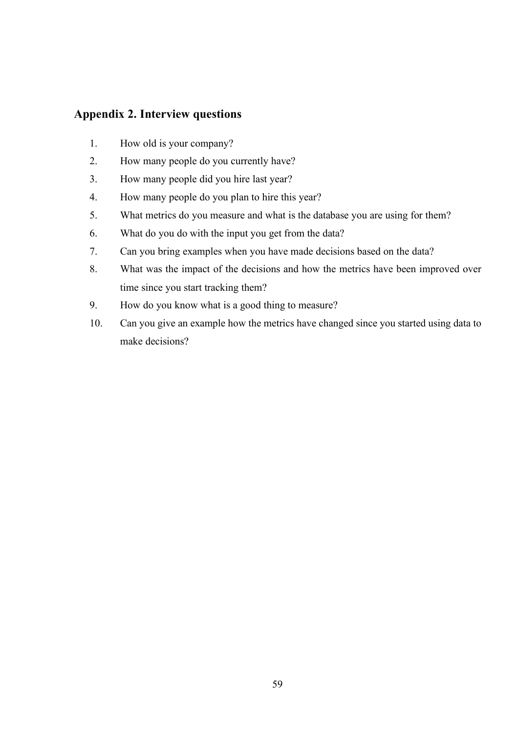## Appendix 2. Interview questions

1. How old is your company?
2. How many people do you currently have?
3. How many people did you hire last year?
4. How many people do you plan to hire this year?
5. What metrics do you measure and what is the database you are using for them?
6. What do you do with the input you get from the data?
7. Can you bring examples when you have made decisions based on the data?
8. What was the impact of the decisions and how the metrics have been improved over time since you start tracking them?
9. How do you know what is a good thing to measure?
10. Can you give an example how the metrics have changed since you started using data to make decisions?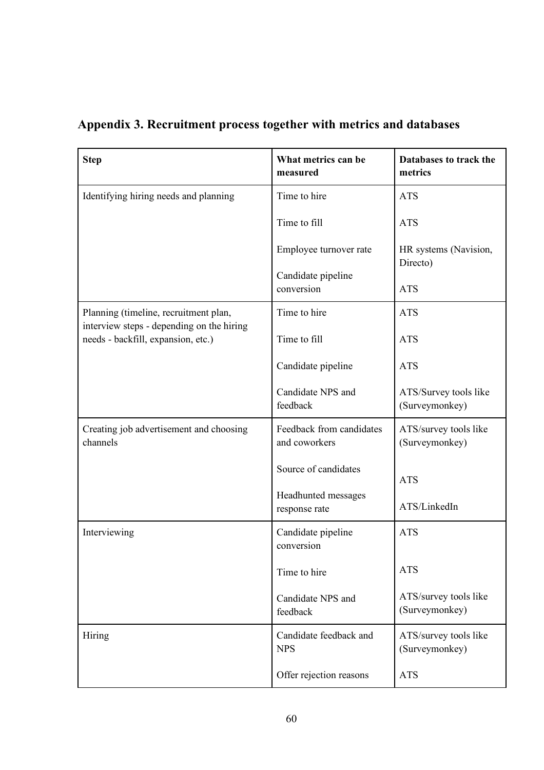## Appendix 3. Recruitment process together with metrics and databases

| Step | What metrics can be measured | Databases to track the metrics |
|---|---|---|
| Identifying hiring needs and planning | Time to hire<br><br>Time to fill<br><br>Employee turnover rate<br><br>Candidate pipeline conversion | ATS<br><br>ATS<br><br>HR systems (Navision, Directo)<br><br>ATS |
| Planning (timeline, recruitment plan, interview steps - depending on the hiring needs - backfill, expansion, etc.) | Time to hire<br><br>Time to fill<br><br>Candidate pipeline<br><br>Candidate NPS and feedback | ATS<br><br>ATS<br><br>ATS<br><br>ATS/Survey tools like (Surveymonkey) |
| Creating job advertisement and choosing channels | Feedback from candidates and coworkers<br><br>Source of candidates<br><br>Headhunted messages response rate | ATS/survey tools like (Surveymonkey)<br><br>ATS<br><br>ATS/LinkedIn |
| Interviewing | Candidate pipeline conversion<br><br>Time to hire<br><br>Candidate NPS and feedback | ATS<br><br>ATS<br><br>ATS/survey tools like (Surveymonkey) |
| Hiring | Candidate feedback and NPS<br><br>Offer rejection reasons | ATS/survey tools like (Surveymonkey)<br><br>ATS |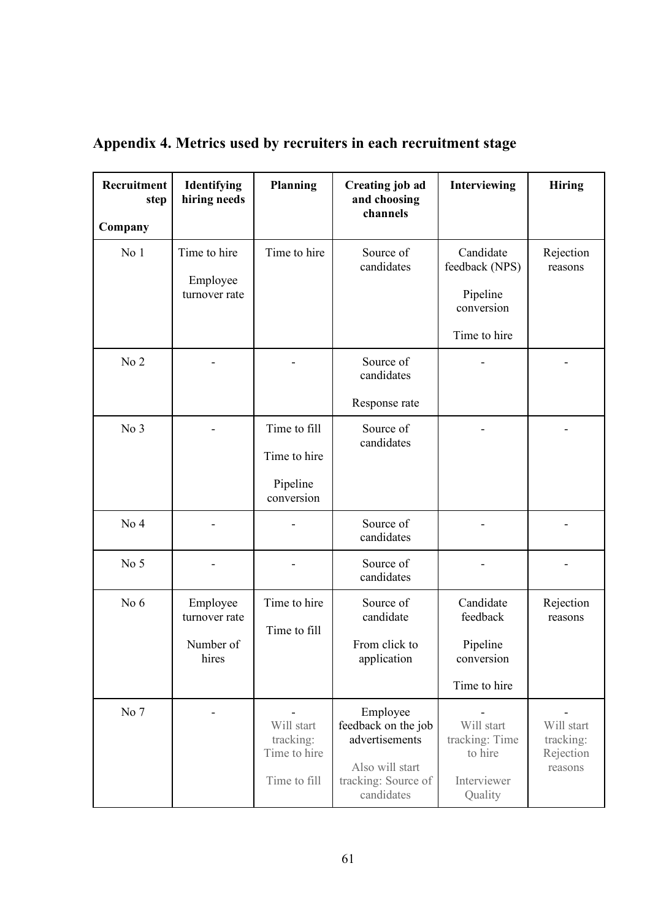## Appendix 4. Metrics used by recruiters in each recruitment stage

| Recruitment step<br><br>Company | Identifying hiring needs | Planning | Creating job ad and choosing channels | Interviewing | Hiring |
|---|---|---|---|---|---|
| No 1 | Time to hire<br><br>Employee turnover rate | Time to hire | Source of candidates | Candidate feedback (NPS)<br><br>Pipeline conversion<br><br>Time to hire | Rejection reasons |
| No 2 | - | - | Source of candidates<br><br>Response rate | - | - |
| No 3 | - | Time to fill<br><br>Time to hire<br><br>Pipeline conversion | Source of candidates | - | - |
| No 4 | - | - | Source of candidates | - | - |
| No 5 | - | - | Source of candidates | - | - |
| No 6 | Employee turnover rate<br><br>Number of hires | Time to hire<br><br>Time to fill | Source of candidate<br><br>From click to application | Candidate feedback<br><br>Pipeline conversion<br><br>Time to hire | Rejection reasons |
| No 7 | - | -<br>Will start tracking: Time to hire<br><br>Time to fill | Employee feedback on the job advertisements<br><br>Also will start tracking: Source of candidates | -<br>Will start tracking: Time to hire<br><br>Interviewer Quality | -<br>Will start tracking: Rejection reasons |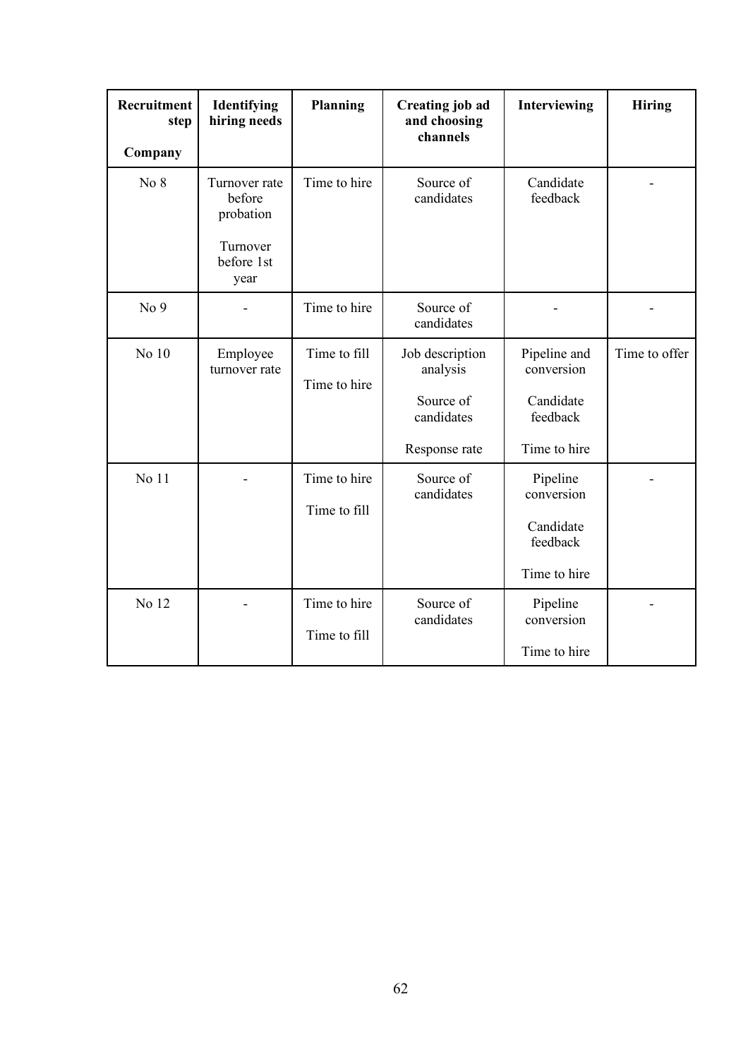| Recruitment step<br><br>Company | Identifying hiring needs | Planning | Creating job ad and choosing channels | Interviewing | Hiring |
|---|---|---|---|---|---|
| No 8 | Turnover rate before probation<br><br>Turnover before 1st year | Time to hire | Source of candidates | Candidate feedback | - |
| No 9 | - | Time to hire | Source of candidates | - | - |
| No 10 | Employee turnover rate | Time to fill<br><br>Time to hire | Job description analysis<br><br>Source of candidates<br><br>Response rate | Pipeline and conversion<br><br>Candidate feedback<br><br>Time to hire | Time to offer |
| No 11 | - | Time to hire<br><br>Time to fill | Source of candidates | Pipeline conversion<br><br>Candidate feedback<br><br>Time to hire | - |
| No 12 | - | Time to hire<br><br>Time to fill | Source of candidates | Pipeline conversion<br><br>Time to hire | - |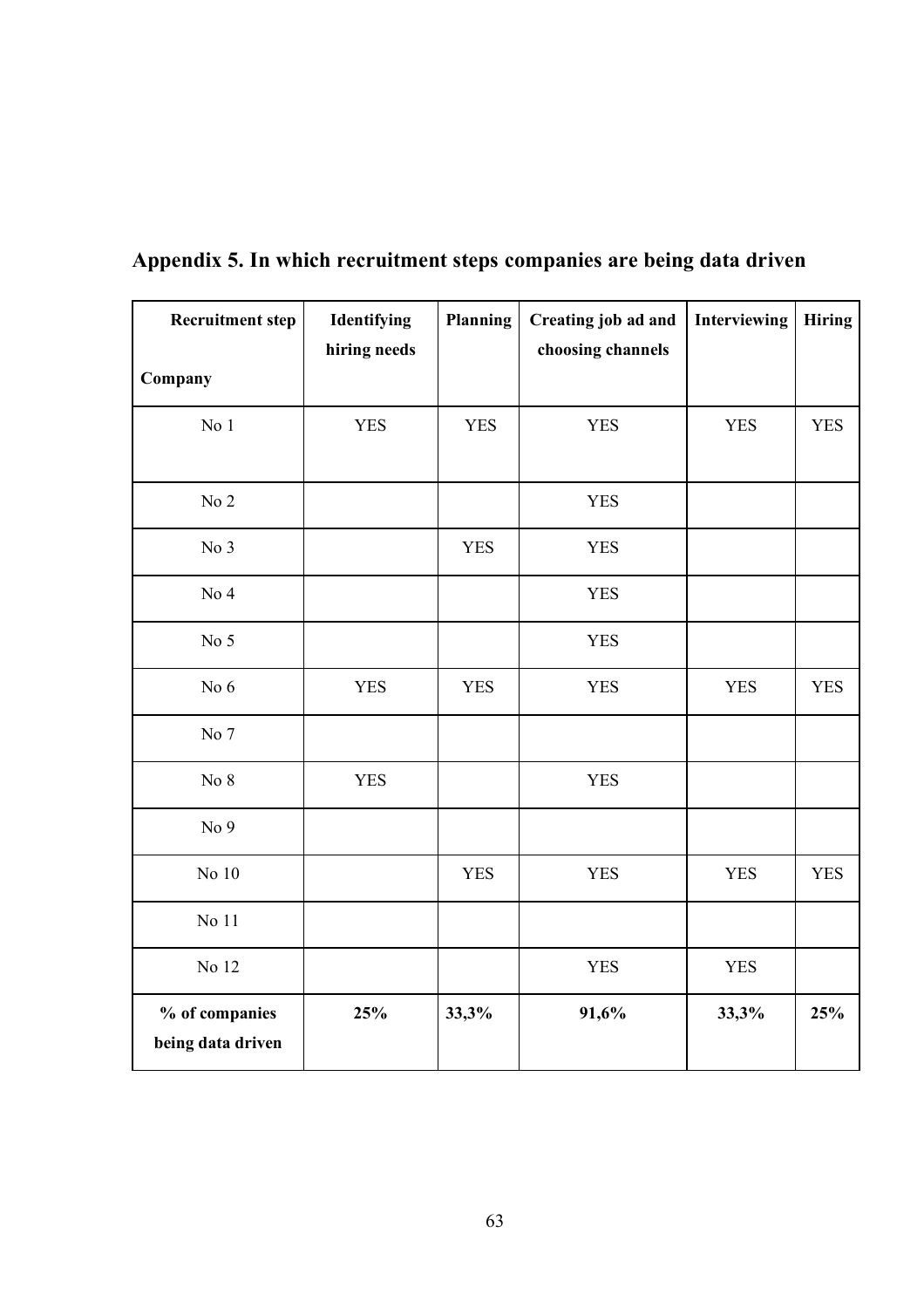## Appendix 5. In which recruitment steps companies are being data driven

| Recruitment step<br><br>Company | Identifying hiring needs | Planning | Creating job ad and choosing channels | Interviewing | Hiring |
|---|---|---|---|---|---|
| No 1 | YES | YES | YES | YES | YES |
| No 2 | | | YES | | |
| No 3 | | YES | YES | | |
| No 4 | | | YES | | |
| No 5 | | | YES | | |
| No 6 | YES | YES | YES | YES | YES |
| No 7 | | | | | |
| No 8 | YES | | YES | | |
| No 9 | | | | | |
| No 10 | | YES | YES | YES | YES |
| No 11 | | | | | |
| No 12 | | | YES | YES | |
| **% of companies being data driven** | **25%** | **33,3%** | **91,6%** | **33,3%** | **25%** |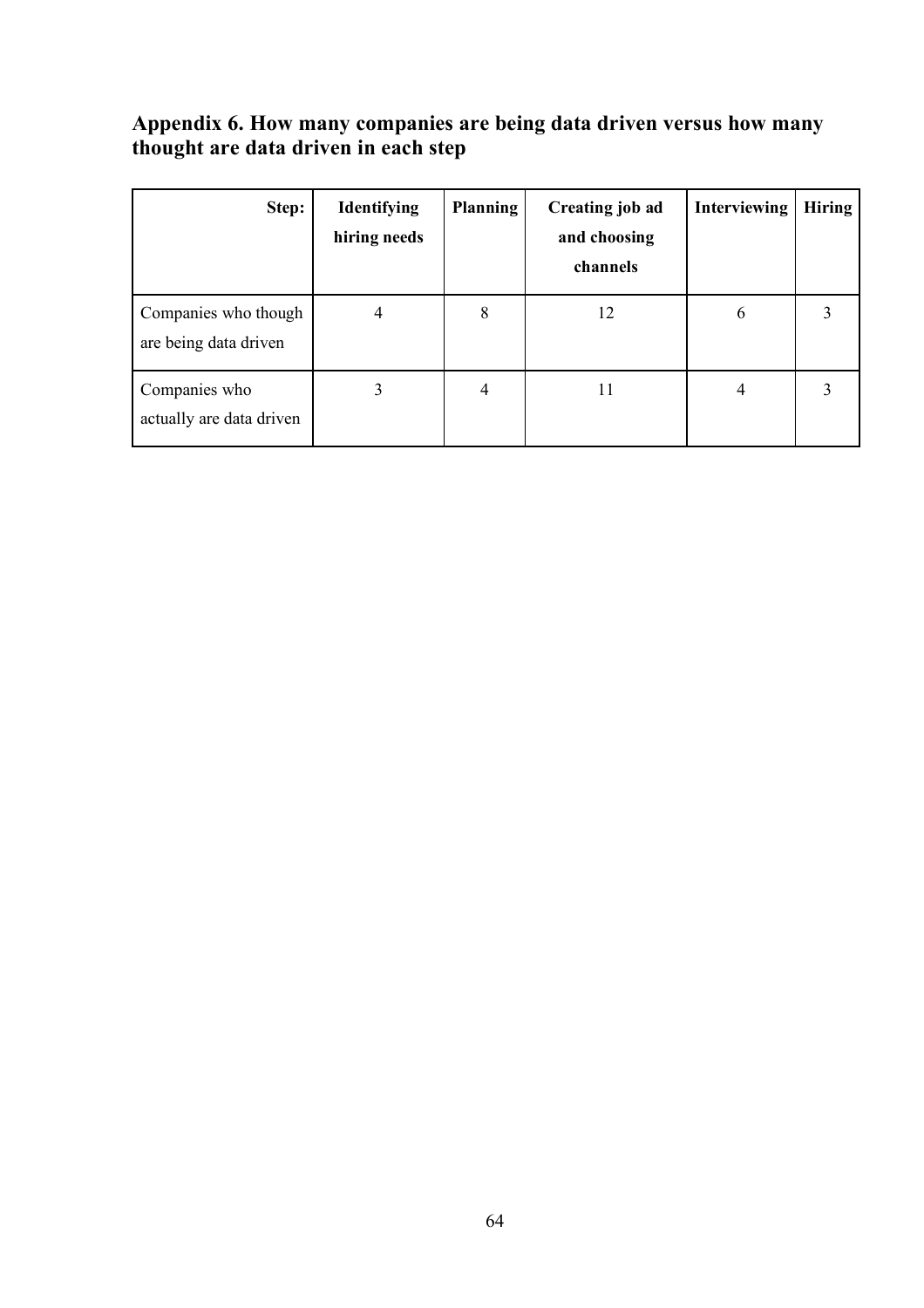## Appendix 6. How many companies are being data driven versus how many thought are data driven in each step

| Step: | Identifying hiring needs | Planning | Creating job ad and choosing channels | Interviewing | Hiring |
|---|---|---|---|---|---|
| Companies who though are being data driven | 4 | 8 | 12 | 6 | 3 |
| Companies who actually are data driven | 3 | 4 | 11 | 4 | 3 |